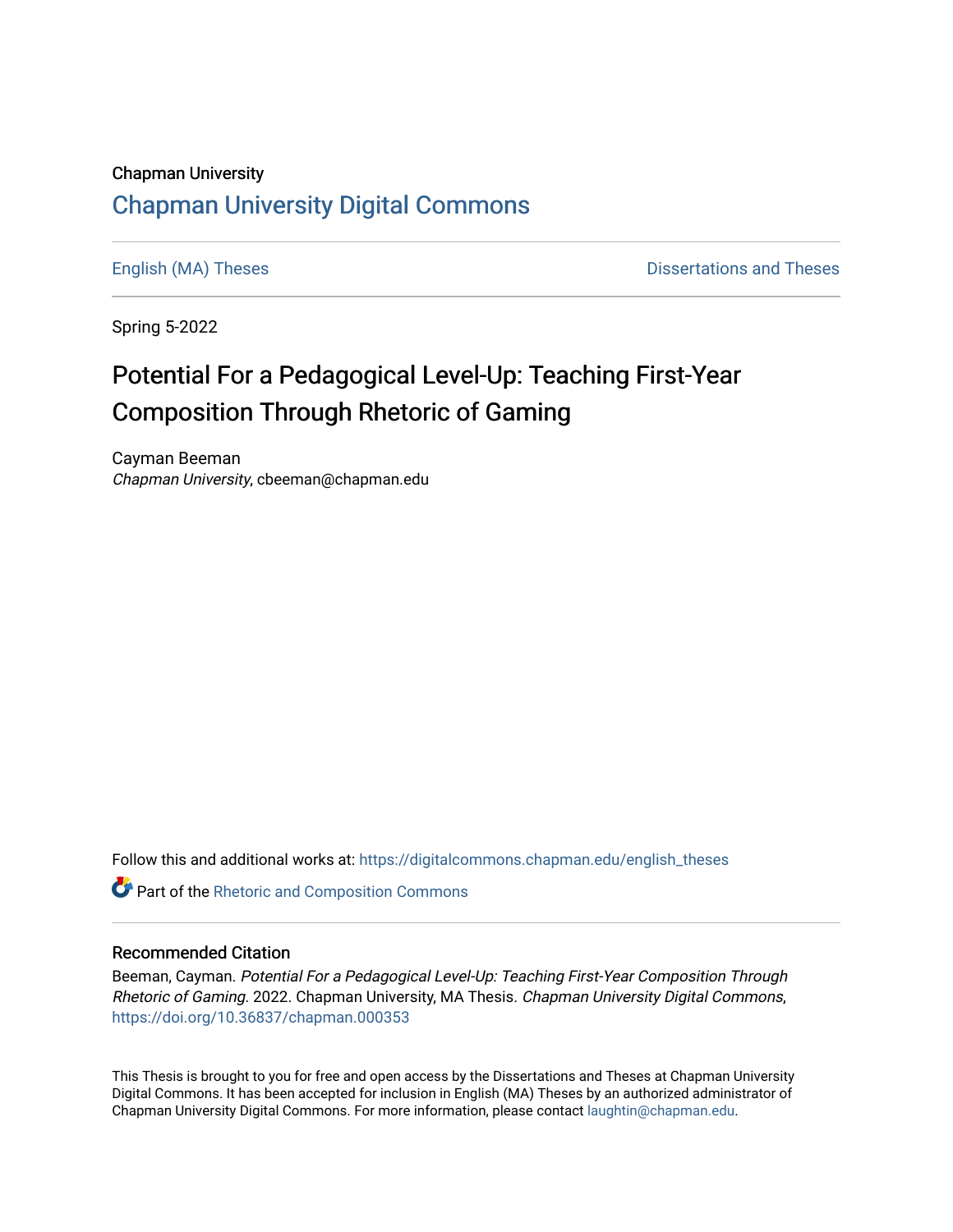Chapman University

## Chapman University Digital Commons

English (MA) Theses | Dissertations and Theses

Spring 5-2022

# Potential For a Pedagogical Level-Up: Teaching First-Year Composition Through Rhetoric of Gaming

Cayman Beeman
*Chapman University*, cbeeman@chapman.edu

Follow this and additional works at: https://digitalcommons.chapman.edu/english_theses

Part of the Rhetoric and Composition Commons

### Recommended Citation

Beeman, Cayman. *Potential For a Pedagogical Level-Up: Teaching First-Year Composition Through Rhetoric of Gaming*. 2022. Chapman University, MA Thesis. *Chapman University Digital Commons*, https://doi.org/10.36837/chapman.000353

This Thesis is brought to you for free and open access by the Dissertations and Theses at Chapman University Digital Commons. It has been accepted for inclusion in English (MA) Theses by an authorized administrator of Chapman University Digital Commons. For more information, please contact laughtin@chapman.edu.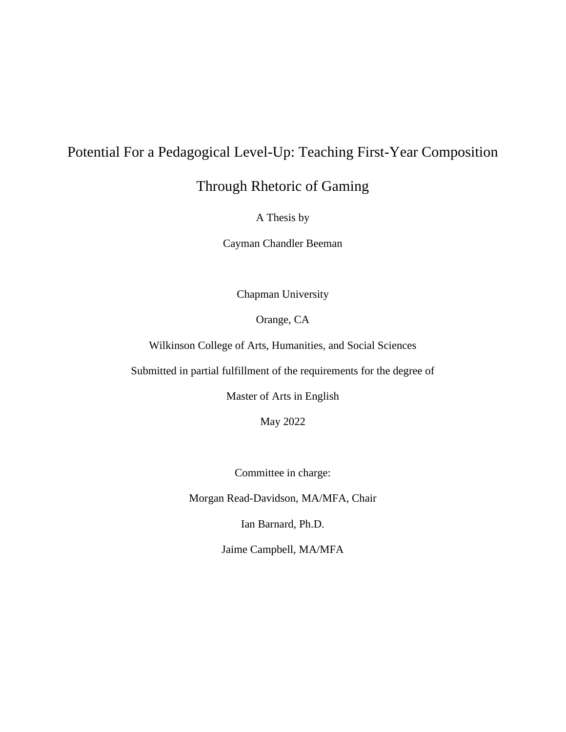# Potential For a Pedagogical Level-Up: Teaching First-Year Composition Through Rhetoric of Gaming

A Thesis by

Cayman Chandler Beeman

Chapman University

Orange, CA

Wilkinson College of Arts, Humanities, and Social Sciences

Submitted in partial fulfillment of the requirements for the degree of

Master of Arts in English

May 2022

Committee in charge:

Morgan Read-Davidson, MA/MFA, Chair

Ian Barnard, Ph.D.

Jaime Campbell, MA/MFA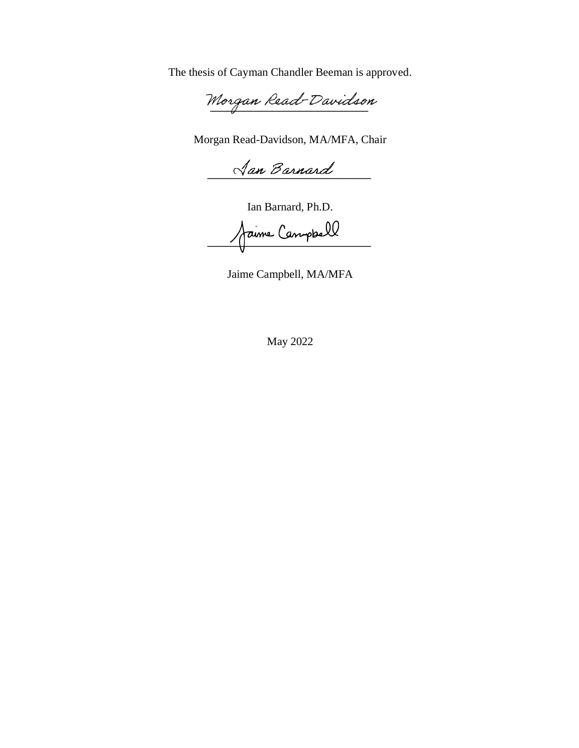The thesis of Cayman Chandler Beeman is approved.

Morgan Read-Davidson

Morgan Read-Davidson, MA/MFA, Chair

Ian Barnard

Ian Barnard, Ph.D.

Jaime Campbell

Jaime Campbell, MA/MFA

May 2022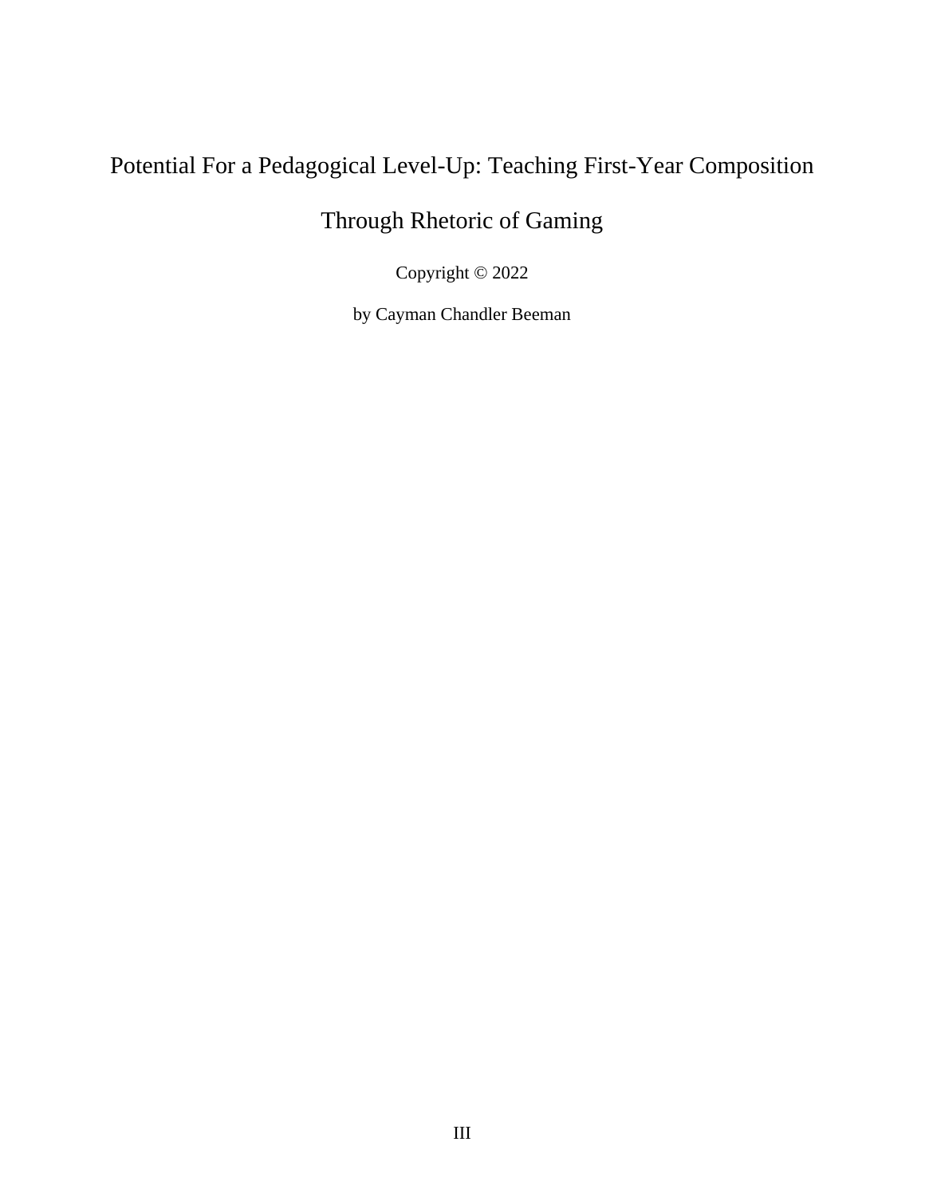# Potential For a Pedagogical Level-Up: Teaching First-Year Composition Through Rhetoric of Gaming

Copyright © 2022

by Cayman Chandler Beeman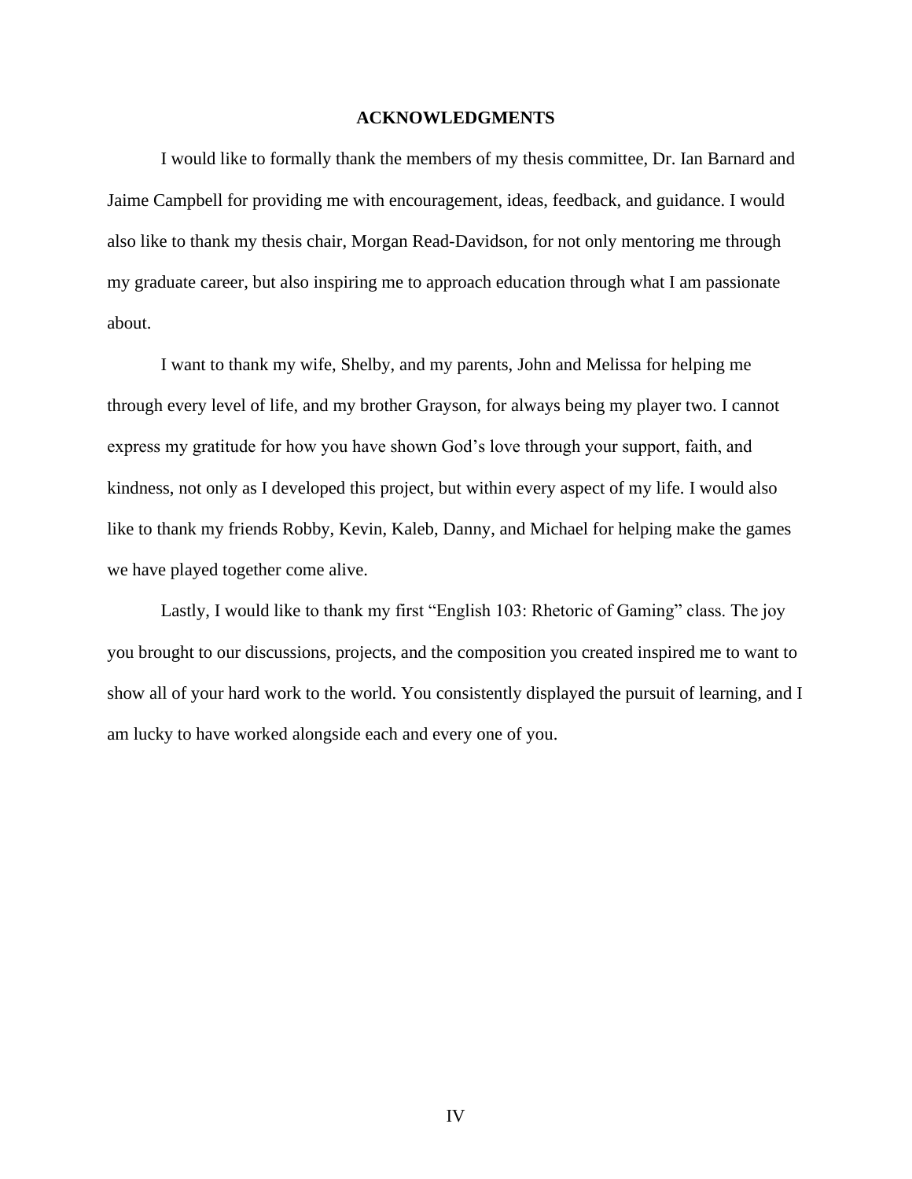## ACKNOWLEDGMENTS

I would like to formally thank the members of my thesis committee, Dr. Ian Barnard and Jaime Campbell for providing me with encouragement, ideas, feedback, and guidance. I would also like to thank my thesis chair, Morgan Read-Davidson, for not only mentoring me through my graduate career, but also inspiring me to approach education through what I am passionate about.

I want to thank my wife, Shelby, and my parents, John and Melissa for helping me through every level of life, and my brother Grayson, for always being my player two. I cannot express my gratitude for how you have shown God's love through your support, faith, and kindness, not only as I developed this project, but within every aspect of my life. I would also like to thank my friends Robby, Kevin, Kaleb, Danny, and Michael for helping make the games we have played together come alive.

Lastly, I would like to thank my first "English 103: Rhetoric of Gaming" class. The joy you brought to our discussions, projects, and the composition you created inspired me to want to show all of your hard work to the world. You consistently displayed the pursuit of learning, and I am lucky to have worked alongside each and every one of you.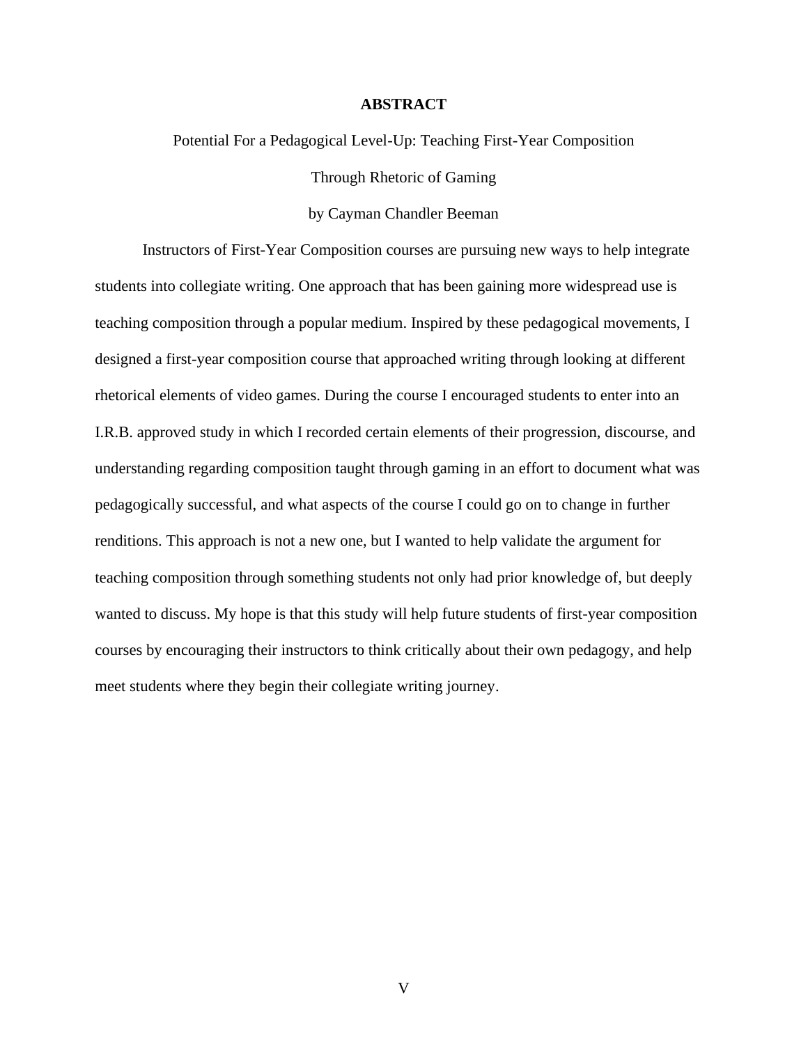# ABSTRACT

Potential For a Pedagogical Level-Up: Teaching First-Year Composition

Through Rhetoric of Gaming

by Cayman Chandler Beeman

Instructors of First-Year Composition courses are pursuing new ways to help integrate students into collegiate writing. One approach that has been gaining more widespread use is teaching composition through a popular medium. Inspired by these pedagogical movements, I designed a first-year composition course that approached writing through looking at different rhetorical elements of video games. During the course I encouraged students to enter into an I.R.B. approved study in which I recorded certain elements of their progression, discourse, and understanding regarding composition taught through gaming in an effort to document what was pedagogically successful, and what aspects of the course I could go on to change in further renditions. This approach is not a new one, but I wanted to help validate the argument for teaching composition through something students not only had prior knowledge of, but deeply wanted to discuss. My hope is that this study will help future students of first-year composition courses by encouraging their instructors to think critically about their own pedagogy, and help meet students where they begin their collegiate writing journey.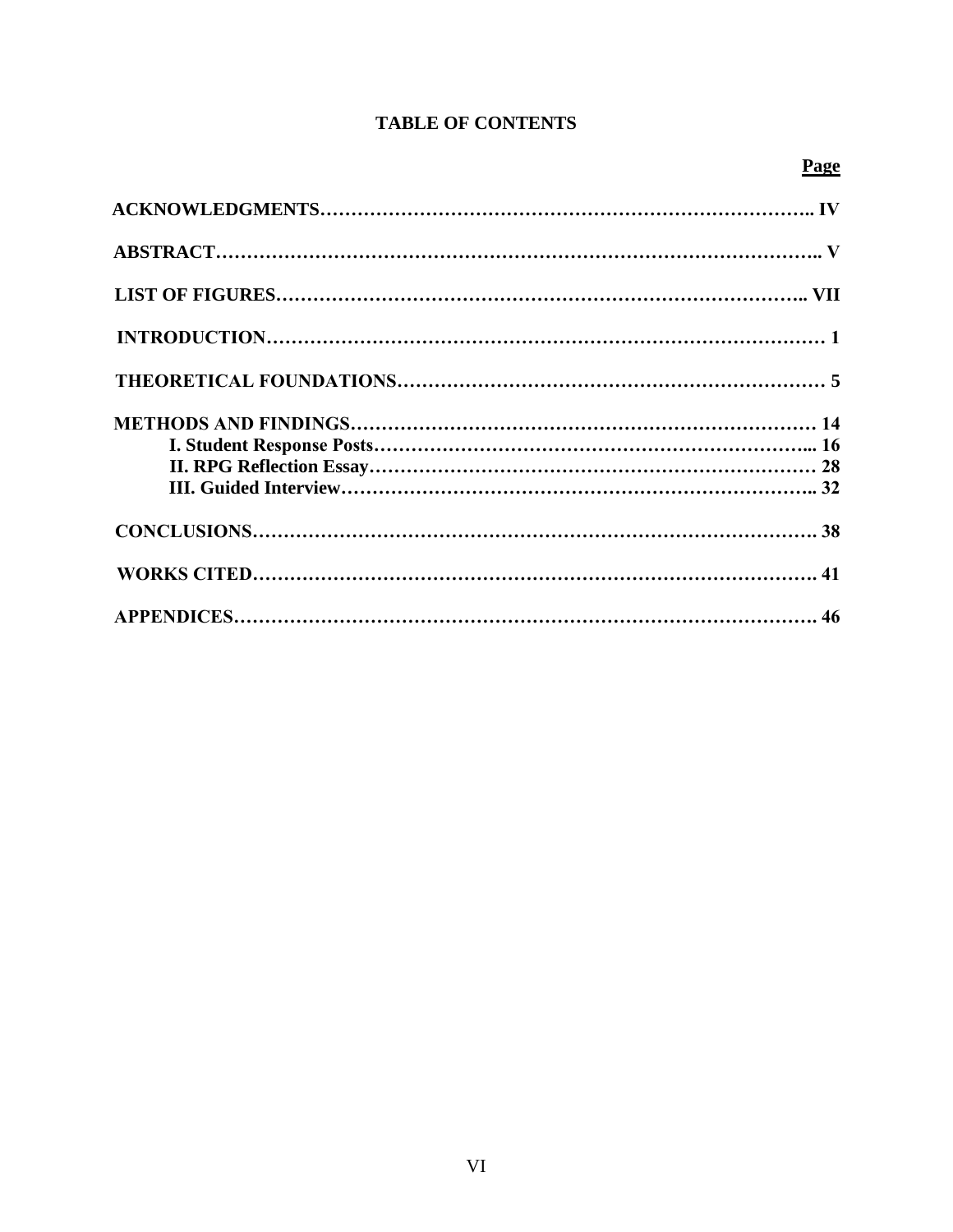# TABLE OF CONTENTS

**Page**

**ACKNOWLEDGMENTS………………………………………………………………….. IV**

**ABSTRACT……………………………………………………………………………….. V**

**LIST OF FIGURES……………………………………………………………………….. VII**

**INTRODUCTION………………………………………………………………………… 1**

**THEORETICAL FOUNDATIONS……………………………………………………… 5**

**METHODS AND FINDINGS…………………………………………………………… 14**
- **I. Student Response Posts…………………………………………………………... 16**
- **II. RPG Reflection Essay…………………………………………………………… 28**
- **III. Guided Interview……………………………………………………………….. 32**

**CONCLUSIONS…………………………………………………………………………. 38**

**WORKS CITED…………………………………………………………………………. 41**

**APPENDICES……………………………………………………………………………. 46**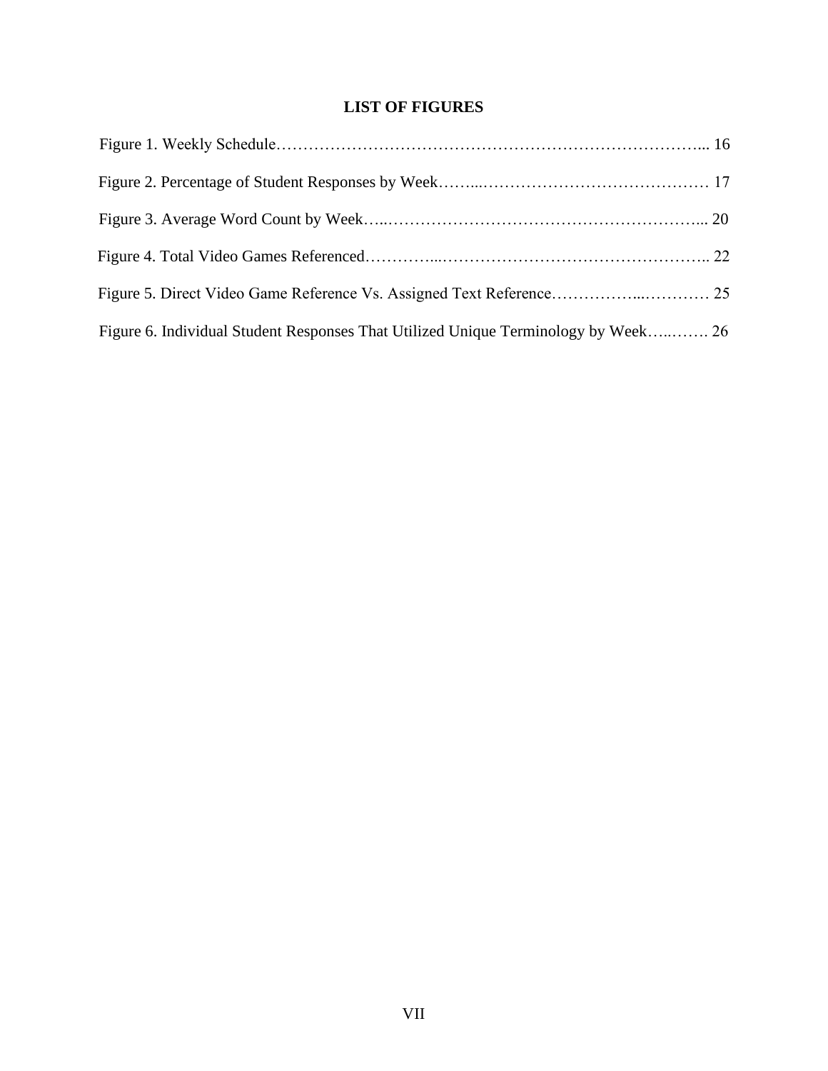# LIST OF FIGURES

Figure 1. Weekly Schedule………………………………………………………………………... 16

Figure 2. Percentage of Student Responses by Week……...…………………………………… 17

Figure 3. Average Word Count by Week…..…………………………………………………... 20

Figure 4. Total Video Games Referenced…………...…………………………………………….. 22

Figure 5. Direct Video Game Reference Vs. Assigned Text Reference……………...………… 25

Figure 6. Individual Student Responses That Utilized Unique Terminology by Week…..……. 26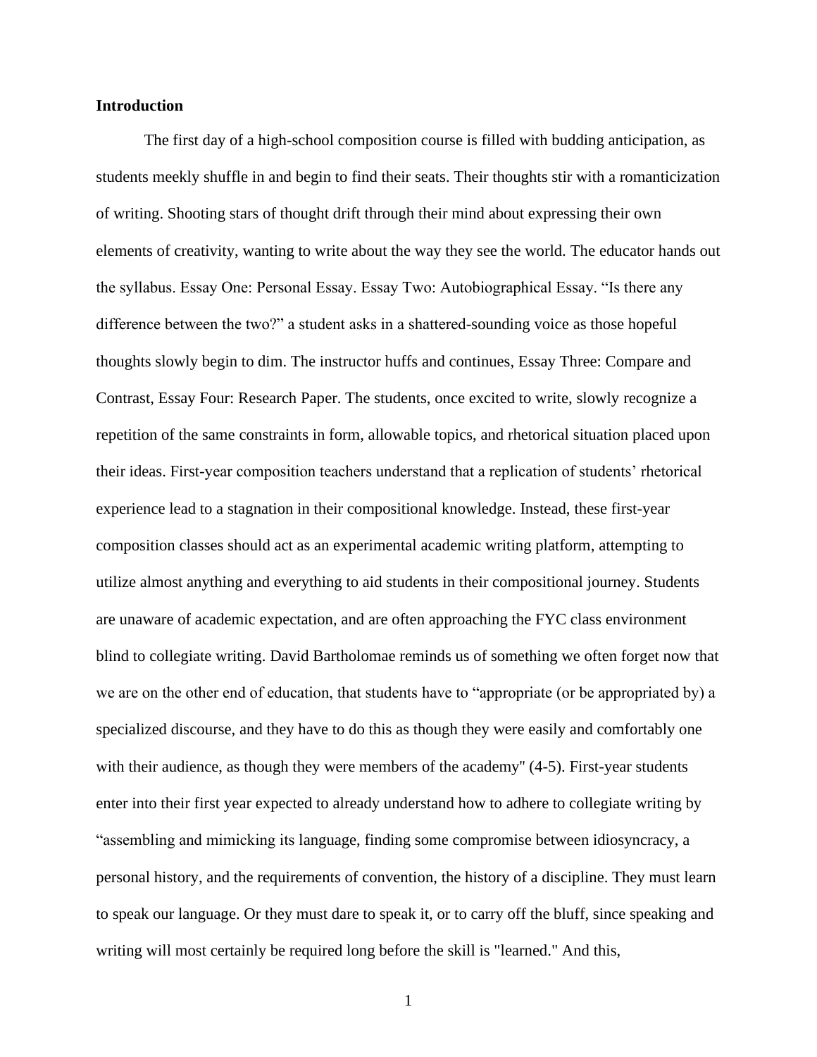## Introduction

The first day of a high-school composition course is filled with budding anticipation, as students meekly shuffle in and begin to find their seats. Their thoughts stir with a romanticization of writing. Shooting stars of thought drift through their mind about expressing their own elements of creativity, wanting to write about the way they see the world. The educator hands out the syllabus. Essay One: Personal Essay. Essay Two: Autobiographical Essay. "Is there any difference between the two?" a student asks in a shattered-sounding voice as those hopeful thoughts slowly begin to dim. The instructor huffs and continues, Essay Three: Compare and Contrast, Essay Four: Research Paper. The students, once excited to write, slowly recognize a repetition of the same constraints in form, allowable topics, and rhetorical situation placed upon their ideas. First-year composition teachers understand that a replication of students' rhetorical experience lead to a stagnation in their compositional knowledge. Instead, these first-year composition classes should act as an experimental academic writing platform, attempting to utilize almost anything and everything to aid students in their compositional journey. Students are unaware of academic expectation, and are often approaching the FYC class environment blind to collegiate writing. David Bartholomae reminds us of something we often forget now that we are on the other end of education, that students have to "appropriate (or be appropriated by) a specialized discourse, and they have to do this as though they were easily and comfortably one with their audience, as though they were members of the academy" (4-5). First-year students enter into their first year expected to already understand how to adhere to collegiate writing by "assembling and mimicking its language, finding some compromise between idiosyncracy, a personal history, and the requirements of convention, the history of a discipline. They must learn to speak our language. Or they must dare to speak it, or to carry off the bluff, since speaking and writing will most certainly be required long before the skill is "learned." And this,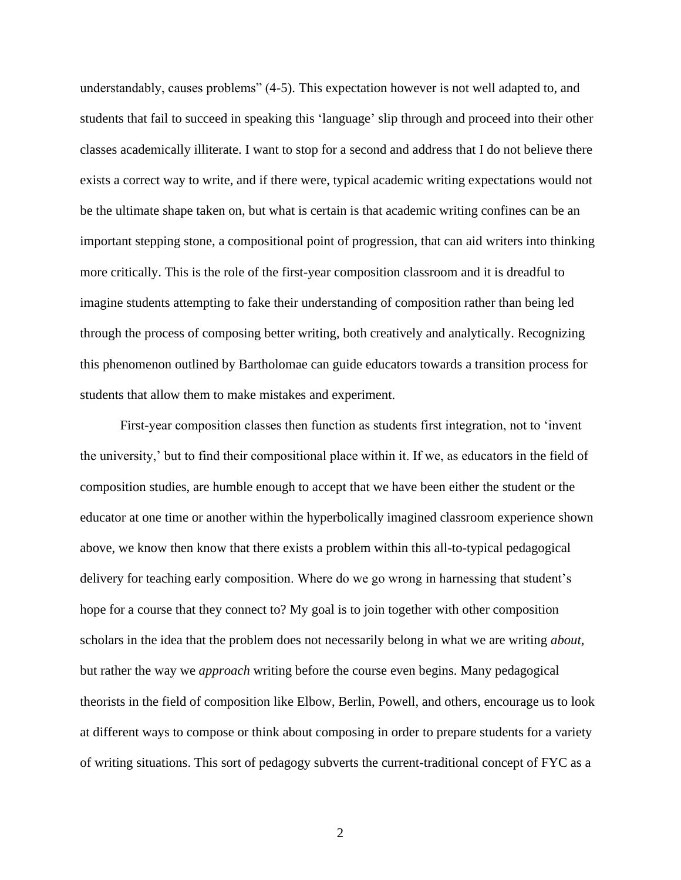understandably, causes problems" (4-5). This expectation however is not well adapted to, and students that fail to succeed in speaking this 'language' slip through and proceed into their other classes academically illiterate. I want to stop for a second and address that I do not believe there exists a correct way to write, and if there were, typical academic writing expectations would not be the ultimate shape taken on, but what is certain is that academic writing confines can be an important stepping stone, a compositional point of progression, that can aid writers into thinking more critically. This is the role of the first-year composition classroom and it is dreadful to imagine students attempting to fake their understanding of composition rather than being led through the process of composing better writing, both creatively and analytically. Recognizing this phenomenon outlined by Bartholomae can guide educators towards a transition process for students that allow them to make mistakes and experiment.

First-year composition classes then function as students first integration, not to 'invent the university,' but to find their compositional place within it. If we, as educators in the field of composition studies, are humble enough to accept that we have been either the student or the educator at one time or another within the hyperbolically imagined classroom experience shown above, we know then know that there exists a problem within this all-to-typical pedagogical delivery for teaching early composition. Where do we go wrong in harnessing that student's hope for a course that they connect to? My goal is to join together with other composition scholars in the idea that the problem does not necessarily belong in what we are writing *about*, but rather the way we *approach* writing before the course even begins. Many pedagogical theorists in the field of composition like Elbow, Berlin, Powell, and others, encourage us to look at different ways to compose or think about composing in order to prepare students for a variety of writing situations. This sort of pedagogy subverts the current-traditional concept of FYC as a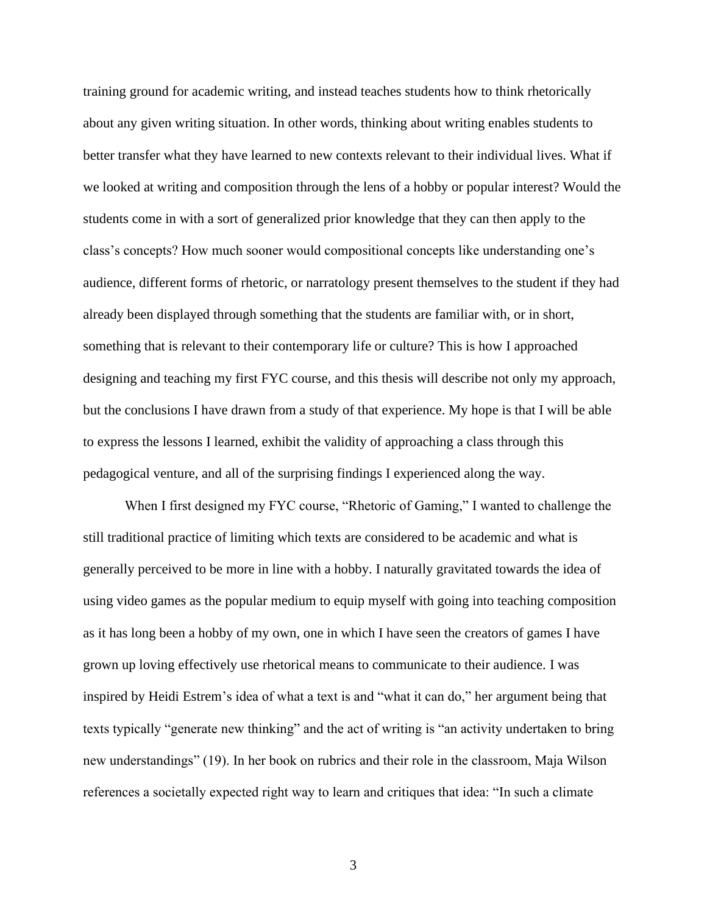training ground for academic writing, and instead teaches students how to think rhetorically about any given writing situation. In other words, thinking about writing enables students to better transfer what they have learned to new contexts relevant to their individual lives. What if we looked at writing and composition through the lens of a hobby or popular interest? Would the students come in with a sort of generalized prior knowledge that they can then apply to the class's concepts? How much sooner would compositional concepts like understanding one's audience, different forms of rhetoric, or narratology present themselves to the student if they had already been displayed through something that the students are familiar with, or in short, something that is relevant to their contemporary life or culture? This is how I approached designing and teaching my first FYC course, and this thesis will describe not only my approach, but the conclusions I have drawn from a study of that experience. My hope is that I will be able to express the lessons I learned, exhibit the validity of approaching a class through this pedagogical venture, and all of the surprising findings I experienced along the way.

When I first designed my FYC course, "Rhetoric of Gaming," I wanted to challenge the still traditional practice of limiting which texts are considered to be academic and what is generally perceived to be more in line with a hobby. I naturally gravitated towards the idea of using video games as the popular medium to equip myself with going into teaching composition as it has long been a hobby of my own, one in which I have seen the creators of games I have grown up loving effectively use rhetorical means to communicate to their audience. I was inspired by Heidi Estrem's idea of what a text is and "what it can do," her argument being that texts typically "generate new thinking" and the act of writing is "an activity undertaken to bring new understandings" (19). In her book on rubrics and their role in the classroom, Maja Wilson references a societally expected right way to learn and critiques that idea: "In such a climate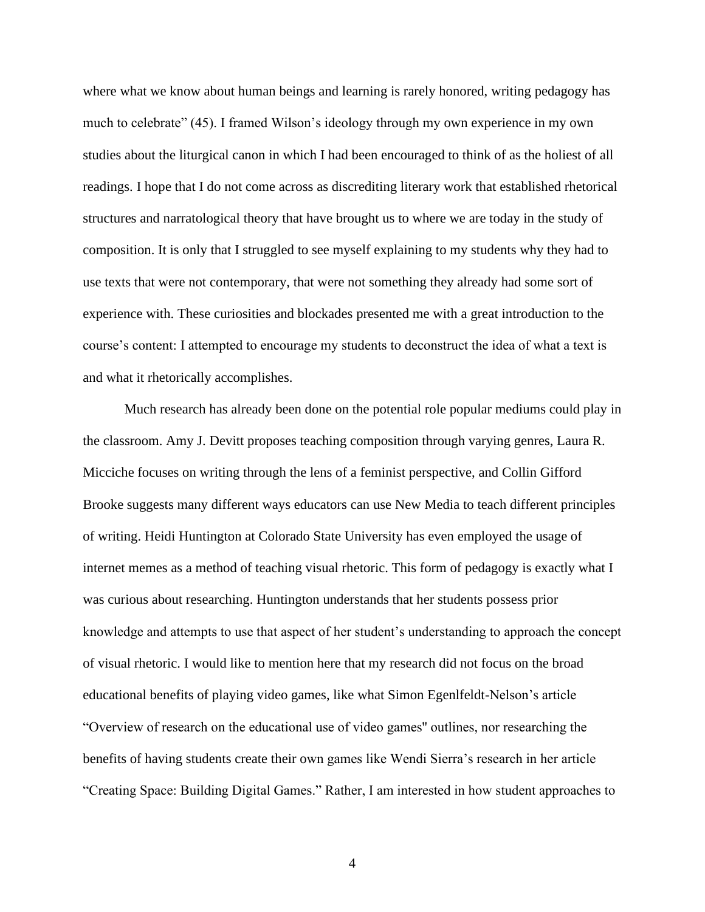where what we know about human beings and learning is rarely honored, writing pedagogy has much to celebrate" (45). I framed Wilson's ideology through my own experience in my own studies about the liturgical canon in which I had been encouraged to think of as the holiest of all readings. I hope that I do not come across as discrediting literary work that established rhetorical structures and narratological theory that have brought us to where we are today in the study of composition. It is only that I struggled to see myself explaining to my students why they had to use texts that were not contemporary, that were not something they already had some sort of experience with. These curiosities and blockades presented me with a great introduction to the course's content: I attempted to encourage my students to deconstruct the idea of what a text is and what it rhetorically accomplishes.

Much research has already been done on the potential role popular mediums could play in the classroom. Amy J. Devitt proposes teaching composition through varying genres, Laura R. Micciche focuses on writing through the lens of a feminist perspective, and Collin Gifford Brooke suggests many different ways educators can use New Media to teach different principles of writing. Heidi Huntington at Colorado State University has even employed the usage of internet memes as a method of teaching visual rhetoric. This form of pedagogy is exactly what I was curious about researching. Huntington understands that her students possess prior knowledge and attempts to use that aspect of her student's understanding to approach the concept of visual rhetoric. I would like to mention here that my research did not focus on the broad educational benefits of playing video games, like what Simon Egenlfeldt-Nelson's article "Overview of research on the educational use of video games" outlines, nor researching the benefits of having students create their own games like Wendi Sierra's research in her article "Creating Space: Building Digital Games." Rather, I am interested in how student approaches to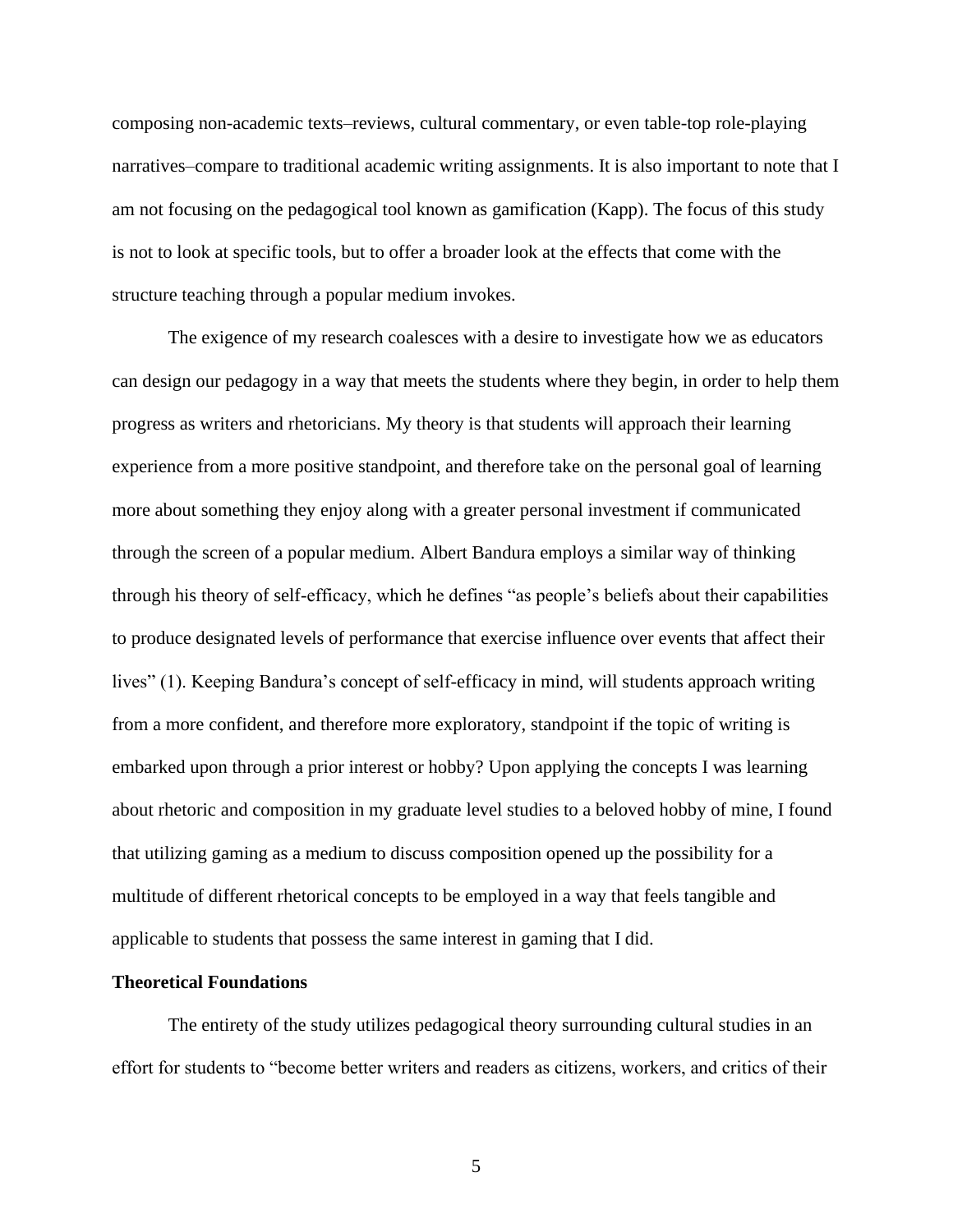composing non-academic texts–reviews, cultural commentary, or even table-top role-playing narratives–compare to traditional academic writing assignments. It is also important to note that I am not focusing on the pedagogical tool known as gamification (Kapp). The focus of this study is not to look at specific tools, but to offer a broader look at the effects that come with the structure teaching through a popular medium invokes.

The exigence of my research coalesces with a desire to investigate how we as educators can design our pedagogy in a way that meets the students where they begin, in order to help them progress as writers and rhetoricians. My theory is that students will approach their learning experience from a more positive standpoint, and therefore take on the personal goal of learning more about something they enjoy along with a greater personal investment if communicated through the screen of a popular medium. Albert Bandura employs a similar way of thinking through his theory of self-efficacy, which he defines "as people's beliefs about their capabilities to produce designated levels of performance that exercise influence over events that affect their lives" (1). Keeping Bandura's concept of self-efficacy in mind, will students approach writing from a more confident, and therefore more exploratory, standpoint if the topic of writing is embarked upon through a prior interest or hobby? Upon applying the concepts I was learning about rhetoric and composition in my graduate level studies to a beloved hobby of mine, I found that utilizing gaming as a medium to discuss composition opened up the possibility for a multitude of different rhetorical concepts to be employed in a way that feels tangible and applicable to students that possess the same interest in gaming that I did.

## Theoretical Foundations

The entirety of the study utilizes pedagogical theory surrounding cultural studies in an effort for students to "become better writers and readers as citizens, workers, and critics of their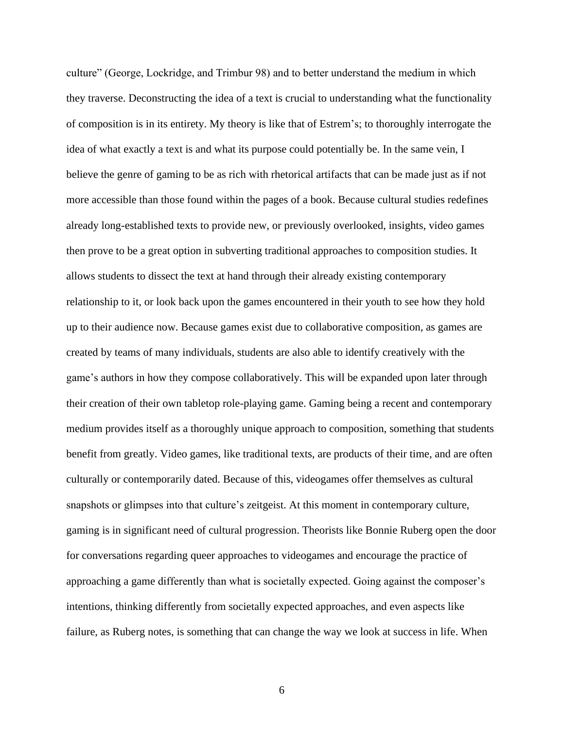culture" (George, Lockridge, and Trimbur 98) and to better understand the medium in which they traverse. Deconstructing the idea of a text is crucial to understanding what the functionality of composition is in its entirety. My theory is like that of Estrem's; to thoroughly interrogate the idea of what exactly a text is and what its purpose could potentially be. In the same vein, I believe the genre of gaming to be as rich with rhetorical artifacts that can be made just as if not more accessible than those found within the pages of a book. Because cultural studies redefines already long-established texts to provide new, or previously overlooked, insights, video games then prove to be a great option in subverting traditional approaches to composition studies. It allows students to dissect the text at hand through their already existing contemporary relationship to it, or look back upon the games encountered in their youth to see how they hold up to their audience now. Because games exist due to collaborative composition, as games are created by teams of many individuals, students are also able to identify creatively with the game's authors in how they compose collaboratively. This will be expanded upon later through their creation of their own tabletop role-playing game. Gaming being a recent and contemporary medium provides itself as a thoroughly unique approach to composition, something that students benefit from greatly. Video games, like traditional texts, are products of their time, and are often culturally or contemporarily dated. Because of this, videogames offer themselves as cultural snapshots or glimpses into that culture's zeitgeist. At this moment in contemporary culture, gaming is in significant need of cultural progression. Theorists like Bonnie Ruberg open the door for conversations regarding queer approaches to videogames and encourage the practice of approaching a game differently than what is societally expected. Going against the composer's intentions, thinking differently from societally expected approaches, and even aspects like failure, as Ruberg notes, is something that can change the way we look at success in life. When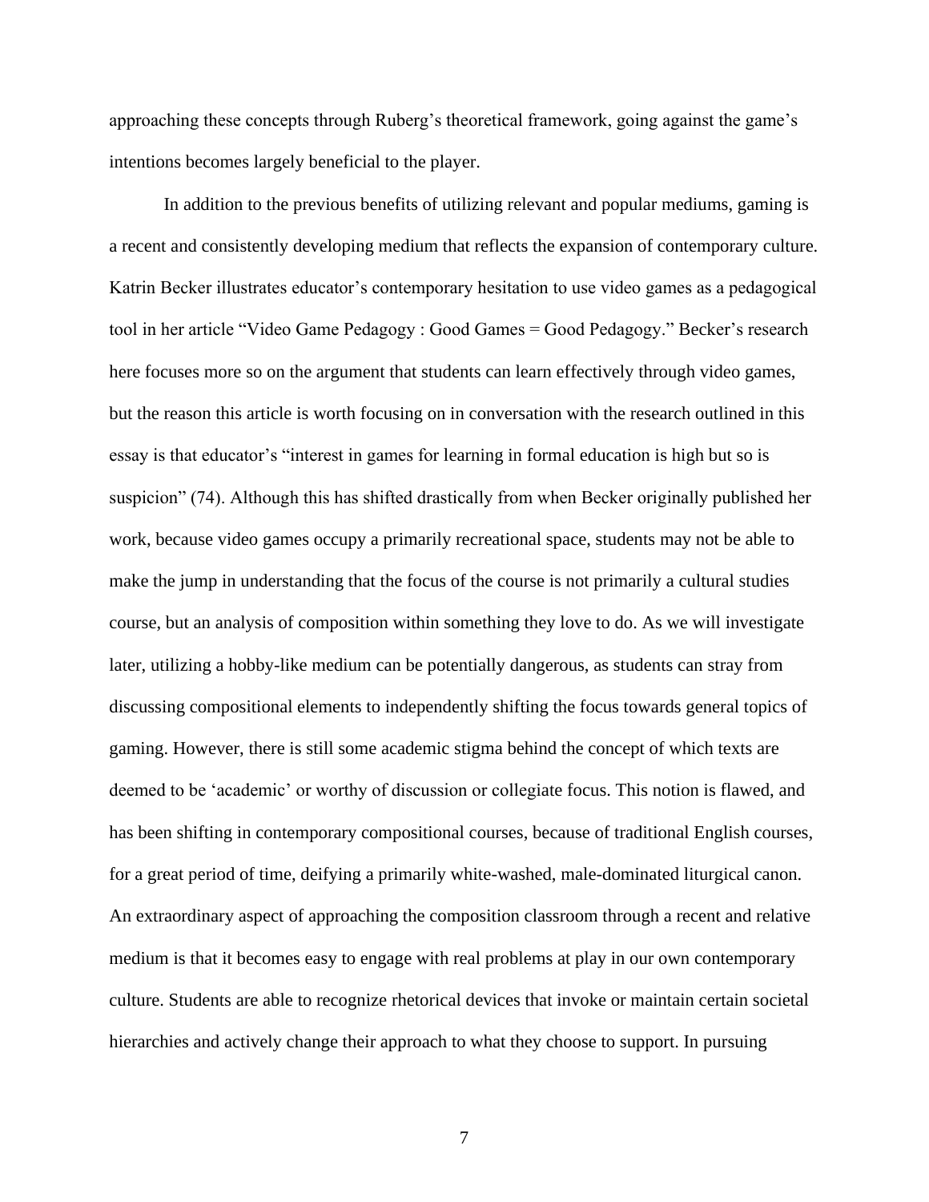approaching these concepts through Ruberg's theoretical framework, going against the game's intentions becomes largely beneficial to the player.

In addition to the previous benefits of utilizing relevant and popular mediums, gaming is a recent and consistently developing medium that reflects the expansion of contemporary culture. Katrin Becker illustrates educator's contemporary hesitation to use video games as a pedagogical tool in her article "Video Game Pedagogy : Good Games = Good Pedagogy." Becker's research here focuses more so on the argument that students can learn effectively through video games, but the reason this article is worth focusing on in conversation with the research outlined in this essay is that educator's "interest in games for learning in formal education is high but so is suspicion" (74). Although this has shifted drastically from when Becker originally published her work, because video games occupy a primarily recreational space, students may not be able to make the jump in understanding that the focus of the course is not primarily a cultural studies course, but an analysis of composition within something they love to do. As we will investigate later, utilizing a hobby-like medium can be potentially dangerous, as students can stray from discussing compositional elements to independently shifting the focus towards general topics of gaming. However, there is still some academic stigma behind the concept of which texts are deemed to be 'academic' or worthy of discussion or collegiate focus. This notion is flawed, and has been shifting in contemporary compositional courses, because of traditional English courses, for a great period of time, deifying a primarily white-washed, male-dominated liturgical canon. An extraordinary aspect of approaching the composition classroom through a recent and relative medium is that it becomes easy to engage with real problems at play in our own contemporary culture. Students are able to recognize rhetorical devices that invoke or maintain certain societal hierarchies and actively change their approach to what they choose to support. In pursuing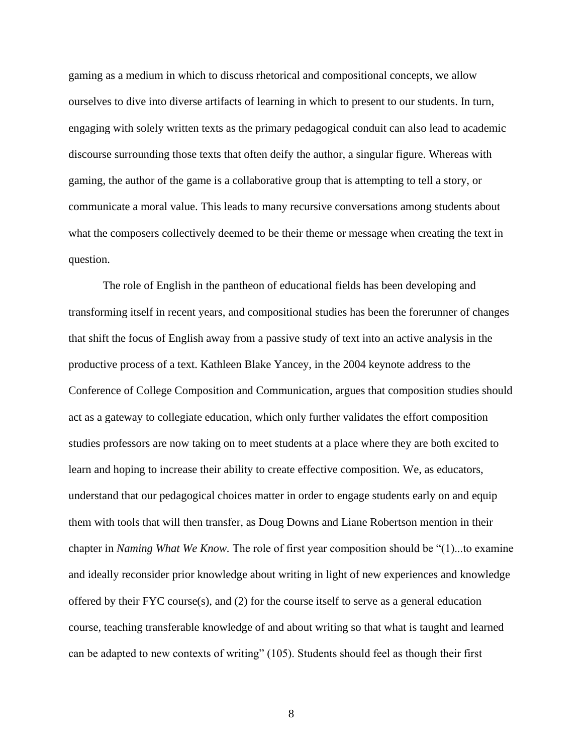gaming as a medium in which to discuss rhetorical and compositional concepts, we allow ourselves to dive into diverse artifacts of learning in which to present to our students. In turn, engaging with solely written texts as the primary pedagogical conduit can also lead to academic discourse surrounding those texts that often deify the author, a singular figure. Whereas with gaming, the author of the game is a collaborative group that is attempting to tell a story, or communicate a moral value. This leads to many recursive conversations among students about what the composers collectively deemed to be their theme or message when creating the text in question.

The role of English in the pantheon of educational fields has been developing and transforming itself in recent years, and compositional studies has been the forerunner of changes that shift the focus of English away from a passive study of text into an active analysis in the productive process of a text. Kathleen Blake Yancey, in the 2004 keynote address to the Conference of College Composition and Communication, argues that composition studies should act as a gateway to collegiate education, which only further validates the effort composition studies professors are now taking on to meet students at a place where they are both excited to learn and hoping to increase their ability to create effective composition. We, as educators, understand that our pedagogical choices matter in order to engage students early on and equip them with tools that will then transfer, as Doug Downs and Liane Robertson mention in their chapter in *Naming What We Know.* The role of first year composition should be "(1)...to examine and ideally reconsider prior knowledge about writing in light of new experiences and knowledge offered by their FYC course(s), and (2) for the course itself to serve as a general education course, teaching transferable knowledge of and about writing so that what is taught and learned can be adapted to new contexts of writing" (105). Students should feel as though their first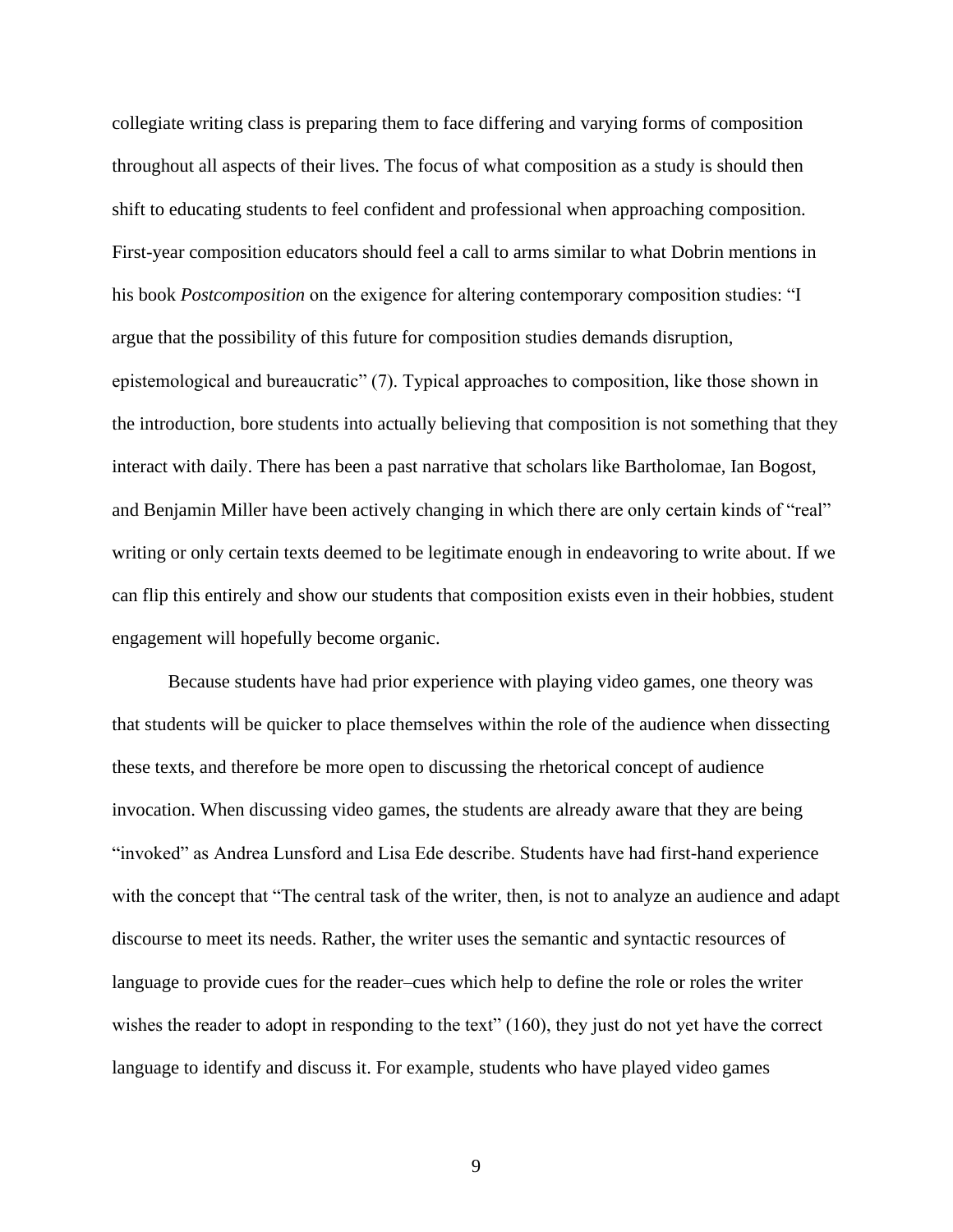collegiate writing class is preparing them to face differing and varying forms of composition throughout all aspects of their lives. The focus of what composition as a study is should then shift to educating students to feel confident and professional when approaching composition. First-year composition educators should feel a call to arms similar to what Dobrin mentions in his book *Postcomposition* on the exigence for altering contemporary composition studies: "I argue that the possibility of this future for composition studies demands disruption, epistemological and bureaucratic" (7). Typical approaches to composition, like those shown in the introduction, bore students into actually believing that composition is not something that they interact with daily. There has been a past narrative that scholars like Bartholomae, Ian Bogost, and Benjamin Miller have been actively changing in which there are only certain kinds of "real" writing or only certain texts deemed to be legitimate enough in endeavoring to write about. If we can flip this entirely and show our students that composition exists even in their hobbies, student engagement will hopefully become organic.

Because students have had prior experience with playing video games, one theory was that students will be quicker to place themselves within the role of the audience when dissecting these texts, and therefore be more open to discussing the rhetorical concept of audience invocation. When discussing video games, the students are already aware that they are being "invoked" as Andrea Lunsford and Lisa Ede describe. Students have had first-hand experience with the concept that "The central task of the writer, then, is not to analyze an audience and adapt discourse to meet its needs. Rather, the writer uses the semantic and syntactic resources of language to provide cues for the reader–cues which help to define the role or roles the writer wishes the reader to adopt in responding to the text" (160), they just do not yet have the correct language to identify and discuss it. For example, students who have played video games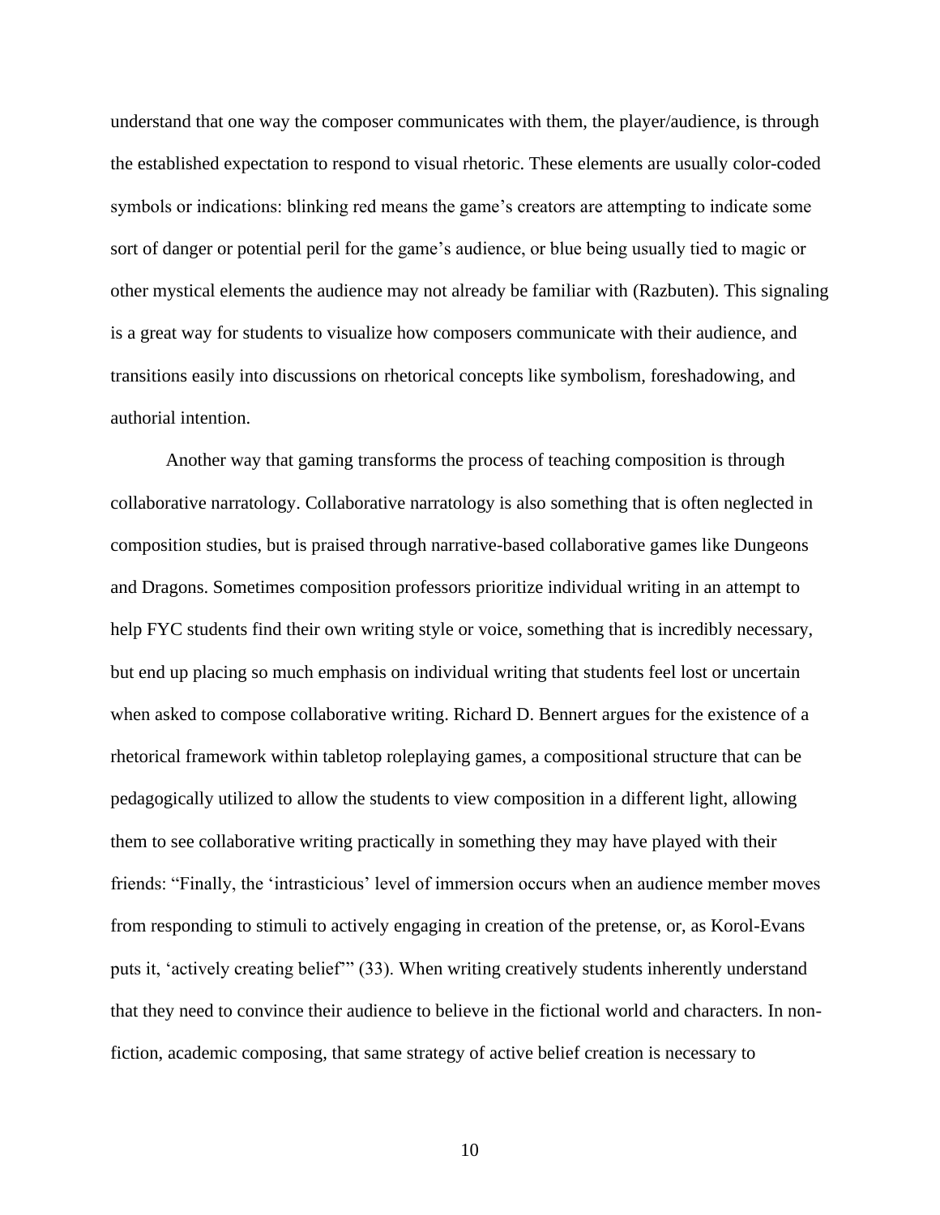understand that one way the composer communicates with them, the player/audience, is through the established expectation to respond to visual rhetoric. These elements are usually color-coded symbols or indications: blinking red means the game's creators are attempting to indicate some sort of danger or potential peril for the game's audience, or blue being usually tied to magic or other mystical elements the audience may not already be familiar with (Razbuten). This signaling is a great way for students to visualize how composers communicate with their audience, and transitions easily into discussions on rhetorical concepts like symbolism, foreshadowing, and authorial intention.

Another way that gaming transforms the process of teaching composition is through collaborative narratology. Collaborative narratology is also something that is often neglected in composition studies, but is praised through narrative-based collaborative games like Dungeons and Dragons. Sometimes composition professors prioritize individual writing in an attempt to help FYC students find their own writing style or voice, something that is incredibly necessary, but end up placing so much emphasis on individual writing that students feel lost or uncertain when asked to compose collaborative writing. Richard D. Bennert argues for the existence of a rhetorical framework within tabletop roleplaying games, a compositional structure that can be pedagogically utilized to allow the students to view composition in a different light, allowing them to see collaborative writing practically in something they may have played with their friends: "Finally, the 'intrasticious' level of immersion occurs when an audience member moves from responding to stimuli to actively engaging in creation of the pretense, or, as Korol-Evans puts it, 'actively creating belief'" (33). When writing creatively students inherently understand that they need to convince their audience to believe in the fictional world and characters. In non-fiction, academic composing, that same strategy of active belief creation is necessary to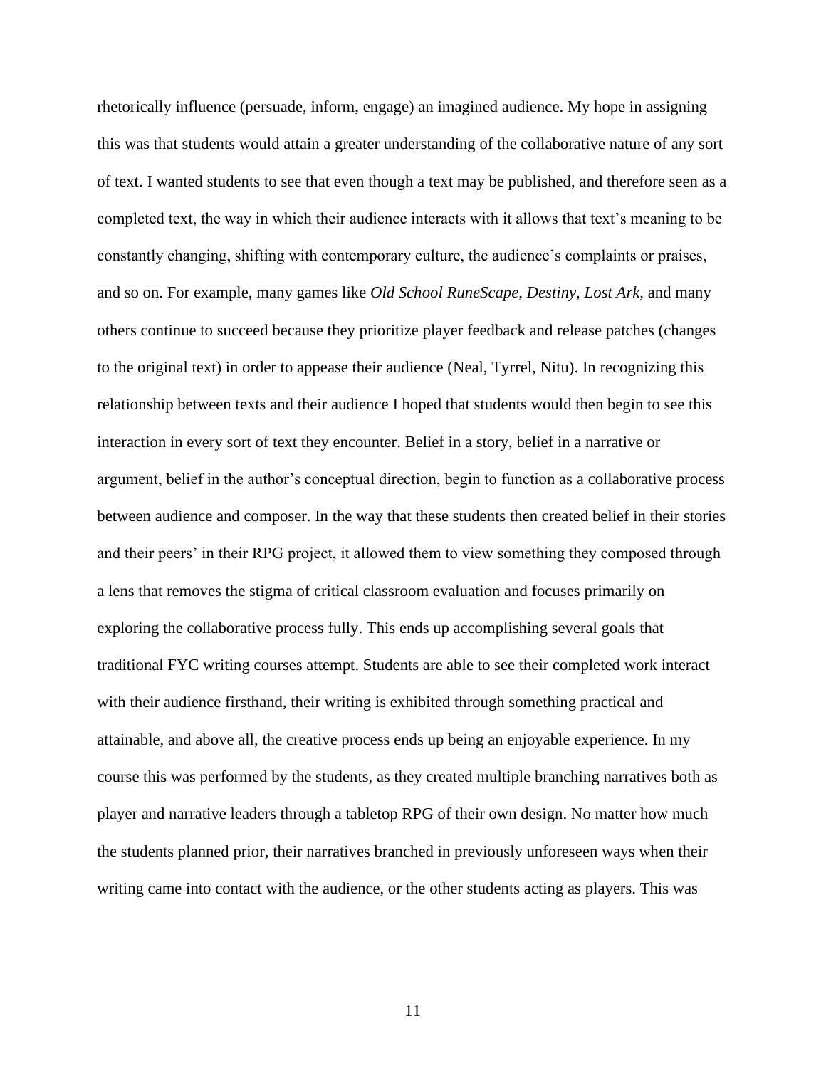rhetorically influence (persuade, inform, engage) an imagined audience. My hope in assigning this was that students would attain a greater understanding of the collaborative nature of any sort of text. I wanted students to see that even though a text may be published, and therefore seen as a completed text, the way in which their audience interacts with it allows that text's meaning to be constantly changing, shifting with contemporary culture, the audience's complaints or praises, and so on. For example, many games like *Old School RuneScape*, *Destiny*, *Lost Ark*, and many others continue to succeed because they prioritize player feedback and release patches (changes to the original text) in order to appease their audience (Neal, Tyrrel, Nitu). In recognizing this relationship between texts and their audience I hoped that students would then begin to see this interaction in every sort of text they encounter. Belief in a story, belief in a narrative or argument, belief in the author's conceptual direction, begin to function as a collaborative process between audience and composer. In the way that these students then created belief in their stories and their peers' in their RPG project, it allowed them to view something they composed through a lens that removes the stigma of critical classroom evaluation and focuses primarily on exploring the collaborative process fully. This ends up accomplishing several goals that traditional FYC writing courses attempt. Students are able to see their completed work interact with their audience firsthand, their writing is exhibited through something practical and attainable, and above all, the creative process ends up being an enjoyable experience. In my course this was performed by the students, as they created multiple branching narratives both as player and narrative leaders through a tabletop RPG of their own design. No matter how much the students planned prior, their narratives branched in previously unforeseen ways when their writing came into contact with the audience, or the other students acting as players. This was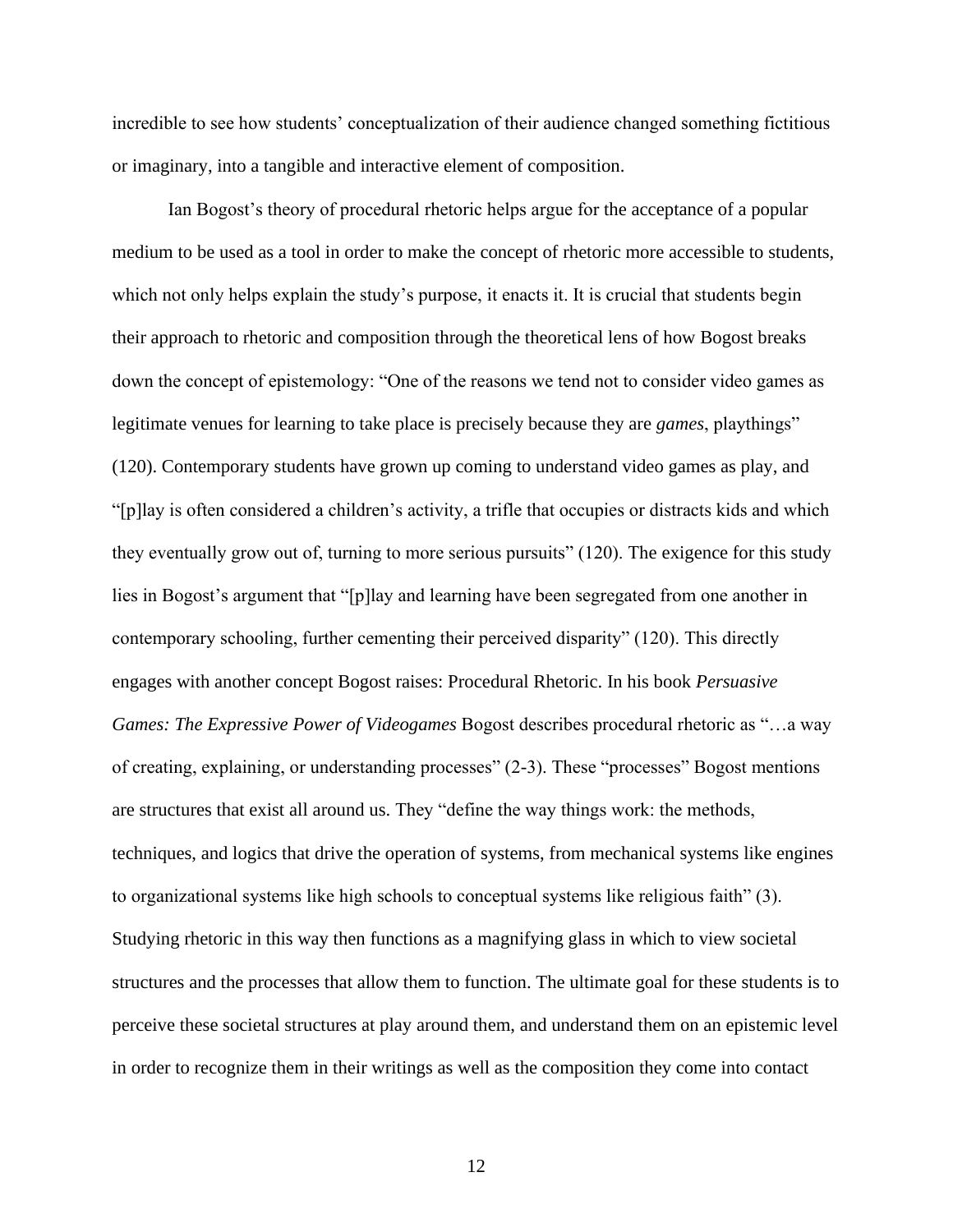incredible to see how students' conceptualization of their audience changed something fictitious or imaginary, into a tangible and interactive element of composition.

Ian Bogost's theory of procedural rhetoric helps argue for the acceptance of a popular medium to be used as a tool in order to make the concept of rhetoric more accessible to students, which not only helps explain the study's purpose, it enacts it. It is crucial that students begin their approach to rhetoric and composition through the theoretical lens of how Bogost breaks down the concept of epistemology: "One of the reasons we tend not to consider video games as legitimate venues for learning to take place is precisely because they are *games*, playthings" (120). Contemporary students have grown up coming to understand video games as play, and "[p]lay is often considered a children's activity, a trifle that occupies or distracts kids and which they eventually grow out of, turning to more serious pursuits" (120). The exigence for this study lies in Bogost's argument that "[p]lay and learning have been segregated from one another in contemporary schooling, further cementing their perceived disparity" (120). This directly engages with another concept Bogost raises: Procedural Rhetoric. In his book *Persuasive Games: The Expressive Power of Videogames* Bogost describes procedural rhetoric as "…a way of creating, explaining, or understanding processes" (2-3). These "processes" Bogost mentions are structures that exist all around us. They "define the way things work: the methods, techniques, and logics that drive the operation of systems, from mechanical systems like engines to organizational systems like high schools to conceptual systems like religious faith" (3). Studying rhetoric in this way then functions as a magnifying glass in which to view societal structures and the processes that allow them to function. The ultimate goal for these students is to perceive these societal structures at play around them, and understand them on an epistemic level in order to recognize them in their writings as well as the composition they come into contact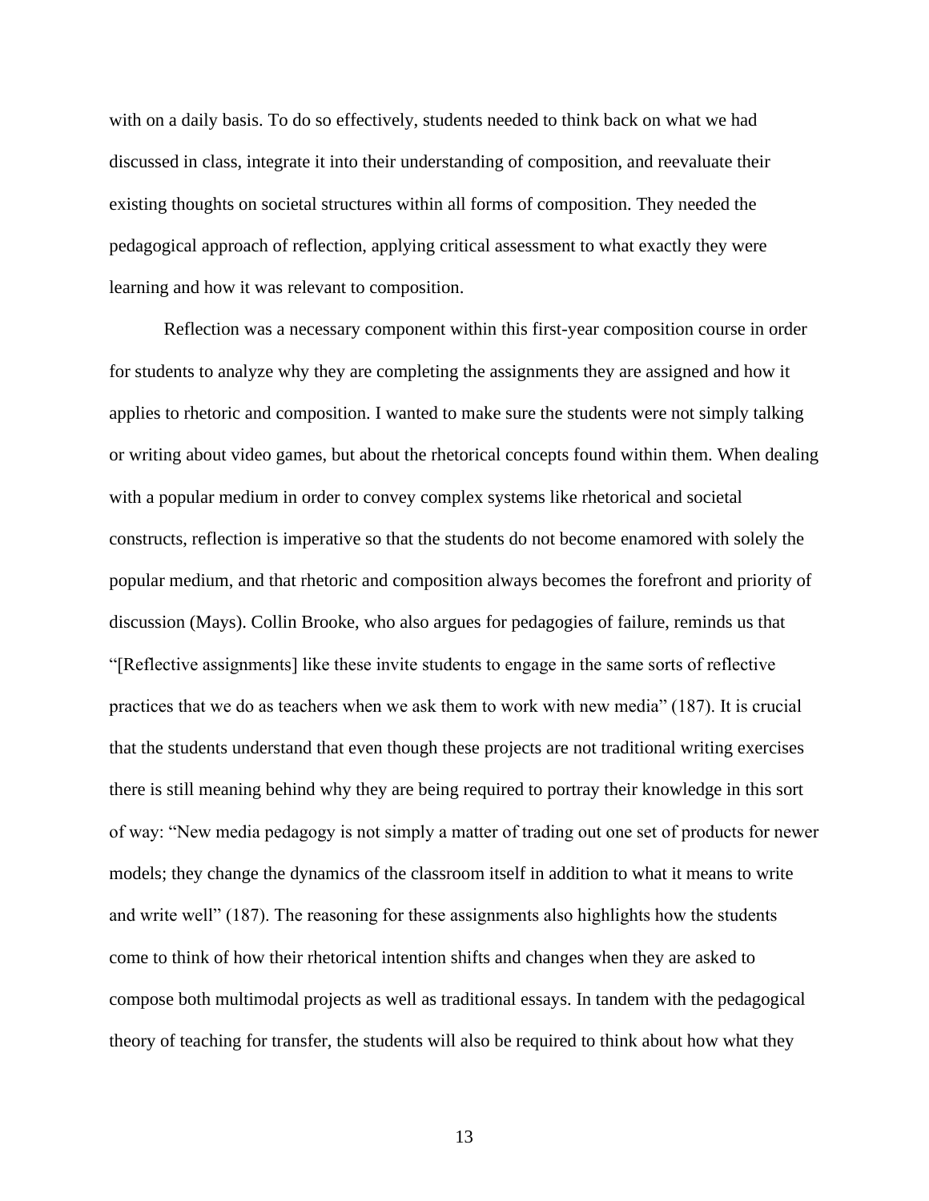with on a daily basis. To do so effectively, students needed to think back on what we had discussed in class, integrate it into their understanding of composition, and reevaluate their existing thoughts on societal structures within all forms of composition. They needed the pedagogical approach of reflection, applying critical assessment to what exactly they were learning and how it was relevant to composition.

Reflection was a necessary component within this first-year composition course in order for students to analyze why they are completing the assignments they are assigned and how it applies to rhetoric and composition. I wanted to make sure the students were not simply talking or writing about video games, but about the rhetorical concepts found within them. When dealing with a popular medium in order to convey complex systems like rhetorical and societal constructs, reflection is imperative so that the students do not become enamored with solely the popular medium, and that rhetoric and composition always becomes the forefront and priority of discussion (Mays). Collin Brooke, who also argues for pedagogies of failure, reminds us that "[Reflective assignments] like these invite students to engage in the same sorts of reflective practices that we do as teachers when we ask them to work with new media" (187). It is crucial that the students understand that even though these projects are not traditional writing exercises there is still meaning behind why they are being required to portray their knowledge in this sort of way: "New media pedagogy is not simply a matter of trading out one set of products for newer models; they change the dynamics of the classroom itself in addition to what it means to write and write well" (187). The reasoning for these assignments also highlights how the students come to think of how their rhetorical intention shifts and changes when they are asked to compose both multimodal projects as well as traditional essays. In tandem with the pedagogical theory of teaching for transfer, the students will also be required to think about how what they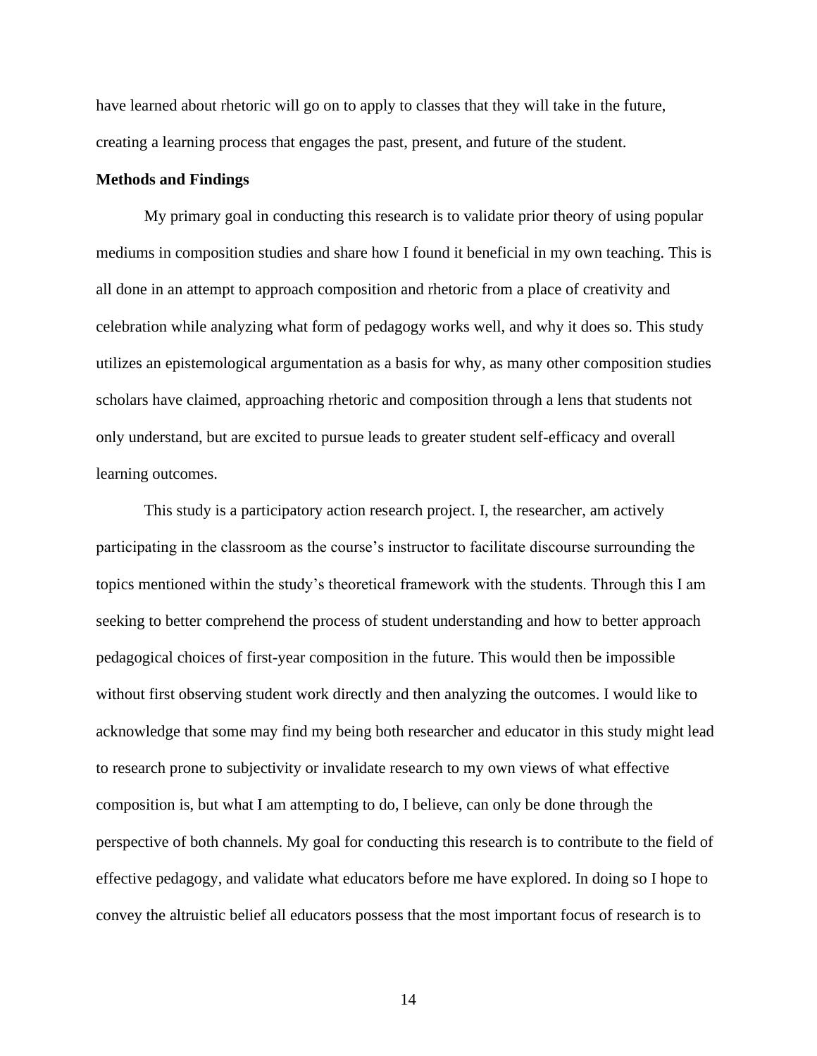have learned about rhetoric will go on to apply to classes that they will take in the future, creating a learning process that engages the past, present, and future of the student.

**Methods and Findings**

My primary goal in conducting this research is to validate prior theory of using popular mediums in composition studies and share how I found it beneficial in my own teaching. This is all done in an attempt to approach composition and rhetoric from a place of creativity and celebration while analyzing what form of pedagogy works well, and why it does so. This study utilizes an epistemological argumentation as a basis for why, as many other composition studies scholars have claimed, approaching rhetoric and composition through a lens that students not only understand, but are excited to pursue leads to greater student self-efficacy and overall learning outcomes.

This study is a participatory action research project. I, the researcher, am actively participating in the classroom as the course's instructor to facilitate discourse surrounding the topics mentioned within the study's theoretical framework with the students. Through this I am seeking to better comprehend the process of student understanding and how to better approach pedagogical choices of first-year composition in the future. This would then be impossible without first observing student work directly and then analyzing the outcomes. I would like to acknowledge that some may find my being both researcher and educator in this study might lead to research prone to subjectivity or invalidate research to my own views of what effective composition is, but what I am attempting to do, I believe, can only be done through the perspective of both channels. My goal for conducting this research is to contribute to the field of effective pedagogy, and validate what educators before me have explored. In doing so I hope to convey the altruistic belief all educators possess that the most important focus of research is to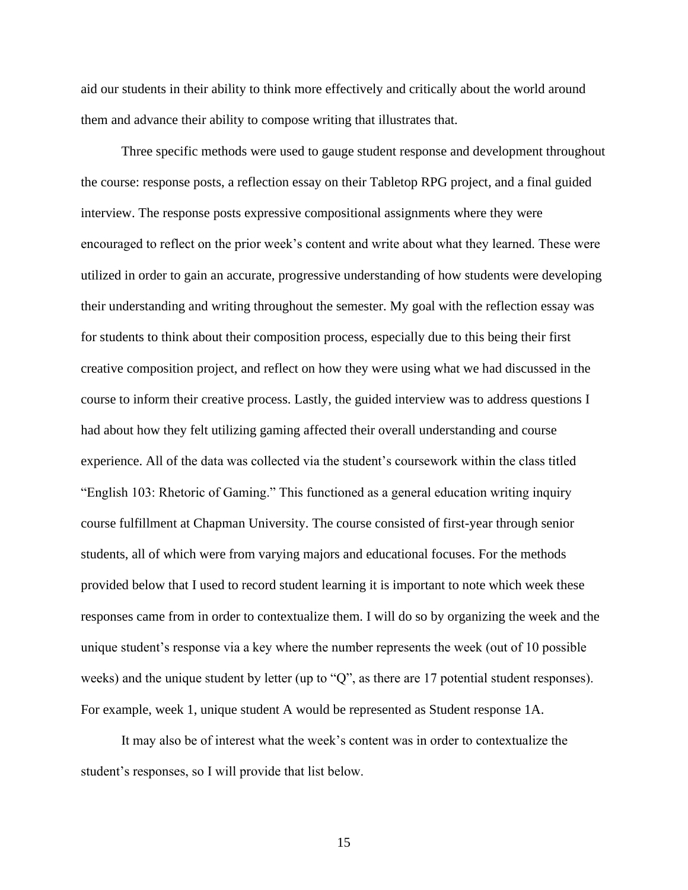aid our students in their ability to think more effectively and critically about the world around them and advance their ability to compose writing that illustrates that.

Three specific methods were used to gauge student response and development throughout the course: response posts, a reflection essay on their Tabletop RPG project, and a final guided interview. The response posts expressive compositional assignments where they were encouraged to reflect on the prior week's content and write about what they learned. These were utilized in order to gain an accurate, progressive understanding of how students were developing their understanding and writing throughout the semester. My goal with the reflection essay was for students to think about their composition process, especially due to this being their first creative composition project, and reflect on how they were using what we had discussed in the course to inform their creative process. Lastly, the guided interview was to address questions I had about how they felt utilizing gaming affected their overall understanding and course experience. All of the data was collected via the student's coursework within the class titled "English 103: Rhetoric of Gaming." This functioned as a general education writing inquiry course fulfillment at Chapman University. The course consisted of first-year through senior students, all of which were from varying majors and educational focuses. For the methods provided below that I used to record student learning it is important to note which week these responses came from in order to contextualize them. I will do so by organizing the week and the unique student's response via a key where the number represents the week (out of 10 possible weeks) and the unique student by letter (up to "Q", as there are 17 potential student responses). For example, week 1, unique student A would be represented as Student response 1A.

It may also be of interest what the week's content was in order to contextualize the student's responses, so I will provide that list below.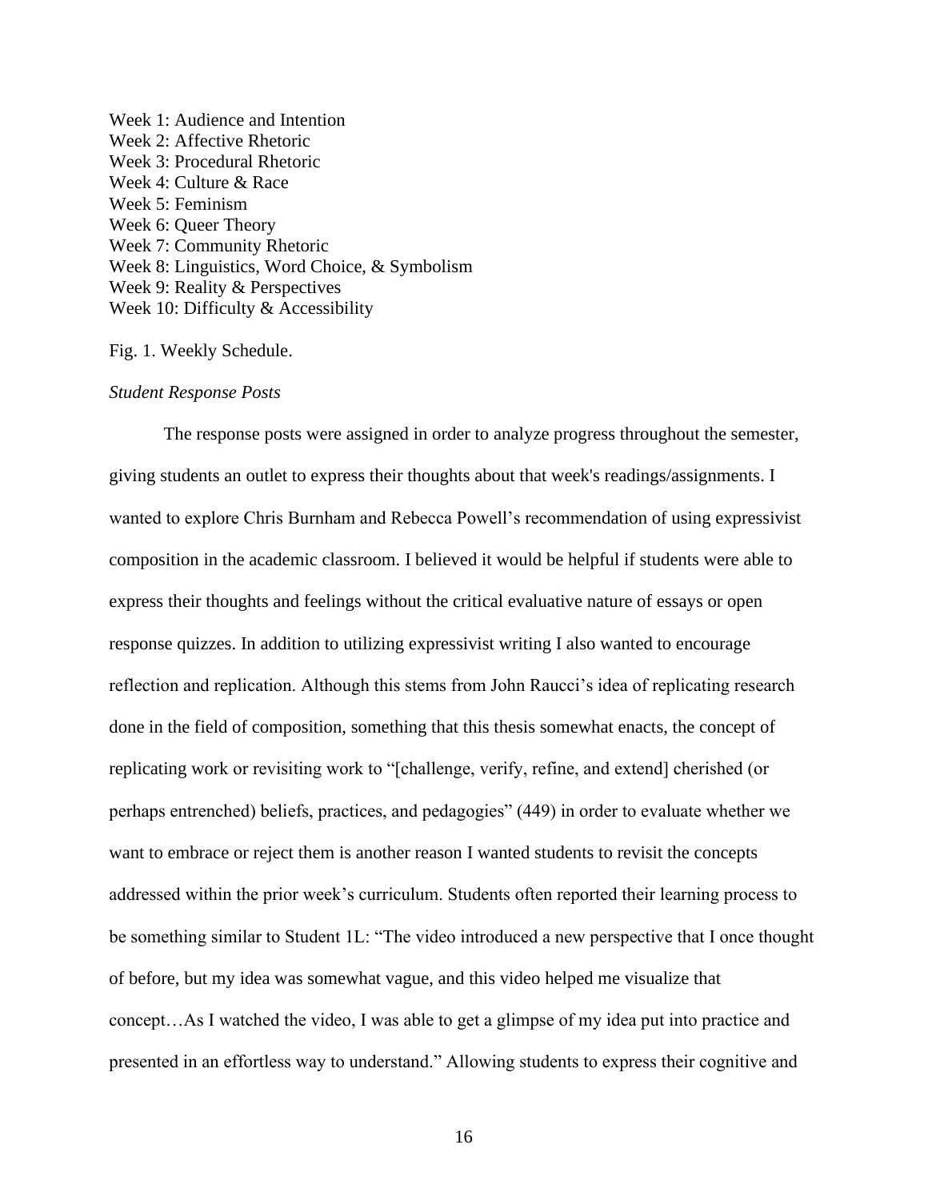Week 1: Audience and Intention
Week 2: Affective Rhetoric
Week 3: Procedural Rhetoric
Week 4: Culture & Race
Week 5: Feminism
Week 6: Queer Theory
Week 7: Community Rhetoric
Week 8: Linguistics, Word Choice, & Symbolism
Week 9: Reality & Perspectives
Week 10: Difficulty & Accessibility

Fig. 1. Weekly Schedule.

*Student Response Posts*

The response posts were assigned in order to analyze progress throughout the semester, giving students an outlet to express their thoughts about that week's readings/assignments. I wanted to explore Chris Burnham and Rebecca Powell's recommendation of using expressivist composition in the academic classroom. I believed it would be helpful if students were able to express their thoughts and feelings without the critical evaluative nature of essays or open response quizzes. In addition to utilizing expressivist writing I also wanted to encourage reflection and replication. Although this stems from John Raucci's idea of replicating research done in the field of composition, something that this thesis somewhat enacts, the concept of replicating work or revisiting work to "[challenge, verify, refine, and extend] cherished (or perhaps entrenched) beliefs, practices, and pedagogies" (449) in order to evaluate whether we want to embrace or reject them is another reason I wanted students to revisit the concepts addressed within the prior week's curriculum. Students often reported their learning process to be something similar to Student 1L: "The video introduced a new perspective that I once thought of before, but my idea was somewhat vague, and this video helped me visualize that concept…As I watched the video, I was able to get a glimpse of my idea put into practice and presented in an effortless way to understand." Allowing students to express their cognitive and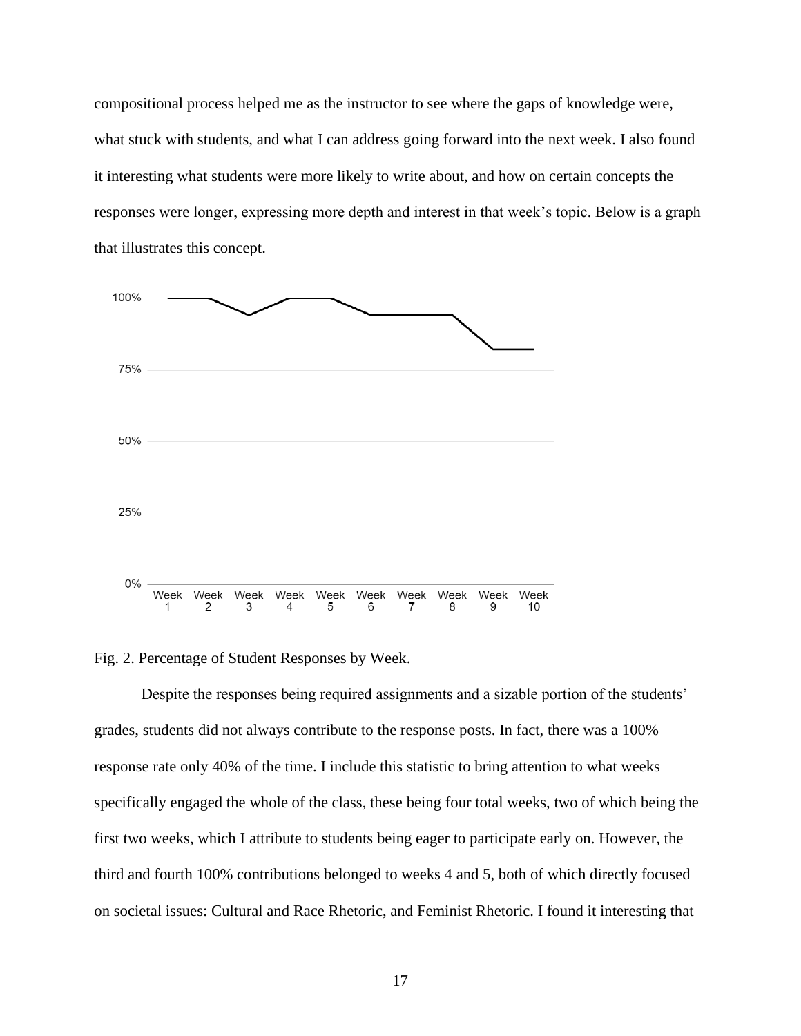compositional process helped me as the instructor to see where the gaps of knowledge were, what stuck with students, and what I can address going forward into the next week. I also found it interesting what students were more likely to write about, and how on certain concepts the responses were longer, expressing more depth and interest in that week's topic. Below is a graph that illustrates this concept.

Fig. 2. Percentage of Student Responses by Week.

Despite the responses being required assignments and a sizable portion of the students' grades, students did not always contribute to the response posts. In fact, there was a 100% response rate only 40% of the time. I include this statistic to bring attention to what weeks specifically engaged the whole of the class, these being four total weeks, two of which being the first two weeks, which I attribute to students being eager to participate early on. However, the third and fourth 100% contributions belonged to weeks 4 and 5, both of which directly focused on societal issues: Cultural and Race Rhetoric, and Feminist Rhetoric. I found it interesting that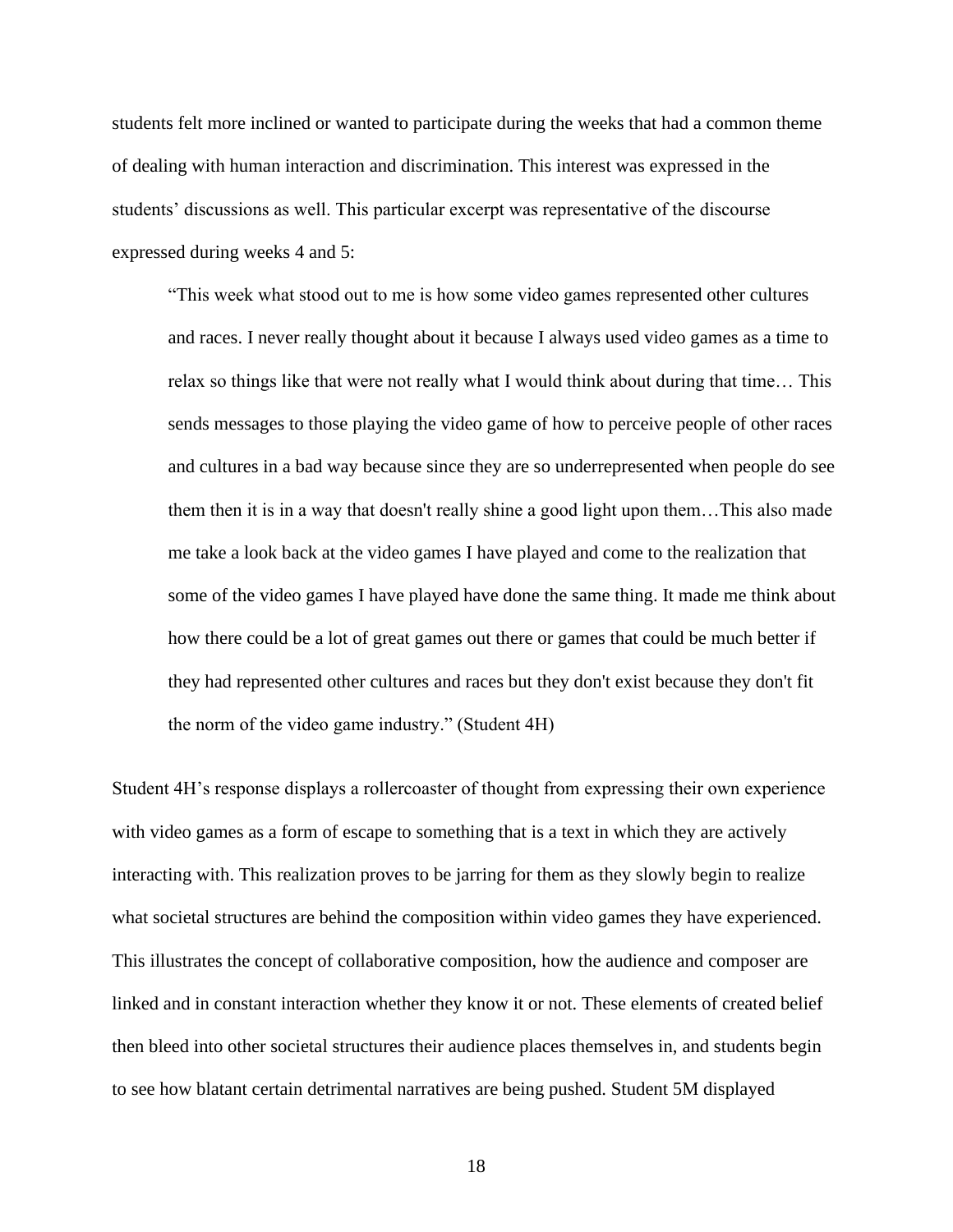students felt more inclined or wanted to participate during the weeks that had a common theme of dealing with human interaction and discrimination. This interest was expressed in the students' discussions as well. This particular excerpt was representative of the discourse expressed during weeks 4 and 5:

> "This week what stood out to me is how some video games represented other cultures and races. I never really thought about it because I always used video games as a time to relax so things like that were not really what I would think about during that time… This sends messages to those playing the video game of how to perceive people of other races and cultures in a bad way because since they are so underrepresented when people do see them then it is in a way that doesn't really shine a good light upon them…This also made me take a look back at the video games I have played and come to the realization that some of the video games I have played have done the same thing. It made me think about how there could be a lot of great games out there or games that could be much better if they had represented other cultures and races but they don't exist because they don't fit the norm of the video game industry." (Student 4H)

Student 4H's response displays a rollercoaster of thought from expressing their own experience with video games as a form of escape to something that is a text in which they are actively interacting with. This realization proves to be jarring for them as they slowly begin to realize what societal structures are behind the composition within video games they have experienced. This illustrates the concept of collaborative composition, how the audience and composer are linked and in constant interaction whether they know it or not. These elements of created belief then bleed into other societal structures their audience places themselves in, and students begin to see how blatant certain detrimental narratives are being pushed. Student 5M displayed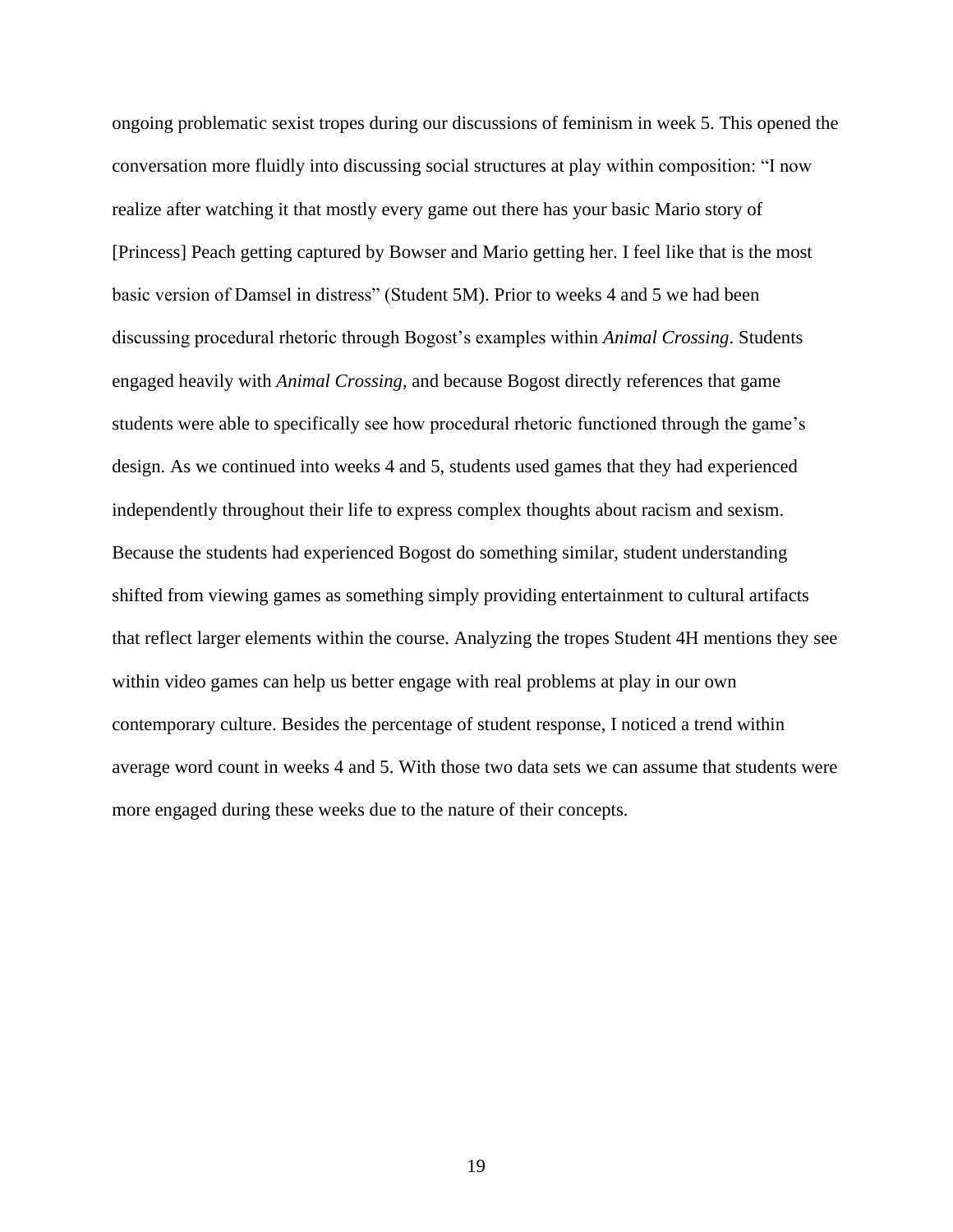ongoing problematic sexist tropes during our discussions of feminism in week 5. This opened the conversation more fluidly into discussing social structures at play within composition: "I now realize after watching it that mostly every game out there has your basic Mario story of [Princess] Peach getting captured by Bowser and Mario getting her. I feel like that is the most basic version of Damsel in distress" (Student 5M). Prior to weeks 4 and 5 we had been discussing procedural rhetoric through Bogost's examples within *Animal Crossing*. Students engaged heavily with *Animal Crossing*, and because Bogost directly references that game students were able to specifically see how procedural rhetoric functioned through the game's design. As we continued into weeks 4 and 5, students used games that they had experienced independently throughout their life to express complex thoughts about racism and sexism. Because the students had experienced Bogost do something similar, student understanding shifted from viewing games as something simply providing entertainment to cultural artifacts that reflect larger elements within the course. Analyzing the tropes Student 4H mentions they see within video games can help us better engage with real problems at play in our own contemporary culture. Besides the percentage of student response, I noticed a trend within average word count in weeks 4 and 5. With those two data sets we can assume that students were more engaged during these weeks due to the nature of their concepts.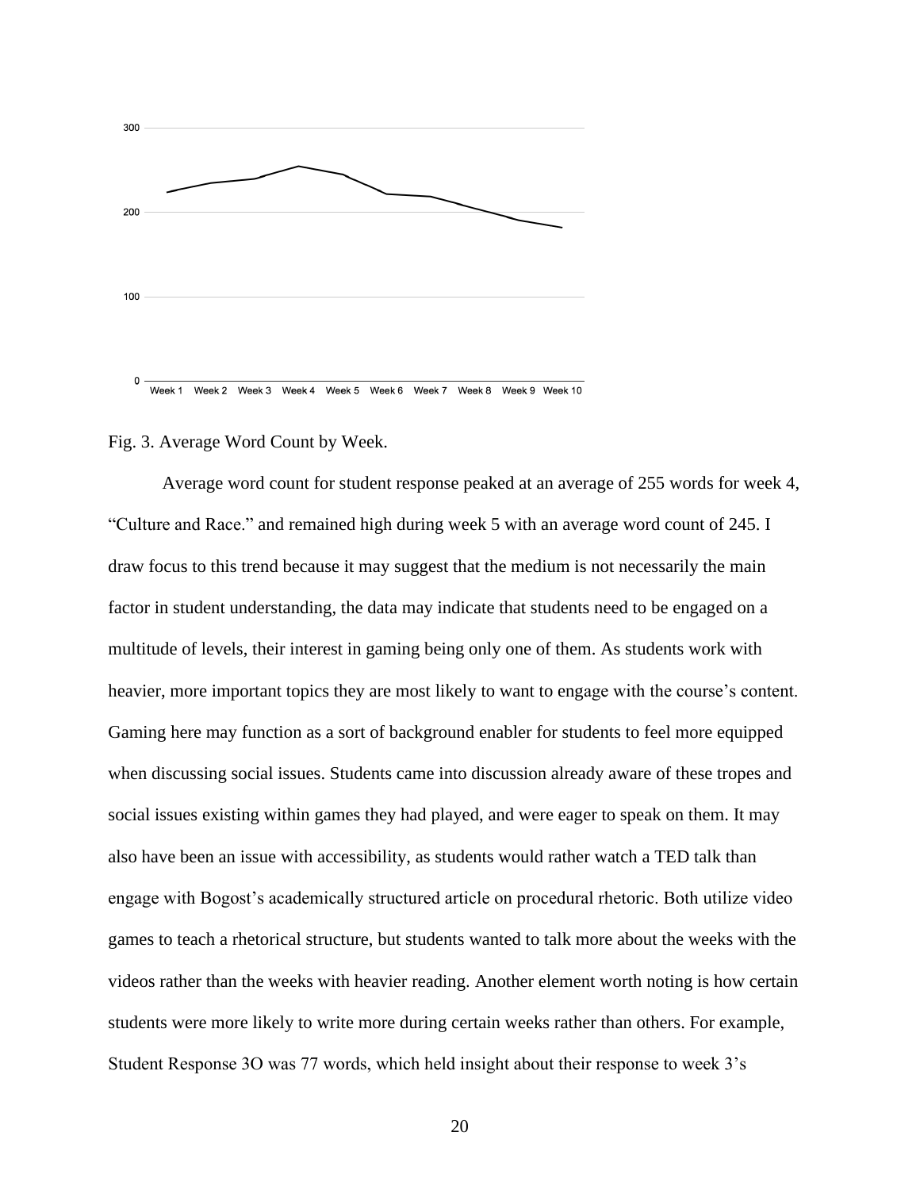Fig. 3. Average Word Count by Week.

Average word count for student response peaked at an average of 255 words for week 4, "Culture and Race." and remained high during week 5 with an average word count of 245. I draw focus to this trend because it may suggest that the medium is not necessarily the main factor in student understanding, the data may indicate that students need to be engaged on a multitude of levels, their interest in gaming being only one of them. As students work with heavier, more important topics they are most likely to want to engage with the course's content. Gaming here may function as a sort of background enabler for students to feel more equipped when discussing social issues. Students came into discussion already aware of these tropes and social issues existing within games they had played, and were eager to speak on them. It may also have been an issue with accessibility, as students would rather watch a TED talk than engage with Bogost's academically structured article on procedural rhetoric. Both utilize video games to teach a rhetorical structure, but students wanted to talk more about the weeks with the videos rather than the weeks with heavier reading. Another element worth noting is how certain students were more likely to write more during certain weeks rather than others. For example, Student Response 3O was 77 words, which held insight about their response to week 3's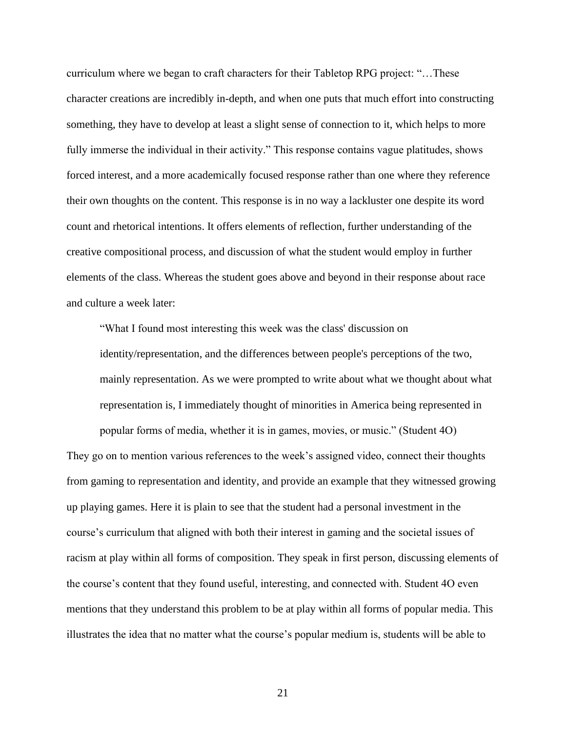curriculum where we began to craft characters for their Tabletop RPG project: "…These character creations are incredibly in-depth, and when one puts that much effort into constructing something, they have to develop at least a slight sense of connection to it, which helps to more fully immerse the individual in their activity." This response contains vague platitudes, shows forced interest, and a more academically focused response rather than one where they reference their own thoughts on the content. This response is in no way a lackluster one despite its word count and rhetorical intentions. It offers elements of reflection, further understanding of the creative compositional process, and discussion of what the student would employ in further elements of the class. Whereas the student goes above and beyond in their response about race and culture a week later:

> "What I found most interesting this week was the class' discussion on identity/representation, and the differences between people's perceptions of the two, mainly representation. As we were prompted to write about what we thought about what representation is, I immediately thought of minorities in America being represented in popular forms of media, whether it is in games, movies, or music." (Student 4O)

They go on to mention various references to the week's assigned video, connect their thoughts from gaming to representation and identity, and provide an example that they witnessed growing up playing games. Here it is plain to see that the student had a personal investment in the course's curriculum that aligned with both their interest in gaming and the societal issues of racism at play within all forms of composition. They speak in first person, discussing elements of the course's content that they found useful, interesting, and connected with. Student 4O even mentions that they understand this problem to be at play within all forms of popular media. This illustrates the idea that no matter what the course's popular medium is, students will be able to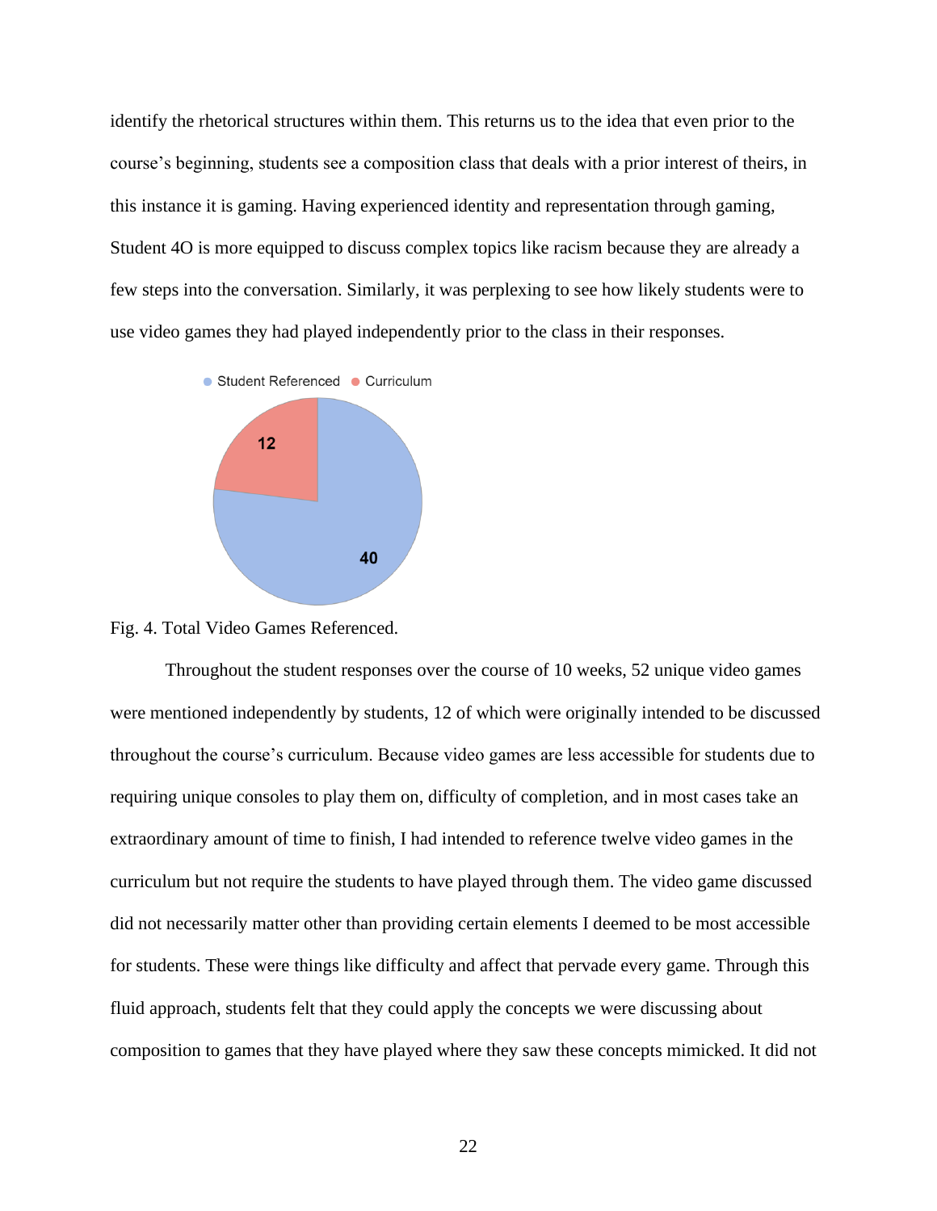identify the rhetorical structures within them. This returns us to the idea that even prior to the course's beginning, students see a composition class that deals with a prior interest of theirs, in this instance it is gaming. Having experienced identity and representation through gaming, Student 4O is more equipped to discuss complex topics like racism because they are already a few steps into the conversation. Similarly, it was perplexing to see how likely students were to use video games they had played independently prior to the class in their responses.

Fig. 4. Total Video Games Referenced.

Throughout the student responses over the course of 10 weeks, 52 unique video games were mentioned independently by students, 12 of which were originally intended to be discussed throughout the course's curriculum. Because video games are less accessible for students due to requiring unique consoles to play them on, difficulty of completion, and in most cases take an extraordinary amount of time to finish, I had intended to reference twelve video games in the curriculum but not require the students to have played through them. The video game discussed did not necessarily matter other than providing certain elements I deemed to be most accessible for students. These were things like difficulty and affect that pervade every game. Through this fluid approach, students felt that they could apply the concepts we were discussing about composition to games that they have played where they saw these concepts mimicked. It did not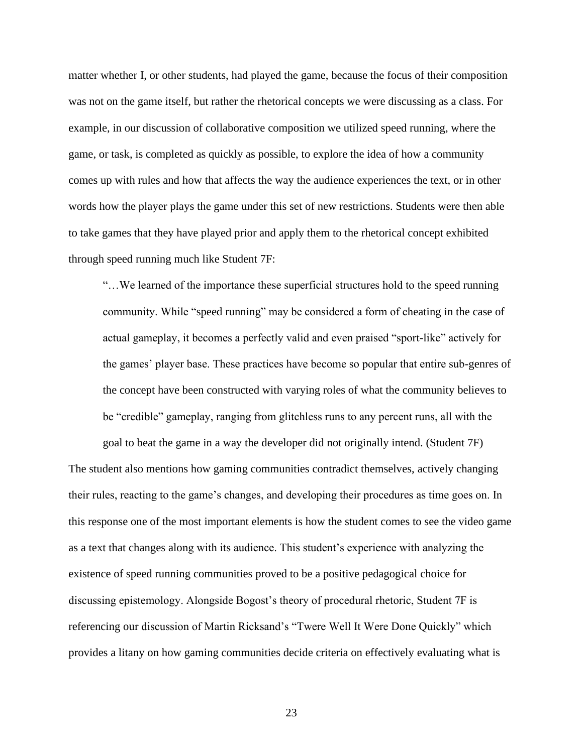matter whether I, or other students, had played the game, because the focus of their composition was not on the game itself, but rather the rhetorical concepts we were discussing as a class. For example, in our discussion of collaborative composition we utilized speed running, where the game, or task, is completed as quickly as possible, to explore the idea of how a community comes up with rules and how that affects the way the audience experiences the text, or in other words how the player plays the game under this set of new restrictions. Students were then able to take games that they have played prior and apply them to the rhetorical concept exhibited through speed running much like Student 7F:

> "…We learned of the importance these superficial structures hold to the speed running community. While "speed running" may be considered a form of cheating in the case of actual gameplay, it becomes a perfectly valid and even praised "sport-like" actively for the games' player base. These practices have become so popular that entire sub-genres of the concept have been constructed with varying roles of what the community believes to be "credible" gameplay, ranging from glitchless runs to any percent runs, all with the goal to beat the game in a way the developer did not originally intend. (Student 7F)

The student also mentions how gaming communities contradict themselves, actively changing their rules, reacting to the game's changes, and developing their procedures as time goes on. In this response one of the most important elements is how the student comes to see the video game as a text that changes along with its audience. This student's experience with analyzing the existence of speed running communities proved to be a positive pedagogical choice for discussing epistemology. Alongside Bogost's theory of procedural rhetoric, Student 7F is referencing our discussion of Martin Ricksand's "Twere Well It Were Done Quickly" which provides a litany on how gaming communities decide criteria on effectively evaluating what is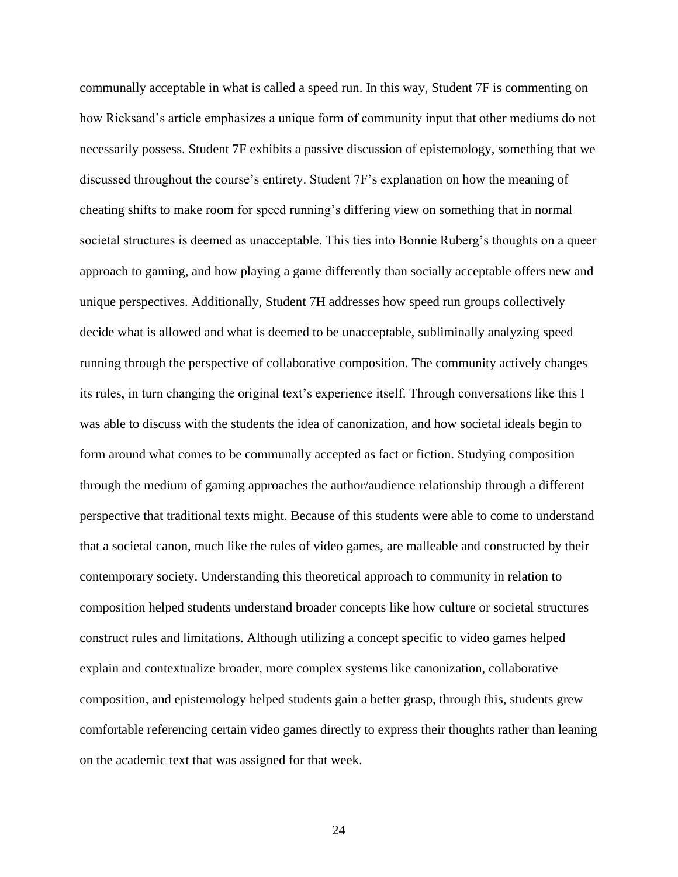communally acceptable in what is called a speed run. In this way, Student 7F is commenting on how Ricksand's article emphasizes a unique form of community input that other mediums do not necessarily possess. Student 7F exhibits a passive discussion of epistemology, something that we discussed throughout the course's entirety. Student 7F's explanation on how the meaning of cheating shifts to make room for speed running's differing view on something that in normal societal structures is deemed as unacceptable. This ties into Bonnie Ruberg's thoughts on a queer approach to gaming, and how playing a game differently than socially acceptable offers new and unique perspectives. Additionally, Student 7H addresses how speed run groups collectively decide what is allowed and what is deemed to be unacceptable, subliminally analyzing speed running through the perspective of collaborative composition. The community actively changes its rules, in turn changing the original text's experience itself. Through conversations like this I was able to discuss with the students the idea of canonization, and how societal ideals begin to form around what comes to be communally accepted as fact or fiction. Studying composition through the medium of gaming approaches the author/audience relationship through a different perspective that traditional texts might. Because of this students were able to come to understand that a societal canon, much like the rules of video games, are malleable and constructed by their contemporary society. Understanding this theoretical approach to community in relation to composition helped students understand broader concepts like how culture or societal structures construct rules and limitations. Although utilizing a concept specific to video games helped explain and contextualize broader, more complex systems like canonization, collaborative composition, and epistemology helped students gain a better grasp, through this, students grew comfortable referencing certain video games directly to express their thoughts rather than leaning on the academic text that was assigned for that week.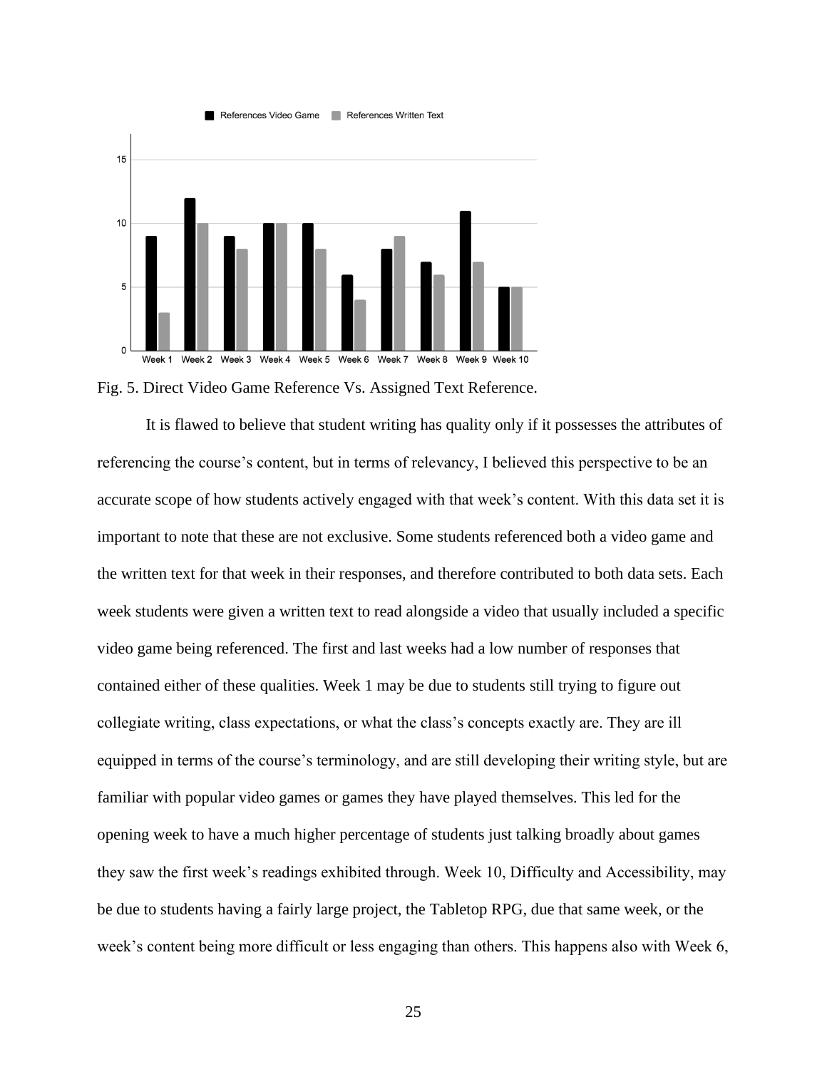Fig. 5. Direct Video Game Reference Vs. Assigned Text Reference.

It is flawed to believe that student writing has quality only if it possesses the attributes of referencing the course's content, but in terms of relevancy, I believed this perspective to be an accurate scope of how students actively engaged with that week's content. With this data set it is important to note that these are not exclusive. Some students referenced both a video game and the written text for that week in their responses, and therefore contributed to both data sets. Each week students were given a written text to read alongside a video that usually included a specific video game being referenced. The first and last weeks had a low number of responses that contained either of these qualities. Week 1 may be due to students still trying to figure out collegiate writing, class expectations, or what the class's concepts exactly are. They are ill equipped in terms of the course's terminology, and are still developing their writing style, but are familiar with popular video games or games they have played themselves. This led for the opening week to have a much higher percentage of students just talking broadly about games they saw the first week's readings exhibited through. Week 10, Difficulty and Accessibility, may be due to students having a fairly large project, the Tabletop RPG, due that same week, or the week's content being more difficult or less engaging than others. This happens also with Week 6,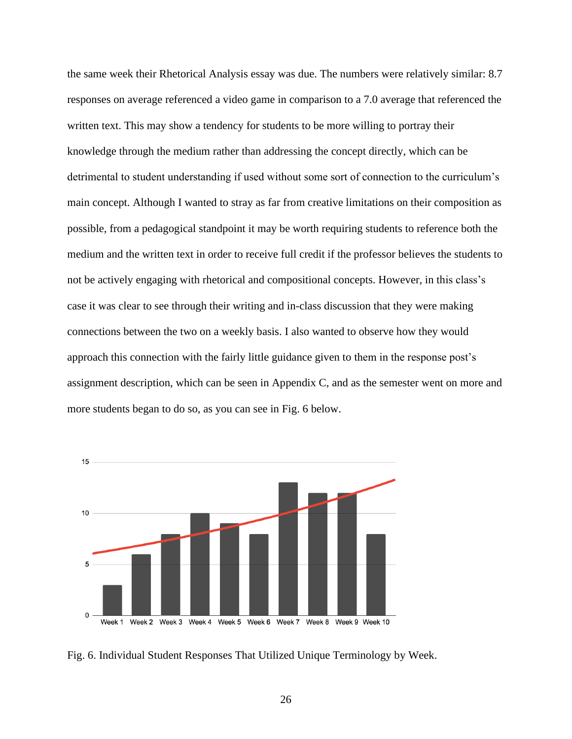the same week their Rhetorical Analysis essay was due. The numbers were relatively similar: 8.7 responses on average referenced a video game in comparison to a 7.0 average that referenced the written text. This may show a tendency for students to be more willing to portray their knowledge through the medium rather than addressing the concept directly, which can be detrimental to student understanding if used without some sort of connection to the curriculum's main concept. Although I wanted to stray as far from creative limitations on their composition as possible, from a pedagogical standpoint it may be worth requiring students to reference both the medium and the written text in order to receive full credit if the professor believes the students to not be actively engaging with rhetorical and compositional concepts. However, in this class's case it was clear to see through their writing and in-class discussion that they were making connections between the two on a weekly basis. I also wanted to observe how they would approach this connection with the fairly little guidance given to them in the response post's assignment description, which can be seen in Appendix C, and as the semester went on more and more students began to do so, as you can see in Fig. 6 below.

Fig. 6. Individual Student Responses That Utilized Unique Terminology by Week.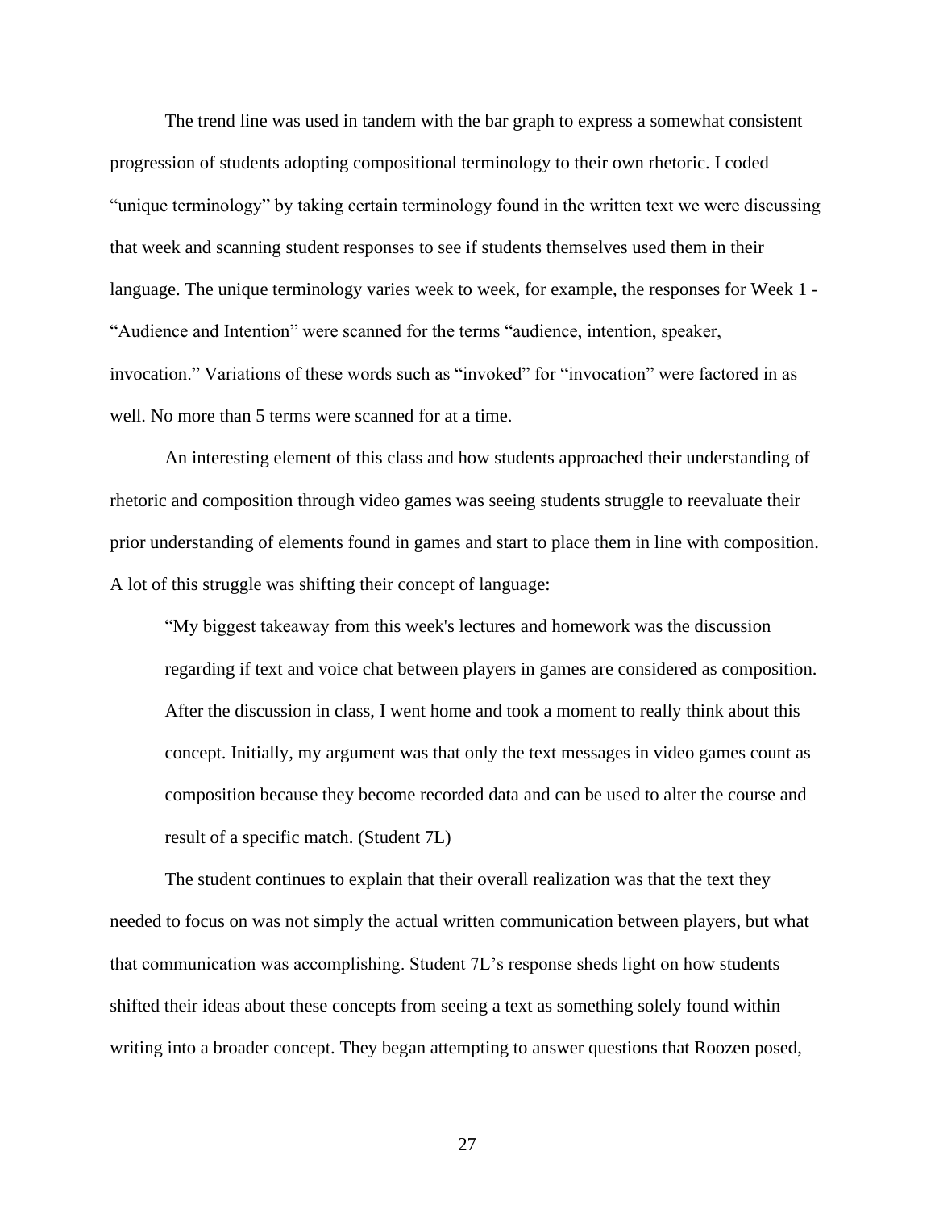The trend line was used in tandem with the bar graph to express a somewhat consistent progression of students adopting compositional terminology to their own rhetoric. I coded "unique terminology" by taking certain terminology found in the written text we were discussing that week and scanning student responses to see if students themselves used them in their language. The unique terminology varies week to week, for example, the responses for Week 1 - "Audience and Intention" were scanned for the terms "audience, intention, speaker, invocation." Variations of these words such as "invoked" for "invocation" were factored in as well. No more than 5 terms were scanned for at a time.

An interesting element of this class and how students approached their understanding of rhetoric and composition through video games was seeing students struggle to reevaluate their prior understanding of elements found in games and start to place them in line with composition. A lot of this struggle was shifting their concept of language:

> "My biggest takeaway from this week's lectures and homework was the discussion regarding if text and voice chat between players in games are considered as composition. After the discussion in class, I went home and took a moment to really think about this concept. Initially, my argument was that only the text messages in video games count as composition because they become recorded data and can be used to alter the course and result of a specific match. (Student 7L)

The student continues to explain that their overall realization was that the text they needed to focus on was not simply the actual written communication between players, but what that communication was accomplishing. Student 7L's response sheds light on how students shifted their ideas about these concepts from seeing a text as something solely found within writing into a broader concept. They began attempting to answer questions that Roozen posed,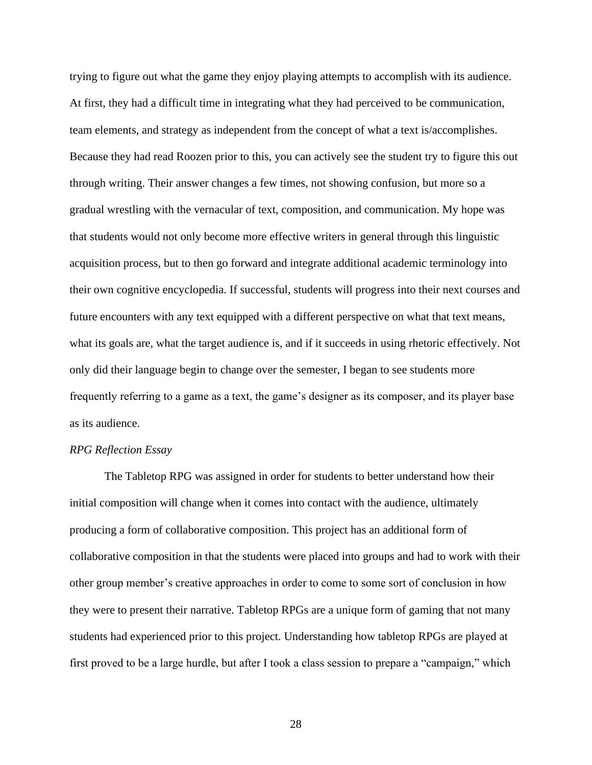trying to figure out what the game they enjoy playing attempts to accomplish with its audience. At first, they had a difficult time in integrating what they had perceived to be communication, team elements, and strategy as independent from the concept of what a text is/accomplishes. Because they had read Roozen prior to this, you can actively see the student try to figure this out through writing. Their answer changes a few times, not showing confusion, but more so a gradual wrestling with the vernacular of text, composition, and communication. My hope was that students would not only become more effective writers in general through this linguistic acquisition process, but to then go forward and integrate additional academic terminology into their own cognitive encyclopedia. If successful, students will progress into their next courses and future encounters with any text equipped with a different perspective on what that text means, what its goals are, what the target audience is, and if it succeeds in using rhetoric effectively. Not only did their language begin to change over the semester, I began to see students more frequently referring to a game as a text, the game's designer as its composer, and its player base as its audience.

*RPG Reflection Essay*

The Tabletop RPG was assigned in order for students to better understand how their initial composition will change when it comes into contact with the audience, ultimately producing a form of collaborative composition. This project has an additional form of collaborative composition in that the students were placed into groups and had to work with their other group member's creative approaches in order to come to some sort of conclusion in how they were to present their narrative. Tabletop RPGs are a unique form of gaming that not many students had experienced prior to this project. Understanding how tabletop RPGs are played at first proved to be a large hurdle, but after I took a class session to prepare a "campaign," which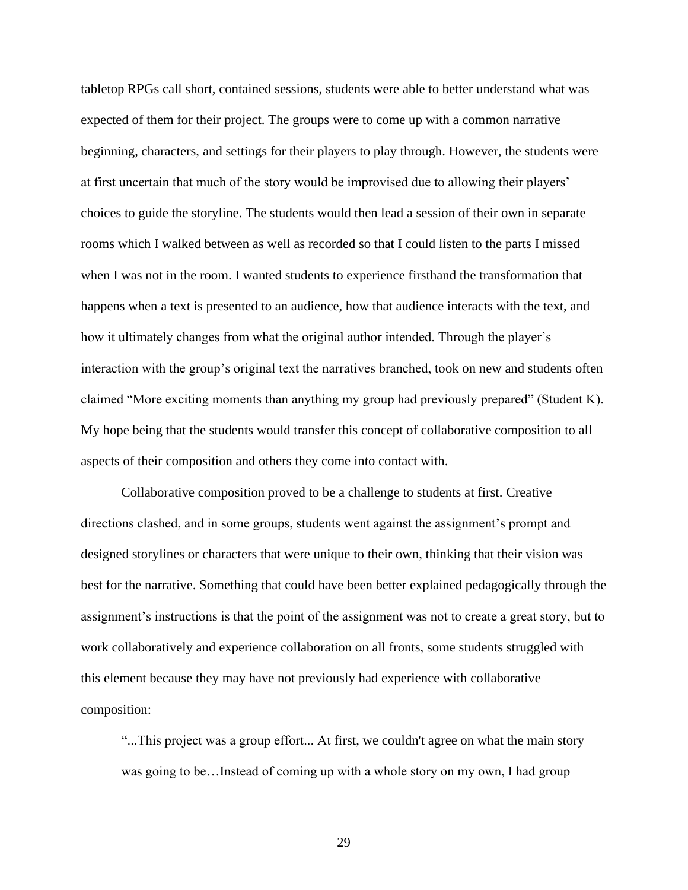tabletop RPGs call short, contained sessions, students were able to better understand what was expected of them for their project. The groups were to come up with a common narrative beginning, characters, and settings for their players to play through. However, the students were at first uncertain that much of the story would be improvised due to allowing their players' choices to guide the storyline. The students would then lead a session of their own in separate rooms which I walked between as well as recorded so that I could listen to the parts I missed when I was not in the room. I wanted students to experience firsthand the transformation that happens when a text is presented to an audience, how that audience interacts with the text, and how it ultimately changes from what the original author intended. Through the player's interaction with the group's original text the narratives branched, took on new and students often claimed "More exciting moments than anything my group had previously prepared" (Student K). My hope being that the students would transfer this concept of collaborative composition to all aspects of their composition and others they come into contact with.

Collaborative composition proved to be a challenge to students at first. Creative directions clashed, and in some groups, students went against the assignment's prompt and designed storylines or characters that were unique to their own, thinking that their vision was best for the narrative. Something that could have been better explained pedagogically through the assignment's instructions is that the point of the assignment was not to create a great story, but to work collaboratively and experience collaboration on all fronts, some students struggled with this element because they may have not previously had experience with collaborative composition:

> "...This project was a group effort... At first, we couldn't agree on what the main story was going to be…Instead of coming up with a whole story on my own, I had group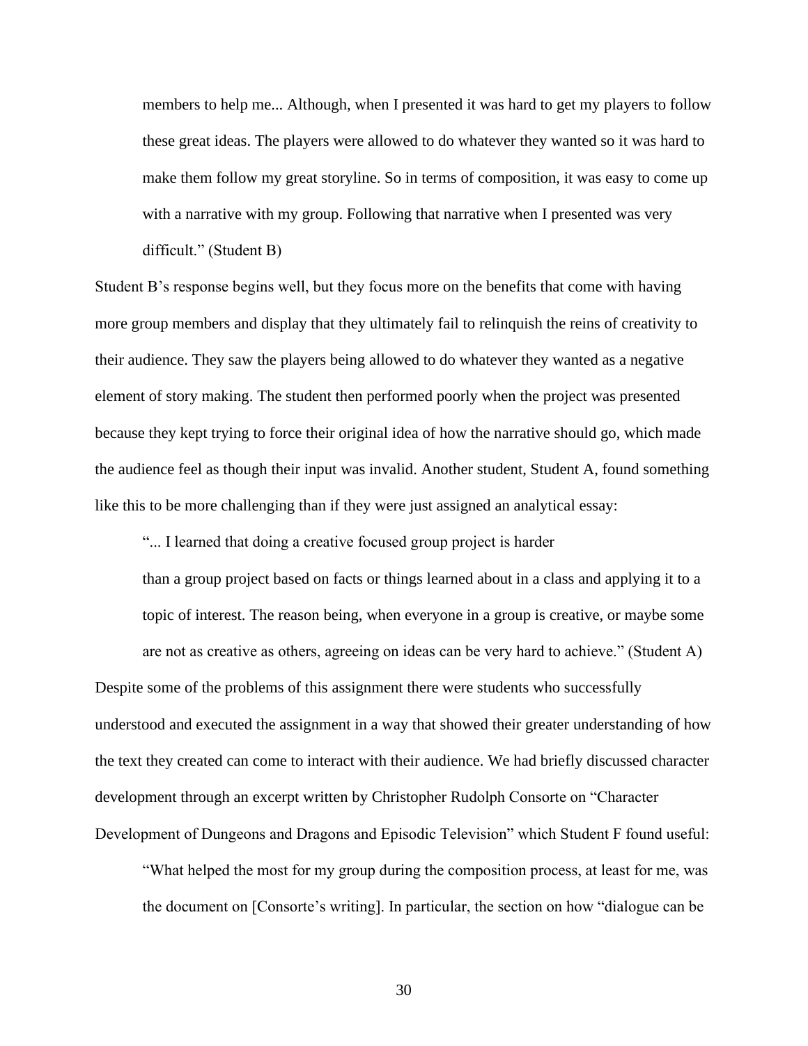> members to help me... Although, when I presented it was hard to get my players to follow these great ideas. The players were allowed to do whatever they wanted so it was hard to make them follow my great storyline. So in terms of composition, it was easy to come up with a narrative with my group. Following that narrative when I presented was very difficult." (Student B)

Student B's response begins well, but they focus more on the benefits that come with having more group members and display that they ultimately fail to relinquish the reins of creativity to their audience. They saw the players being allowed to do whatever they wanted as a negative element of story making. The student then performed poorly when the project was presented because they kept trying to force their original idea of how the narrative should go, which made the audience feel as though their input was invalid. Another student, Student A, found something like this to be more challenging than if they were just assigned an analytical essay:

> "... I learned that doing a creative focused group project is harder than a group project based on facts or things learned about in a class and applying it to a topic of interest. The reason being, when everyone in a group is creative, or maybe some are not as creative as others, agreeing on ideas can be very hard to achieve." (Student A)

Despite some of the problems of this assignment there were students who successfully understood and executed the assignment in a way that showed their greater understanding of how the text they created can come to interact with their audience. We had briefly discussed character development through an excerpt written by Christopher Rudolph Consorte on "Character Development of Dungeons and Dragons and Episodic Television" which Student F found useful:

> "What helped the most for my group during the composition process, at least for me, was the document on [Consorte's writing]. In particular, the section on how "dialogue can be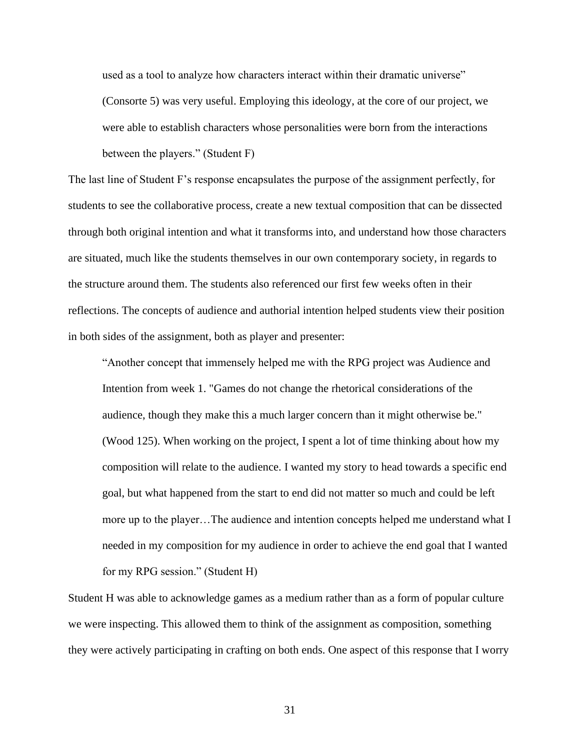> used as a tool to analyze how characters interact within their dramatic universe" (Consorte 5) was very useful. Employing this ideology, at the core of our project, we were able to establish characters whose personalities were born from the interactions between the players." (Student F)

The last line of Student F's response encapsulates the purpose of the assignment perfectly, for students to see the collaborative process, create a new textual composition that can be dissected through both original intention and what it transforms into, and understand how those characters are situated, much like the students themselves in our own contemporary society, in regards to the structure around them. The students also referenced our first few weeks often in their reflections. The concepts of audience and authorial intention helped students view their position in both sides of the assignment, both as player and presenter:

> "Another concept that immensely helped me with the RPG project was Audience and Intention from week 1. "Games do not change the rhetorical considerations of the audience, though they make this a much larger concern than it might otherwise be." (Wood 125). When working on the project, I spent a lot of time thinking about how my composition will relate to the audience. I wanted my story to head towards a specific end goal, but what happened from the start to end did not matter so much and could be left more up to the player…The audience and intention concepts helped me understand what I needed in my composition for my audience in order to achieve the end goal that I wanted for my RPG session." (Student H)

Student H was able to acknowledge games as a medium rather than as a form of popular culture we were inspecting. This allowed them to think of the assignment as composition, something they were actively participating in crafting on both ends. One aspect of this response that I worry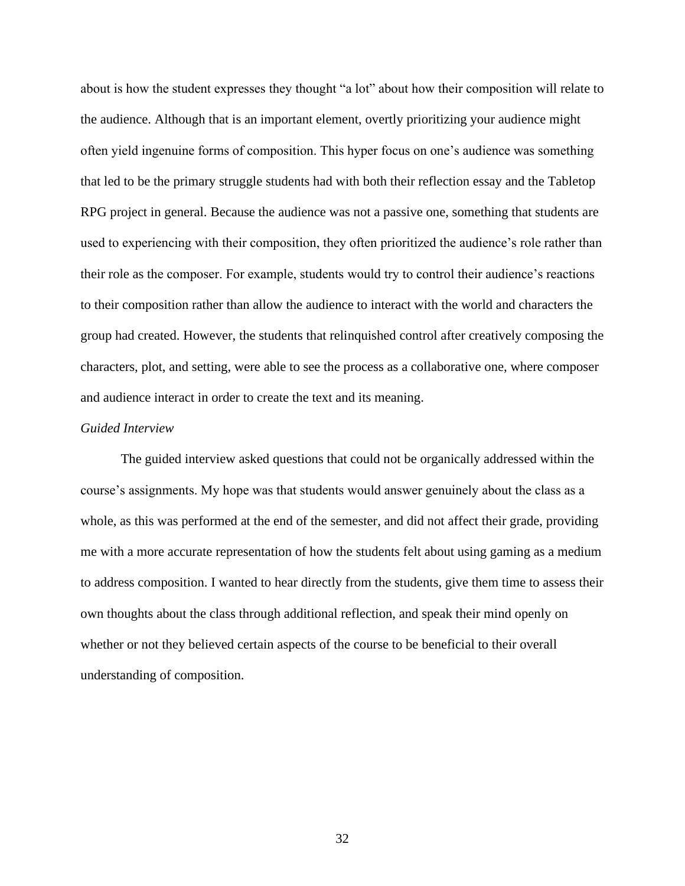about is how the student expresses they thought "a lot" about how their composition will relate to the audience. Although that is an important element, overtly prioritizing your audience might often yield ingenuine forms of composition. This hyper focus on one's audience was something that led to be the primary struggle students had with both their reflection essay and the Tabletop RPG project in general. Because the audience was not a passive one, something that students are used to experiencing with their composition, they often prioritized the audience's role rather than their role as the composer. For example, students would try to control their audience's reactions to their composition rather than allow the audience to interact with the world and characters the group had created. However, the students that relinquished control after creatively composing the characters, plot, and setting, were able to see the process as a collaborative one, where composer and audience interact in order to create the text and its meaning.

*Guided Interview*

The guided interview asked questions that could not be organically addressed within the course's assignments. My hope was that students would answer genuinely about the class as a whole, as this was performed at the end of the semester, and did not affect their grade, providing me with a more accurate representation of how the students felt about using gaming as a medium to address composition. I wanted to hear directly from the students, give them time to assess their own thoughts about the class through additional reflection, and speak their mind openly on whether or not they believed certain aspects of the course to be beneficial to their overall understanding of composition.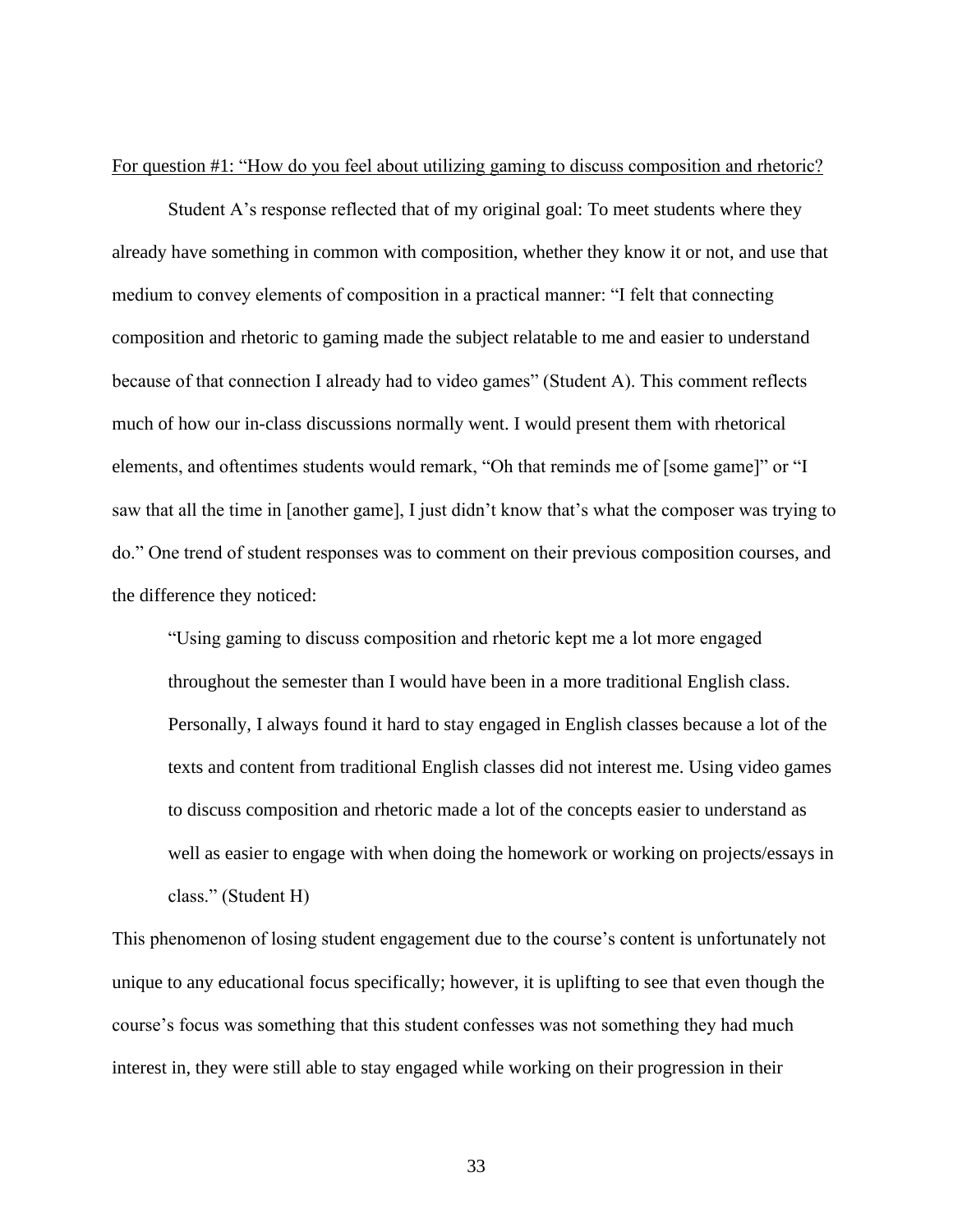<u>For question #1: "How do you feel about utilizing gaming to discuss composition and rhetoric?</u>

Student A's response reflected that of my original goal: To meet students where they already have something in common with composition, whether they know it or not, and use that medium to convey elements of composition in a practical manner: "I felt that connecting composition and rhetoric to gaming made the subject relatable to me and easier to understand because of that connection I already had to video games" (Student A). This comment reflects much of how our in-class discussions normally went. I would present them with rhetorical elements, and oftentimes students would remark, "Oh that reminds me of [some game]" or "I saw that all the time in [another game], I just didn't know that's what the composer was trying to do." One trend of student responses was to comment on their previous composition courses, and the difference they noticed:

> "Using gaming to discuss composition and rhetoric kept me a lot more engaged throughout the semester than I would have been in a more traditional English class. Personally, I always found it hard to stay engaged in English classes because a lot of the texts and content from traditional English classes did not interest me. Using video games to discuss composition and rhetoric made a lot of the concepts easier to understand as well as easier to engage with when doing the homework or working on projects/essays in class." (Student H)

This phenomenon of losing student engagement due to the course's content is unfortunately not unique to any educational focus specifically; however, it is uplifting to see that even though the course's focus was something that this student confesses was not something they had much interest in, they were still able to stay engaged while working on their progression in their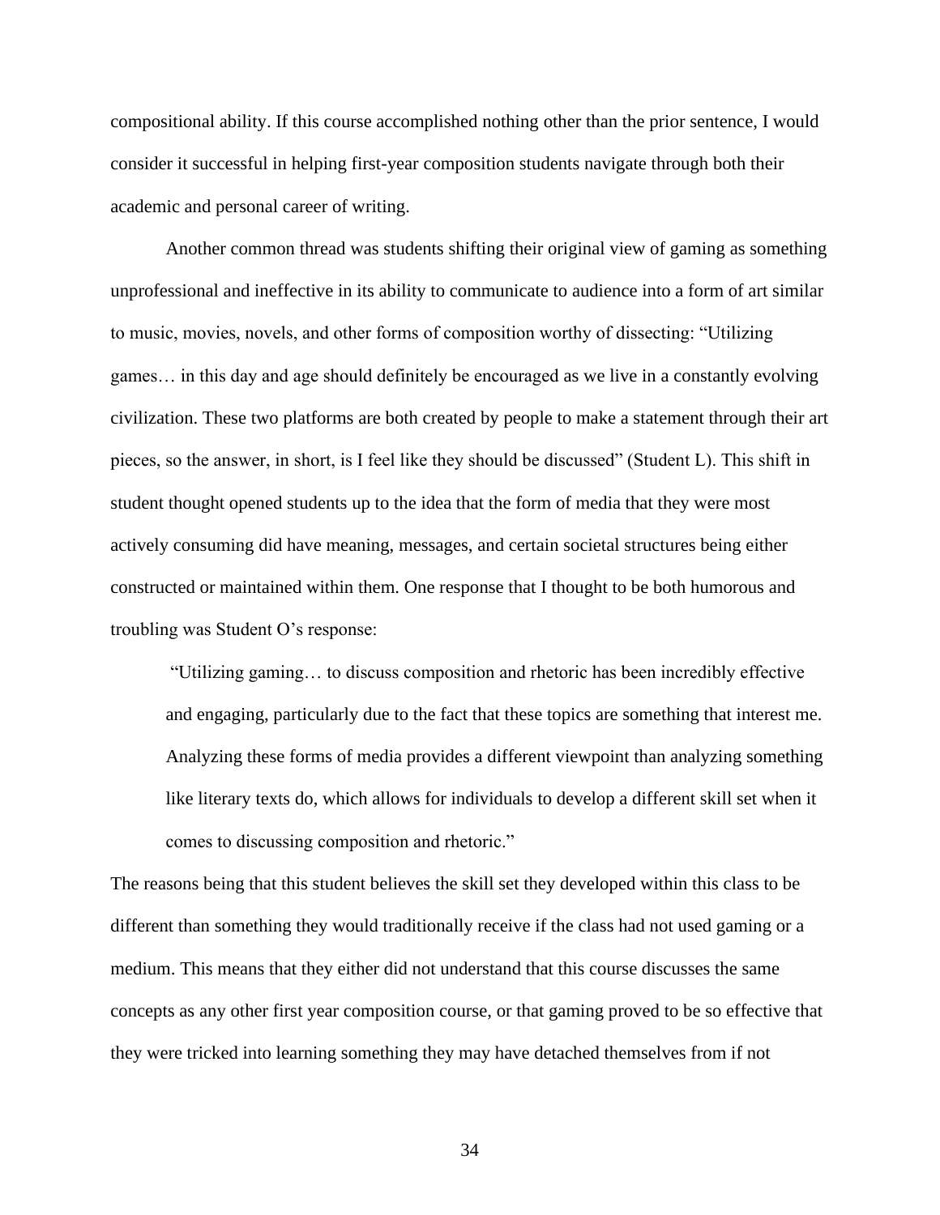compositional ability. If this course accomplished nothing other than the prior sentence, I would consider it successful in helping first-year composition students navigate through both their academic and personal career of writing.

Another common thread was students shifting their original view of gaming as something unprofessional and ineffective in its ability to communicate to audience into a form of art similar to music, movies, novels, and other forms of composition worthy of dissecting: "Utilizing games… in this day and age should definitely be encouraged as we live in a constantly evolving civilization. These two platforms are both created by people to make a statement through their art pieces, so the answer, in short, is I feel like they should be discussed" (Student L). This shift in student thought opened students up to the idea that the form of media that they were most actively consuming did have meaning, messages, and certain societal structures being either constructed or maintained within them. One response that I thought to be both humorous and troubling was Student O's response:

> "Utilizing gaming… to discuss composition and rhetoric has been incredibly effective and engaging, particularly due to the fact that these topics are something that interest me. Analyzing these forms of media provides a different viewpoint than analyzing something like literary texts do, which allows for individuals to develop a different skill set when it comes to discussing composition and rhetoric."

The reasons being that this student believes the skill set they developed within this class to be different than something they would traditionally receive if the class had not used gaming or a medium. This means that they either did not understand that this course discusses the same concepts as any other first year composition course, or that gaming proved to be so effective that they were tricked into learning something they may have detached themselves from if not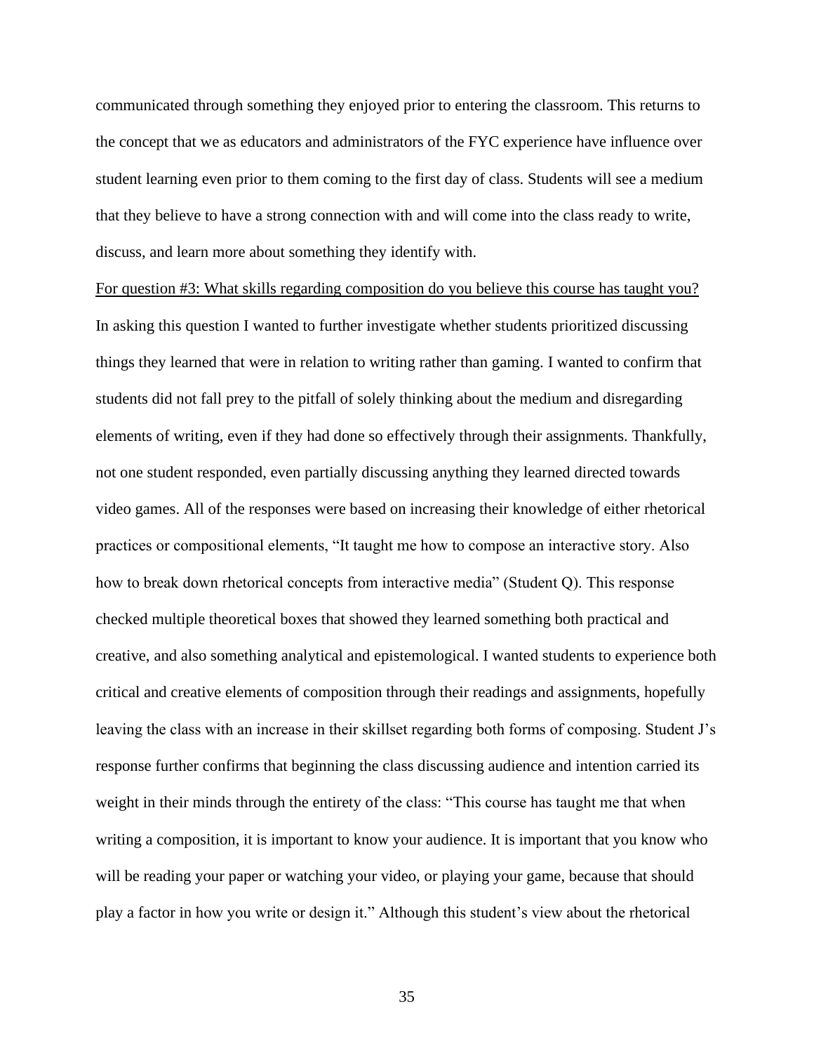communicated through something they enjoyed prior to entering the classroom. This returns to the concept that we as educators and administrators of the FYC experience have influence over student learning even prior to them coming to the first day of class. Students will see a medium that they believe to have a strong connection with and will come into the class ready to write, discuss, and learn more about something they identify with.

<u>For question #3: What skills regarding composition do you believe this course has taught you?</u>

In asking this question I wanted to further investigate whether students prioritized discussing things they learned that were in relation to writing rather than gaming. I wanted to confirm that students did not fall prey to the pitfall of solely thinking about the medium and disregarding elements of writing, even if they had done so effectively through their assignments. Thankfully, not one student responded, even partially discussing anything they learned directed towards video games. All of the responses were based on increasing their knowledge of either rhetorical practices or compositional elements, "It taught me how to compose an interactive story. Also how to break down rhetorical concepts from interactive media" (Student Q). This response checked multiple theoretical boxes that showed they learned something both practical and creative, and also something analytical and epistemological. I wanted students to experience both critical and creative elements of composition through their readings and assignments, hopefully leaving the class with an increase in their skillset regarding both forms of composing. Student J's response further confirms that beginning the class discussing audience and intention carried its weight in their minds through the entirety of the class: "This course has taught me that when writing a composition, it is important to know your audience. It is important that you know who will be reading your paper or watching your video, or playing your game, because that should play a factor in how you write or design it." Although this student's view about the rhetorical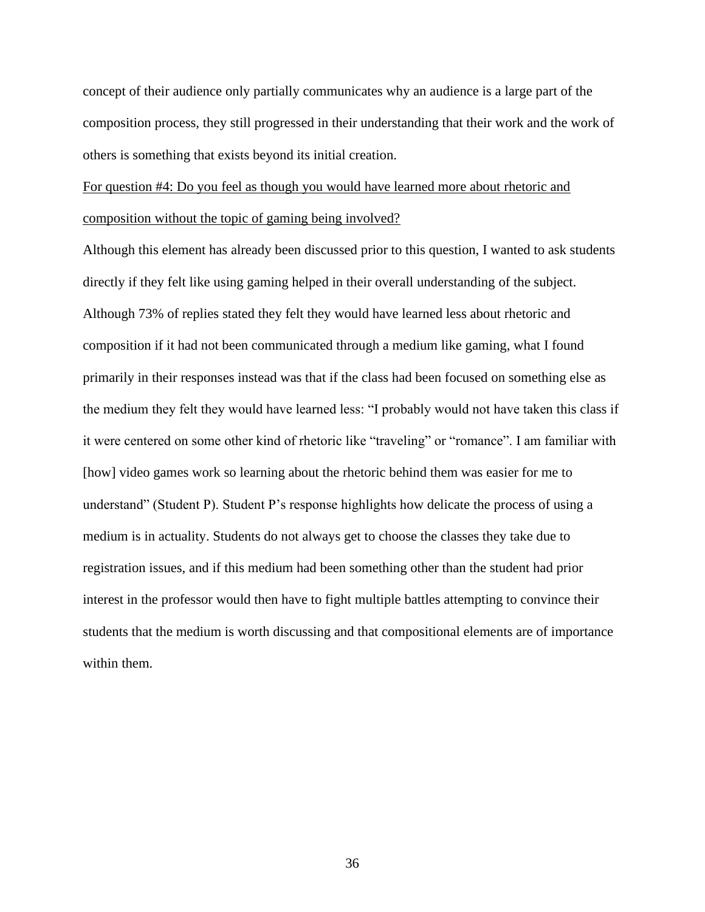concept of their audience only partially communicates why an audience is a large part of the composition process, they still progressed in their understanding that their work and the work of others is something that exists beyond its initial creation.

<u>For question #4: Do you feel as though you would have learned more about rhetoric and composition without the topic of gaming being involved?</u>

Although this element has already been discussed prior to this question, I wanted to ask students directly if they felt like using gaming helped in their overall understanding of the subject. Although 73% of replies stated they felt they would have learned less about rhetoric and composition if it had not been communicated through a medium like gaming, what I found primarily in their responses instead was that if the class had been focused on something else as the medium they felt they would have learned less: "I probably would not have taken this class if it were centered on some other kind of rhetoric like "traveling" or "romance". I am familiar with [how] video games work so learning about the rhetoric behind them was easier for me to understand" (Student P). Student P's response highlights how delicate the process of using a medium is in actuality. Students do not always get to choose the classes they take due to registration issues, and if this medium had been something other than the student had prior interest in the professor would then have to fight multiple battles attempting to convince their students that the medium is worth discussing and that compositional elements are of importance within them.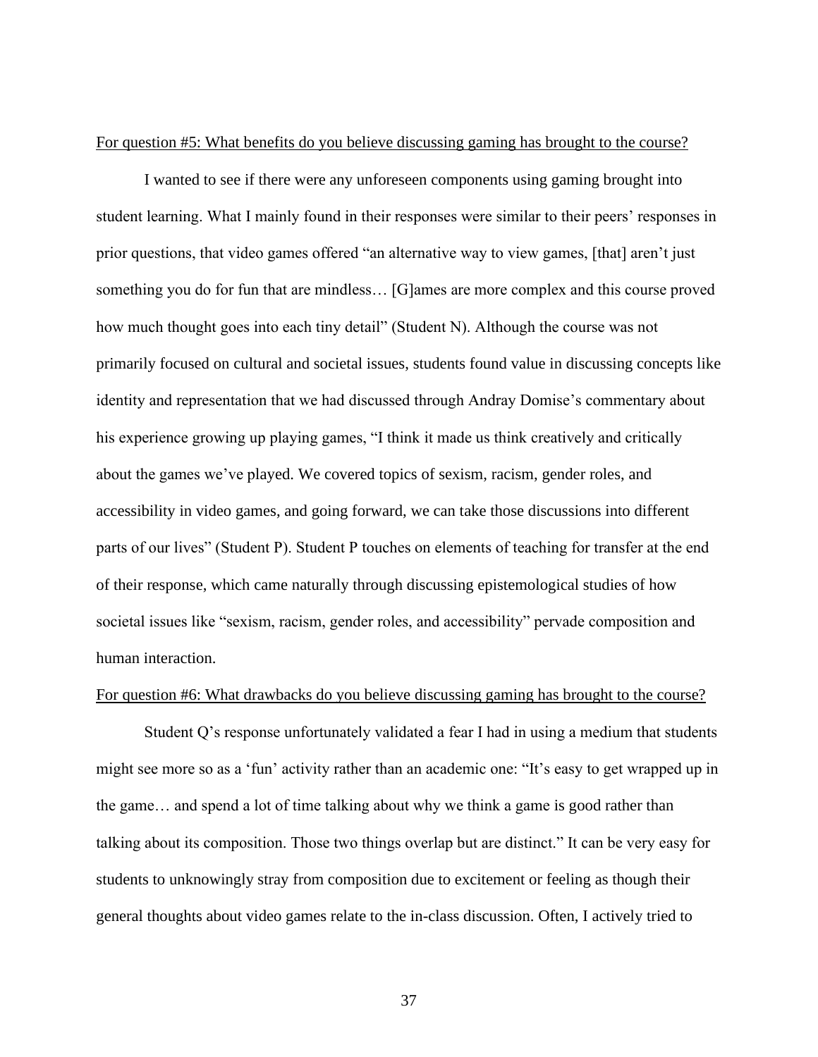<u>For question #5: What benefits do you believe discussing gaming has brought to the course?</u>

I wanted to see if there were any unforeseen components using gaming brought into student learning. What I mainly found in their responses were similar to their peers' responses in prior questions, that video games offered "an alternative way to view games, [that] aren't just something you do for fun that are mindless… [G]ames are more complex and this course proved how much thought goes into each tiny detail" (Student N). Although the course was not primarily focused on cultural and societal issues, students found value in discussing concepts like identity and representation that we had discussed through Andray Domise's commentary about his experience growing up playing games, "I think it made us think creatively and critically about the games we've played. We covered topics of sexism, racism, gender roles, and accessibility in video games, and going forward, we can take those discussions into different parts of our lives" (Student P). Student P touches on elements of teaching for transfer at the end of their response, which came naturally through discussing epistemological studies of how societal issues like "sexism, racism, gender roles, and accessibility" pervade composition and human interaction.

<u>For question #6: What drawbacks do you believe discussing gaming has brought to the course?</u>

Student Q's response unfortunately validated a fear I had in using a medium that students might see more so as a 'fun' activity rather than an academic one: "It's easy to get wrapped up in the game… and spend a lot of time talking about why we think a game is good rather than talking about its composition. Those two things overlap but are distinct." It can be very easy for students to unknowingly stray from composition due to excitement or feeling as though their general thoughts about video games relate to the in-class discussion. Often, I actively tried to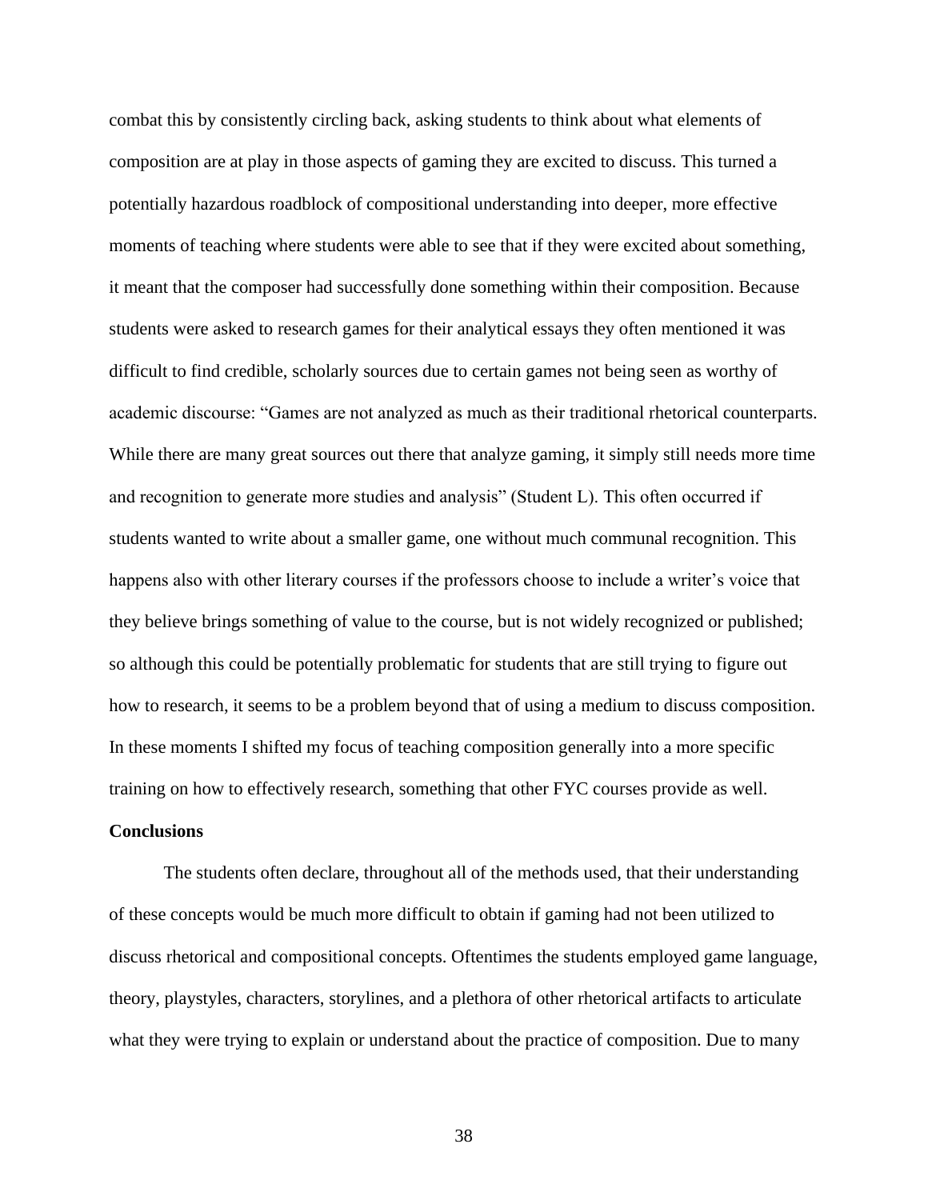combat this by consistently circling back, asking students to think about what elements of composition are at play in those aspects of gaming they are excited to discuss. This turned a potentially hazardous roadblock of compositional understanding into deeper, more effective moments of teaching where students were able to see that if they were excited about something, it meant that the composer had successfully done something within their composition. Because students were asked to research games for their analytical essays they often mentioned it was difficult to find credible, scholarly sources due to certain games not being seen as worthy of academic discourse: "Games are not analyzed as much as their traditional rhetorical counterparts. While there are many great sources out there that analyze gaming, it simply still needs more time and recognition to generate more studies and analysis" (Student L). This often occurred if students wanted to write about a smaller game, one without much communal recognition. This happens also with other literary courses if the professors choose to include a writer's voice that they believe brings something of value to the course, but is not widely recognized or published; so although this could be potentially problematic for students that are still trying to figure out how to research, it seems to be a problem beyond that of using a medium to discuss composition. In these moments I shifted my focus of teaching composition generally into a more specific training on how to effectively research, something that other FYC courses provide as well.

**Conclusions**

The students often declare, throughout all of the methods used, that their understanding of these concepts would be much more difficult to obtain if gaming had not been utilized to discuss rhetorical and compositional concepts. Oftentimes the students employed game language, theory, playstyles, characters, storylines, and a plethora of other rhetorical artifacts to articulate what they were trying to explain or understand about the practice of composition. Due to many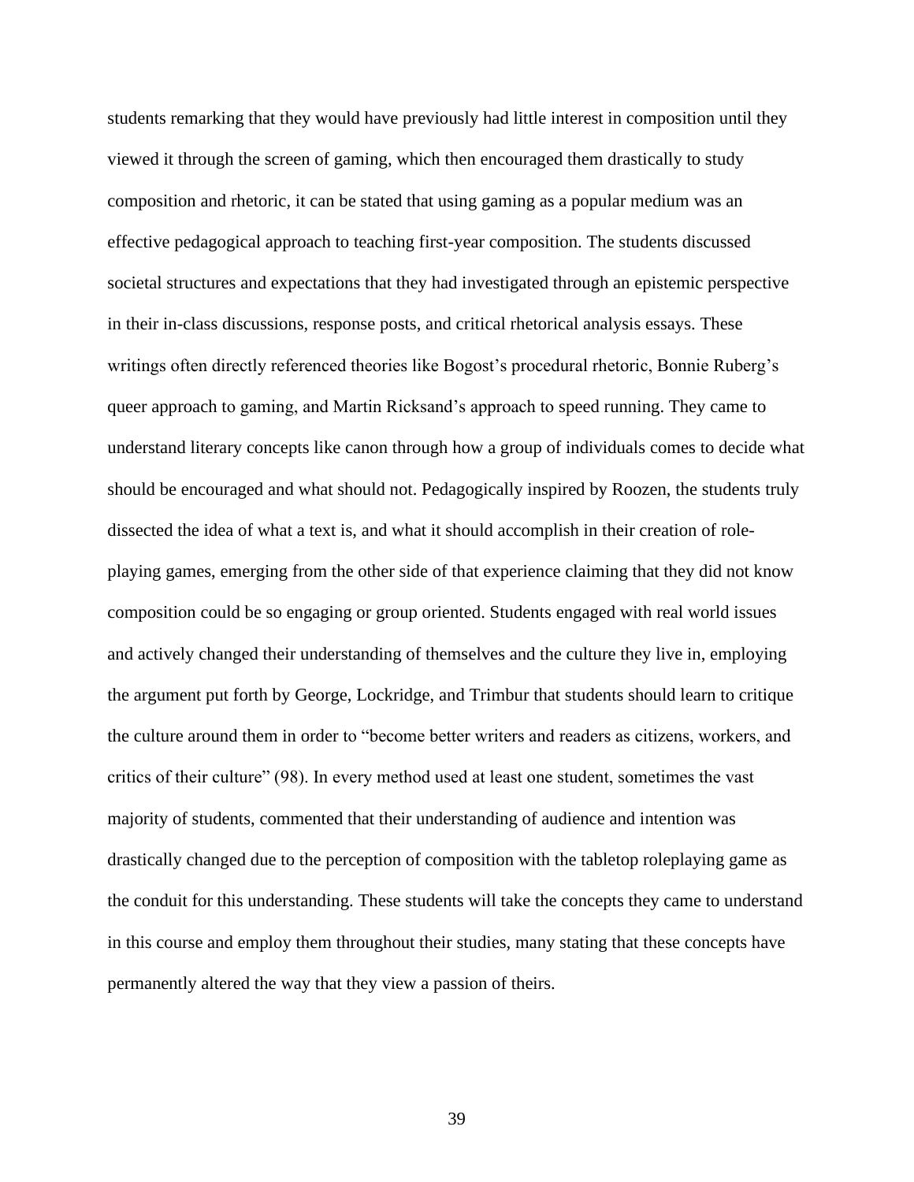students remarking that they would have previously had little interest in composition until they viewed it through the screen of gaming, which then encouraged them drastically to study composition and rhetoric, it can be stated that using gaming as a popular medium was an effective pedagogical approach to teaching first-year composition. The students discussed societal structures and expectations that they had investigated through an epistemic perspective in their in-class discussions, response posts, and critical rhetorical analysis essays. These writings often directly referenced theories like Bogost's procedural rhetoric, Bonnie Ruberg's queer approach to gaming, and Martin Ricksand's approach to speed running. They came to understand literary concepts like canon through how a group of individuals comes to decide what should be encouraged and what should not. Pedagogically inspired by Roozen, the students truly dissected the idea of what a text is, and what it should accomplish in their creation of role-playing games, emerging from the other side of that experience claiming that they did not know composition could be so engaging or group oriented. Students engaged with real world issues and actively changed their understanding of themselves and the culture they live in, employing the argument put forth by George, Lockridge, and Trimbur that students should learn to critique the culture around them in order to "become better writers and readers as citizens, workers, and critics of their culture" (98). In every method used at least one student, sometimes the vast majority of students, commented that their understanding of audience and intention was drastically changed due to the perception of composition with the tabletop roleplaying game as the conduit for this understanding. These students will take the concepts they came to understand in this course and employ them throughout their studies, many stating that these concepts have permanently altered the way that they view a passion of theirs.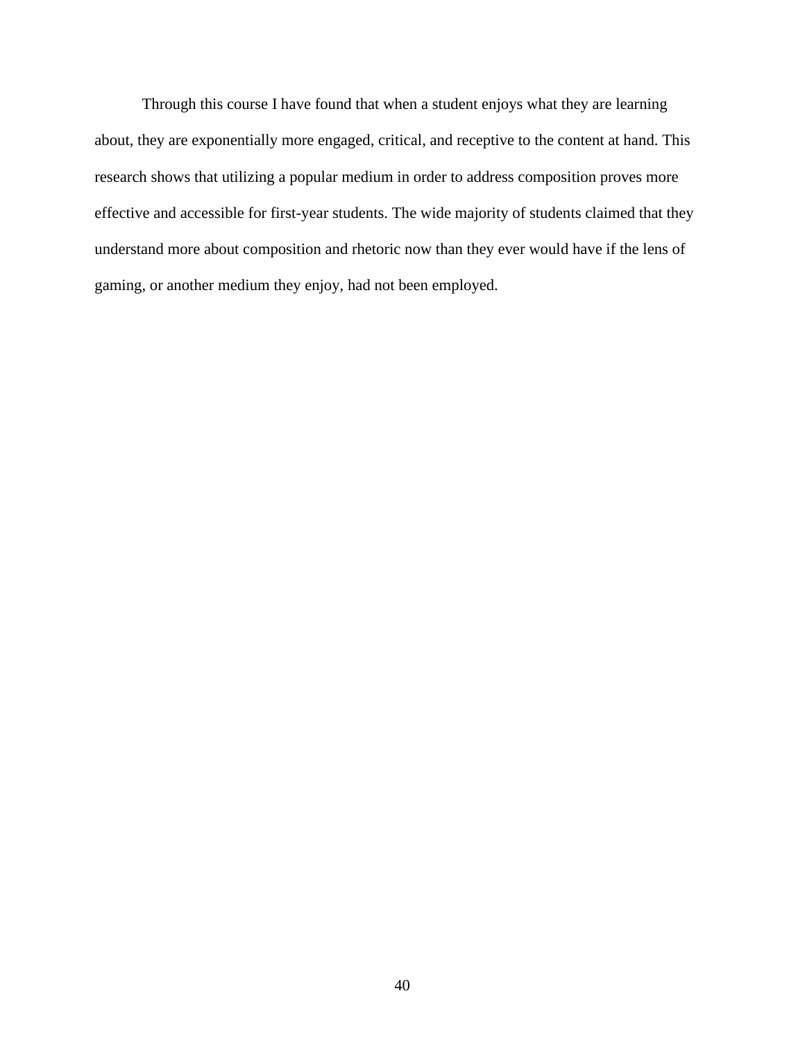Through this course I have found that when a student enjoys what they are learning about, they are exponentially more engaged, critical, and receptive to the content at hand. This research shows that utilizing a popular medium in order to address composition proves more effective and accessible for first-year students. The wide majority of students claimed that they understand more about composition and rhetoric now than they ever would have if the lens of gaming, or another medium they enjoy, had not been employed.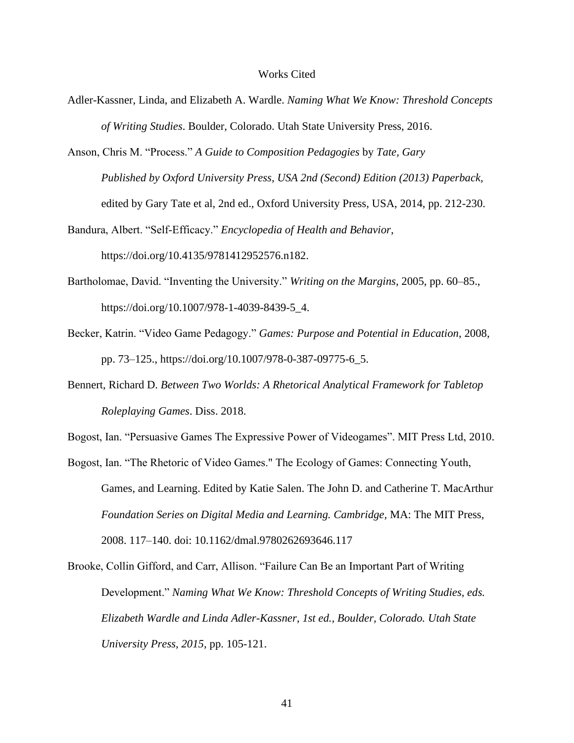# Works Cited

Adler-Kassner, Linda, and Elizabeth A. Wardle. *Naming What We Know: Threshold Concepts of Writing Studies*. Boulder, Colorado. Utah State University Press, 2016.

Anson, Chris M. "Process." *A Guide to Composition Pedagogies* by *Tate, Gary Published by Oxford University Press, USA 2nd (Second) Edition (2013) Paperback,* edited by Gary Tate et al, 2nd ed., Oxford University Press, USA, 2014, pp. 212-230.

Bandura, Albert. "Self-Efficacy." *Encyclopedia of Health and Behavior*, https://doi.org/10.4135/9781412952576.n182.

Bartholomae, David. "Inventing the University." *Writing on the Margins*, 2005, pp. 60–85., https://doi.org/10.1007/978-1-4039-8439-5_4.

Becker, Katrin. "Video Game Pedagogy." *Games: Purpose and Potential in Education*, 2008, pp. 73–125., https://doi.org/10.1007/978-0-387-09775-6_5.

Bennert, Richard D. *Between Two Worlds: A Rhetorical Analytical Framework for Tabletop Roleplaying Games*. Diss. 2018.

Bogost, Ian. "Persuasive Games The Expressive Power of Videogames". MIT Press Ltd, 2010.

Bogost, Ian. "The Rhetoric of Video Games." The Ecology of Games: Connecting Youth, Games, and Learning. Edited by Katie Salen. The John D. and Catherine T. MacArthur *Foundation Series on Digital Media and Learning. Cambridge,* MA: The MIT Press, 2008. 117–140. doi: 10.1162/dmal.9780262693646.117

Brooke, Collin Gifford, and Carr, Allison. "Failure Can Be an Important Part of Writing Development." *Naming What We Know: Threshold Concepts of Writing Studies, eds. Elizabeth Wardle and Linda Adler-Kassner, 1st ed., Boulder, Colorado. Utah State University Press, 2015,* pp. 105-121.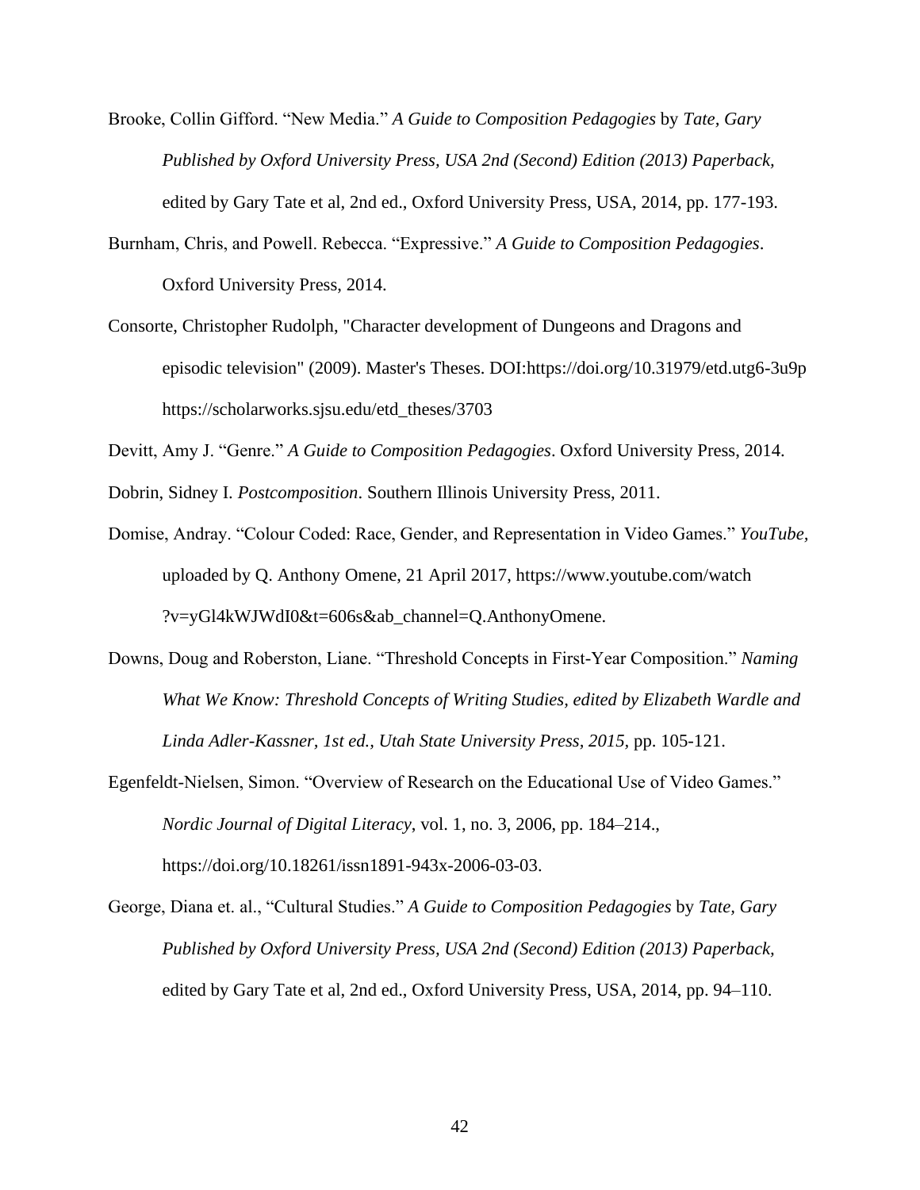Brooke, Collin Gifford. “New Media.” *A Guide to Composition Pedagogies* by *Tate, Gary Published by Oxford University Press, USA 2nd (Second) Edition (2013) Paperback*, edited by Gary Tate et al, 2nd ed., Oxford University Press, USA, 2014, pp. 177-193.

Burnham, Chris, and Powell. Rebecca. “Expressive.” *A Guide to Composition Pedagogies*. Oxford University Press, 2014.

Consorte, Christopher Rudolph, "Character development of Dungeons and Dragons and episodic television" (2009). Master's Theses. DOI:https://doi.org/10.31979/etd.utg6-3u9p https://scholarworks.sjsu.edu/etd_theses/3703

Devitt, Amy J. “Genre.” *A Guide to Composition Pedagogies*. Oxford University Press, 2014.

Dobrin, Sidney I. *Postcomposition*. Southern Illinois University Press, 2011.

Domise, Andray. “Colour Coded: Race, Gender, and Representation in Video Games.” *YouTube,* uploaded by Q. Anthony Omene, 21 April 2017, https://www.youtube.com/watch ?v=yGl4kWJWdI0&t=606s&ab_channel=Q.AnthonyOmene.

Downs, Doug and Roberston, Liane. “Threshold Concepts in First-Year Composition.” *Naming What We Know: Threshold Concepts of Writing Studies, edited by Elizabeth Wardle and Linda Adler-Kassner, 1st ed., Utah State University Press, 2015,* pp. 105-121.

Egenfeldt-Nielsen, Simon. “Overview of Research on the Educational Use of Video Games.” *Nordic Journal of Digital Literacy*, vol. 1, no. 3, 2006, pp. 184–214., https://doi.org/10.18261/issn1891-943x-2006-03-03.

George, Diana et. al., “Cultural Studies.” *A Guide to Composition Pedagogies* by *Tate, Gary Published by Oxford University Press, USA 2nd (Second) Edition (2013) Paperback,* edited by Gary Tate et al, 2nd ed., Oxford University Press, USA, 2014, pp. 94–110.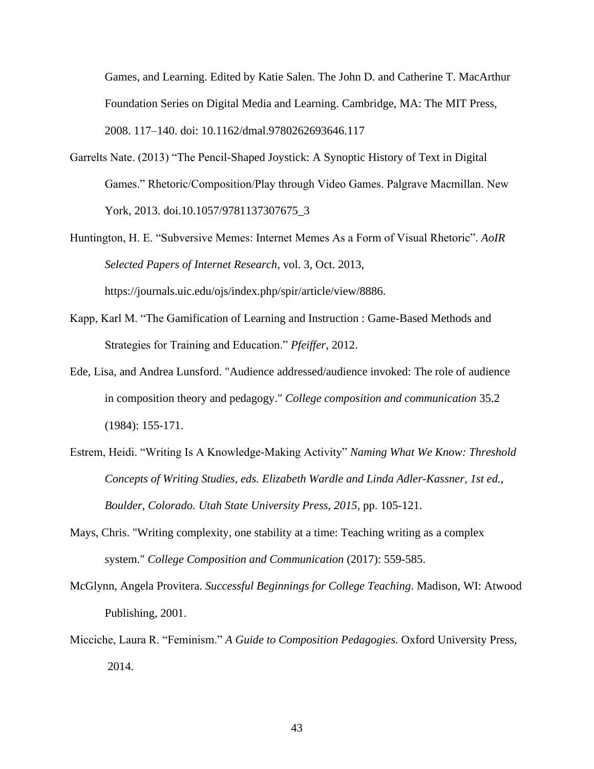Games, and Learning. Edited by Katie Salen. The John D. and Catherine T. MacArthur Foundation Series on Digital Media and Learning. Cambridge, MA: The MIT Press, 2008. 117–140. doi: 10.1162/dmal.9780262693646.117

Garrelts Nate. (2013) "The Pencil-Shaped Joystick: A Synoptic History of Text in Digital Games." Rhetoric/Composition/Play through Video Games. Palgrave Macmillan. New York, 2013. doi.10.1057/9781137307675_3

Huntington, H. E. "Subversive Memes: Internet Memes As a Form of Visual Rhetoric". *AoIR Selected Papers of Internet Research*, vol. 3, Oct. 2013, https://journals.uic.edu/ojs/index.php/spir/article/view/8886.

Kapp, Karl M. "The Gamification of Learning and Instruction : Game-Based Methods and Strategies for Training and Education." *Pfeiffer*, 2012.

Ede, Lisa, and Andrea Lunsford. "Audience addressed/audience invoked: The role of audience in composition theory and pedagogy." *College composition and communication* 35.2 (1984): 155-171.

Estrem, Heidi. "Writing Is A Knowledge-Making Activity" *Naming What We Know: Threshold Concepts of Writing Studies, eds. Elizabeth Wardle and Linda Adler-Kassner, 1st ed., Boulder, Colorado. Utah State University Press, 2015*, pp. 105-121.

Mays, Chris. "Writing complexity, one stability at a time: Teaching writing as a complex system." *College Composition and Communication* (2017): 559-585.

McGlynn, Angela Provitera. *Successful Beginnings for College Teaching*. Madison, WI: Atwood Publishing, 2001.

Micciche, Laura R. "Feminism." *A Guide to Composition Pedagogies*. Oxford University Press, 2014.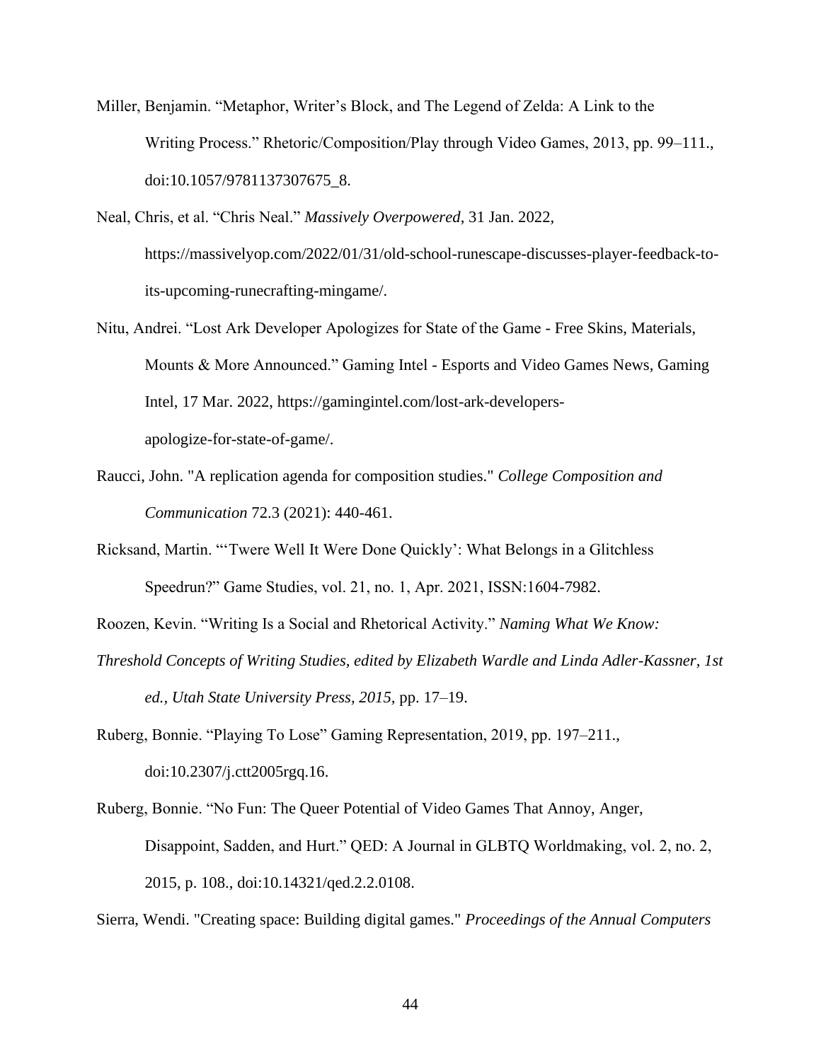Miller, Benjamin. “Metaphor, Writer’s Block, and The Legend of Zelda: A Link to the Writing Process.” Rhetoric/Composition/Play through Video Games, 2013, pp. 99–111., doi:10.1057/9781137307675_8.

Neal, Chris, et al. “Chris Neal.” *Massively Overpowered*, 31 Jan. 2022, https://massivelyop.com/2022/01/31/old-school-runescape-discusses-player-feedback-to-its-upcoming-runecrafting-mingame/.

Nitu, Andrei. “Lost Ark Developer Apologizes for State of the Game - Free Skins, Materials, Mounts & More Announced.” Gaming Intel - Esports and Video Games News, Gaming Intel, 17 Mar. 2022, https://gamingintel.com/lost-ark-developers-apologize-for-state-of-game/.

Raucci, John. "A replication agenda for composition studies." *College Composition and Communication* 72.3 (2021): 440-461.

Ricksand, Martin. “‘Twere Well It Were Done Quickly’: What Belongs in a Glitchless Speedrun?” Game Studies, vol. 21, no. 1, Apr. 2021, ISSN:1604-7982.

Roozen, Kevin. “Writing Is a Social and Rhetorical Activity.” *Naming What We Know: Threshold Concepts of Writing Studies, edited by Elizabeth Wardle and Linda Adler-Kassner, 1st ed., Utah State University Press, 2015,* pp. 17–19.

Ruberg, Bonnie. “Playing To Lose” Gaming Representation, 2019, pp. 197–211., doi:10.2307/j.ctt2005rgq.16.

Ruberg, Bonnie. “No Fun: The Queer Potential of Video Games That Annoy, Anger, Disappoint, Sadden, and Hurt.” QED: A Journal in GLBTQ Worldmaking, vol. 2, no. 2, 2015, p. 108., doi:10.14321/qed.2.2.0108.

Sierra, Wendi. "Creating space: Building digital games." *Proceedings of the Annual Computers*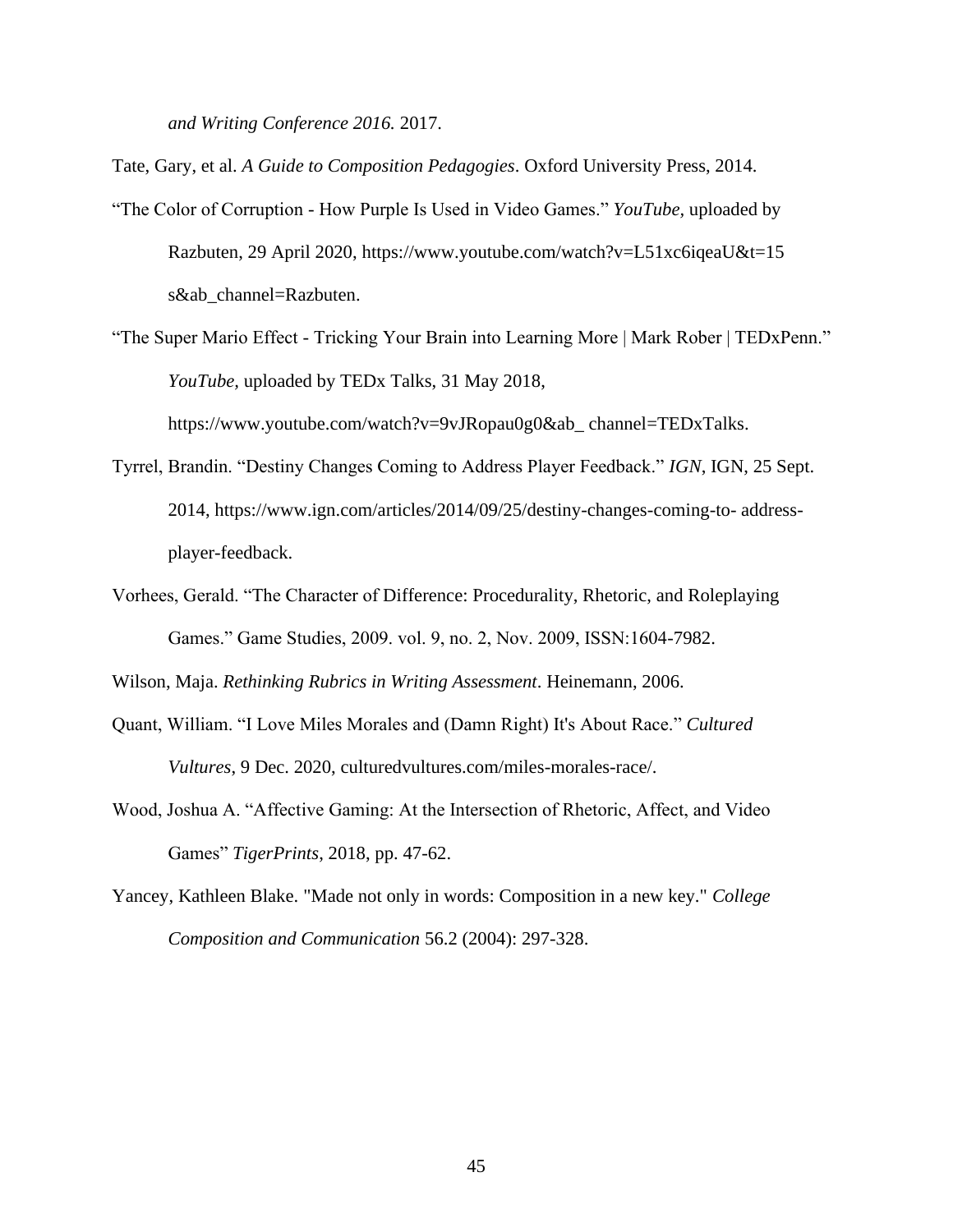*and Writing Conference 2016.* 2017.

Tate, Gary, et al. *A Guide to Composition Pedagogies*. Oxford University Press, 2014.

"The Color of Corruption - How Purple Is Used in Video Games." *YouTube*, uploaded by Razbuten, 29 April 2020, https://www.youtube.com/watch?v=L51xc6iqeaU&t=15 s&ab_channel=Razbuten.

"The Super Mario Effect - Tricking Your Brain into Learning More | Mark Rober | TEDxPenn." *YouTube,* uploaded by TEDx Talks, 31 May 2018, https://www.youtube.com/watch?v=9vJRopau0g0&ab_ channel=TEDxTalks.

Tyrrel, Brandin. "Destiny Changes Coming to Address Player Feedback." *IGN*, IGN, 25 Sept. 2014, https://www.ign.com/articles/2014/09/25/destiny-changes-coming-to- address-player-feedback.

Vorhees, Gerald. "The Character of Difference: Procedurality, Rhetoric, and Roleplaying Games." Game Studies, 2009. vol. 9, no. 2, Nov. 2009, ISSN:1604-7982.

Wilson, Maja. *Rethinking Rubrics in Writing Assessment*. Heinemann, 2006.

Quant, William. "I Love Miles Morales and (Damn Right) It's About Race." *Cultured Vultures*, 9 Dec. 2020, culturedvultures.com/miles-morales-race/.

Wood, Joshua A. "Affective Gaming: At the Intersection of Rhetoric, Affect, and Video Games" *TigerPrints*, 2018, pp. 47-62.

Yancey, Kathleen Blake. "Made not only in words: Composition in a new key." *College Composition and Communication* 56.2 (2004): 297-328.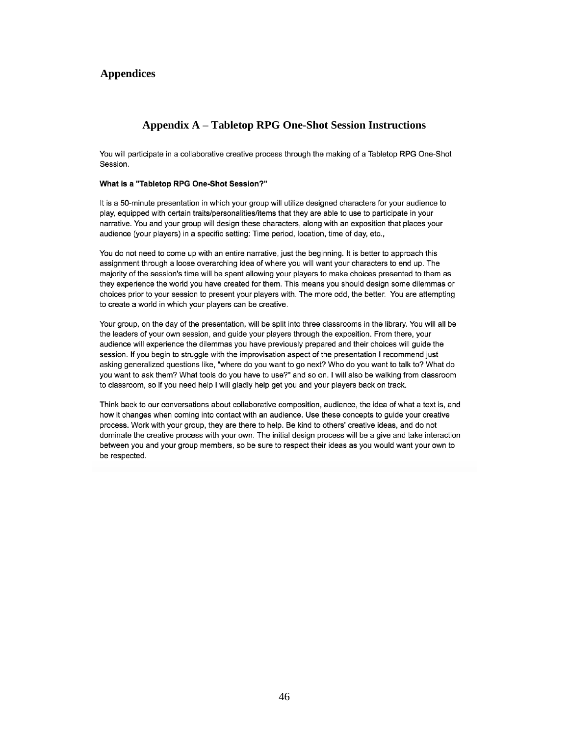# Appendices

## Appendix A – Tabletop RPG One-Shot Session Instructions

You will participate in a collaborative creative process through the making of a Tabletop RPG One-Shot Session.

**What is a "Tabletop RPG One-Shot Session?"**

It is a 50-minute presentation in which your group will utilize designed characters for your audience to play, equipped with certain traits/personalities/items that they are able to use to participate in your narrative. You and your group will design these characters, along with an exposition that places your audience (your players) in a specific setting: Time period, location, time of day, etc.,

You do not need to come up with an entire narrative, just the beginning. It is better to approach this assignment through a loose overarching idea of where you will want your characters to end up. The majority of the session's time will be spent allowing your players to make choices presented to them as they experience the world you have created for them. This means you should design some dilemmas or choices prior to your session to present your players with. The more odd, the better. You are attempting to create a world in which your players can be creative.

Your group, on the day of the presentation, will be split into three classrooms in the library. You will all be the leaders of your own session, and guide your players through the exposition. From there, your audience will experience the dilemmas you have previously prepared and their choices will guide the session. If you begin to struggle with the improvisation aspect of the presentation I recommend just asking generalized questions like, "where do you want to go next? Who do you want to talk to? What do you want to ask them? What tools do you have to use?" and so on. I will also be walking from classroom to classroom, so if you need help I will gladly help get you and your players back on track.

Think back to our conversations about collaborative composition, audience, the idea of what a text is, and how it changes when coming into contact with an audience. Use these concepts to guide your creative process. Work with your group, they are there to help. Be kind to others' creative ideas, and do not dominate the creative process with your own. The initial design process will be a give and take interaction between you and your group members, so be sure to respect their ideas as you would want your own to be respected.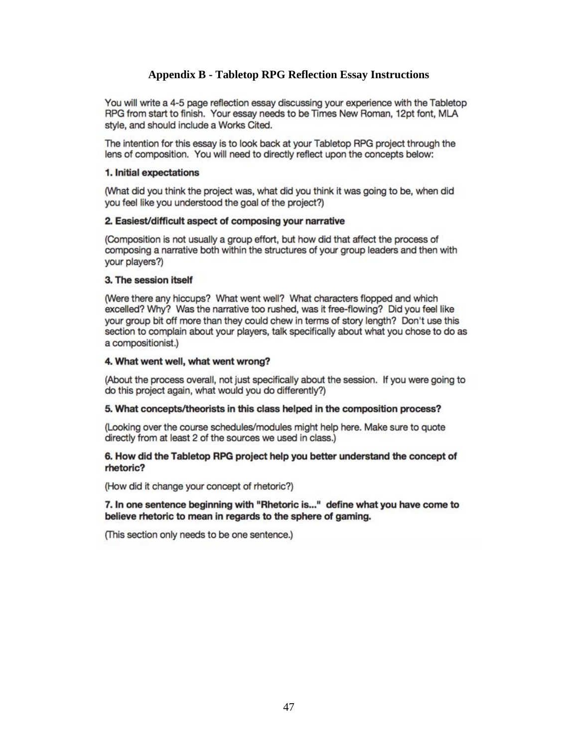## Appendix B - Tabletop RPG Reflection Essay Instructions

You will write a 4-5 page reflection essay discussing your experience with the Tabletop RPG from start to finish. Your essay needs to be Times New Roman, 12pt font, MLA style, and should include a Works Cited.

The intention for this essay is to look back at your Tabletop RPG project through the lens of composition. You will need to directly reflect upon the concepts below:

**1. Initial expectations**

(What did you think the project was, what did you think it was going to be, when did you feel like you understood the goal of the project?)

**2. Easiest/difficult aspect of composing your narrative**

(Composition is not usually a group effort, but how did that affect the process of composing a narrative both within the structures of your group leaders and then with your players?)

**3. The session itself**

(Were there any hiccups? What went well? What characters flopped and which excelled? Why? Was the narrative too rushed, was it free-flowing? Did you feel like your group bit off more than they could chew in terms of story length? Don't use this section to complain about your players, talk specifically about what you chose to do as a compositionist.)

**4. What went well, what went wrong?**

(About the process overall, not just specifically about the session. If you were going to do this project again, what would you do differently?)

**5. What concepts/theorists in this class helped in the composition process?**

(Looking over the course schedules/modules might help here. Make sure to quote directly from at least 2 of the sources we used in class.)

**6. How did the Tabletop RPG project help you better understand the concept of rhetoric?**

(How did it change your concept of rhetoric?)

**7. In one sentence beginning with "Rhetoric is..." define what you have come to believe rhetoric to mean in regards to the sphere of gaming.**

(This section only needs to be one sentence.)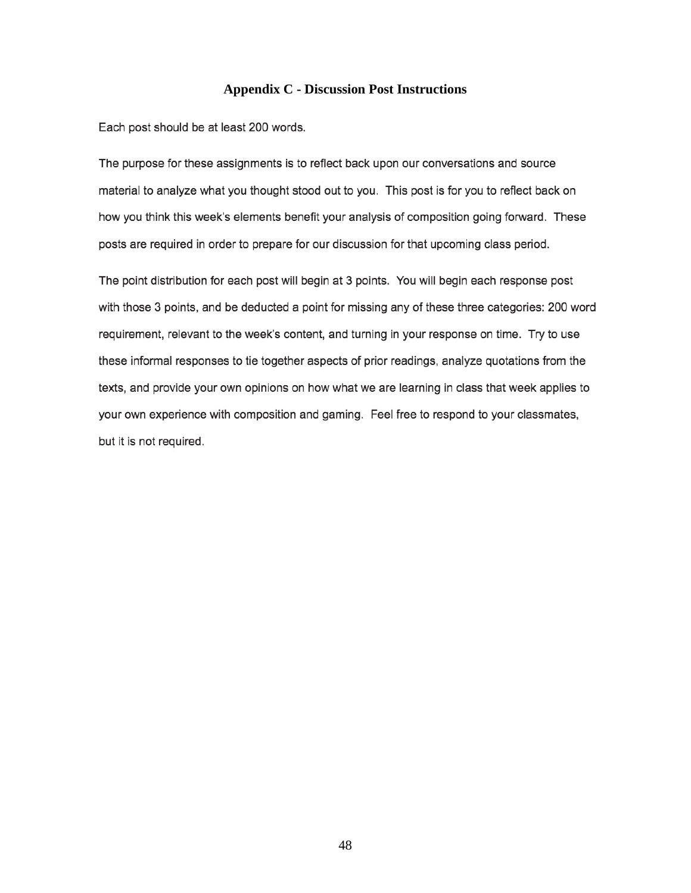## Appendix C - Discussion Post Instructions

Each post should be at least 200 words.

The purpose for these assignments is to reflect back upon our conversations and source material to analyze what you thought stood out to you. This post is for you to reflect back on how you think this week's elements benefit your analysis of composition going forward. These posts are required in order to prepare for our discussion for that upcoming class period.

The point distribution for each post will begin at 3 points. You will begin each response post with those 3 points, and be deducted a point for missing any of these three categories: 200 word requirement, relevant to the week's content, and turning in your response on time. Try to use these informal responses to tie together aspects of prior readings, analyze quotations from the texts, and provide your own opinions on how what we are learning in class that week applies to your own experience with composition and gaming. Feel free to respond to your classmates, but it is not required.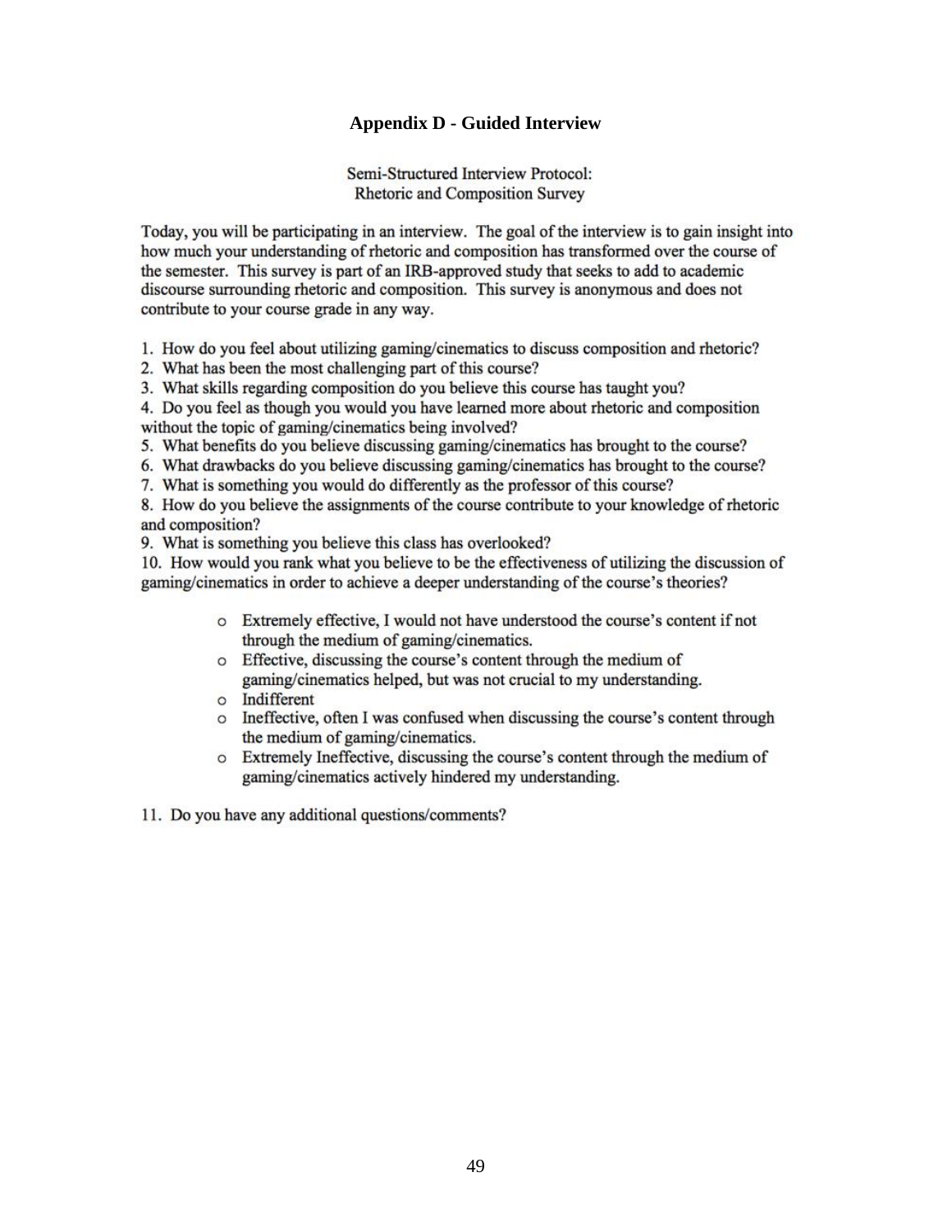## Appendix D - Guided Interview

Semi-Structured Interview Protocol:
Rhetoric and Composition Survey

Today, you will be participating in an interview. The goal of the interview is to gain insight into how much your understanding of rhetoric and composition has transformed over the course of the semester. This survey is part of an IRB-approved study that seeks to add to academic discourse surrounding rhetoric and composition. This survey is anonymous and does not contribute to your course grade in any way.

1. How do you feel about utilizing gaming/cinematics to discuss composition and rhetoric?
2. What has been the most challenging part of this course?
3. What skills regarding composition do you believe this course has taught you?
4. Do you feel as though you would you have learned more about rhetoric and composition without the topic of gaming/cinematics being involved?
5. What benefits do you believe discussing gaming/cinematics has brought to the course?
6. What drawbacks do you believe discussing gaming/cinematics has brought to the course?
7. What is something you would do differently as the professor of this course?
8. How do you believe the assignments of the course contribute to your knowledge of rhetoric and composition?
9. What is something you believe this class has overlooked?
10. How would you rank what you believe to be the effectiveness of utilizing the discussion of gaming/cinematics in order to achieve a deeper understanding of the course's theories?

    - Extremely effective, I would not have understood the course's content if not through the medium of gaming/cinematics.
    - Effective, discussing the course's content through the medium of gaming/cinematics helped, but was not crucial to my understanding.
    - Indifferent
    - Ineffective, often I was confused when discussing the course's content through the medium of gaming/cinematics.
    - Extremely Ineffective, discussing the course's content through the medium of gaming/cinematics actively hindered my understanding.

11. Do you have any additional questions/comments?